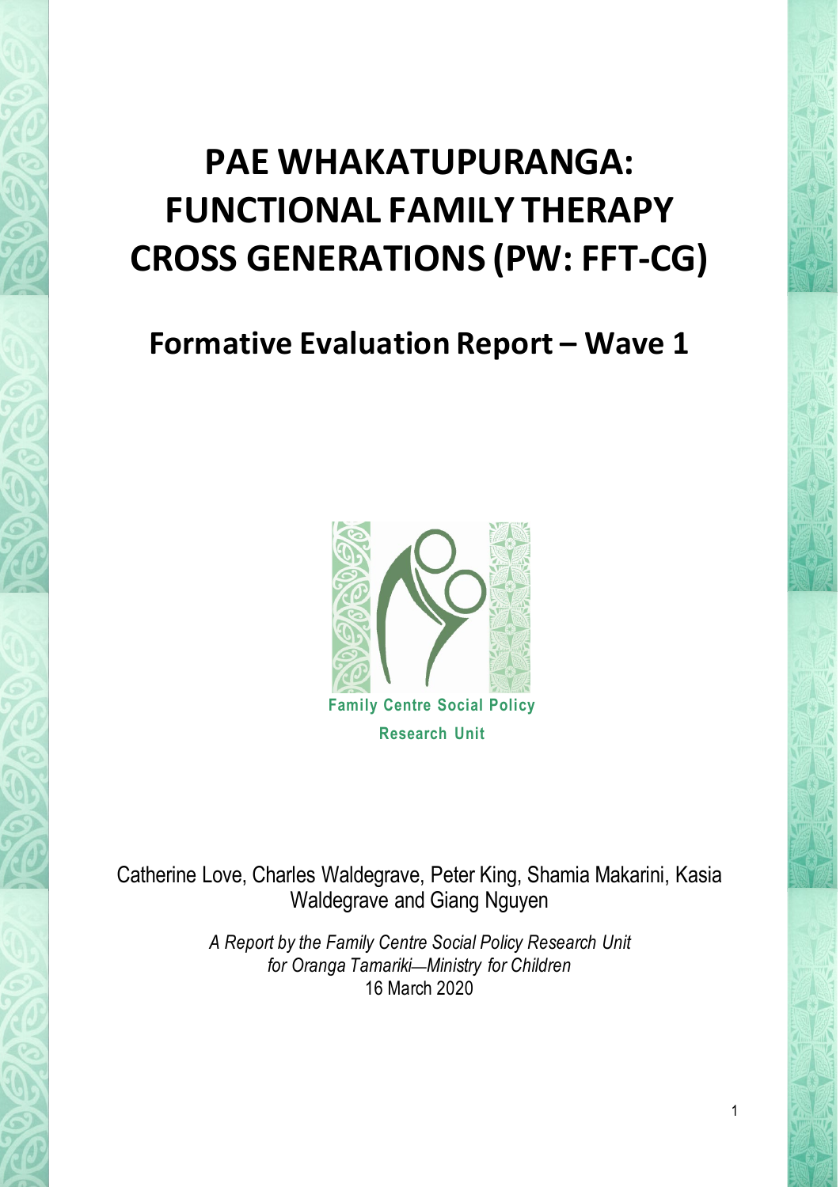# PAE WHAKATUPURANGA: FUNCTIONAL FAMILY THERAPY CROSS GENERATIONS (PW: FFT-CG)

## Formative Evaluation Report – Wave 1

Family Centre Social Policy Research Unit

Catherine Love, Charles Waldegrave, Peter King, Shamia Makarini, Kasia Waldegrave and Giang Nguyen

*A Report by the Family Centre Social Policy Research Unit for Oranga Tamariki—Ministry for Children*

16 March 2020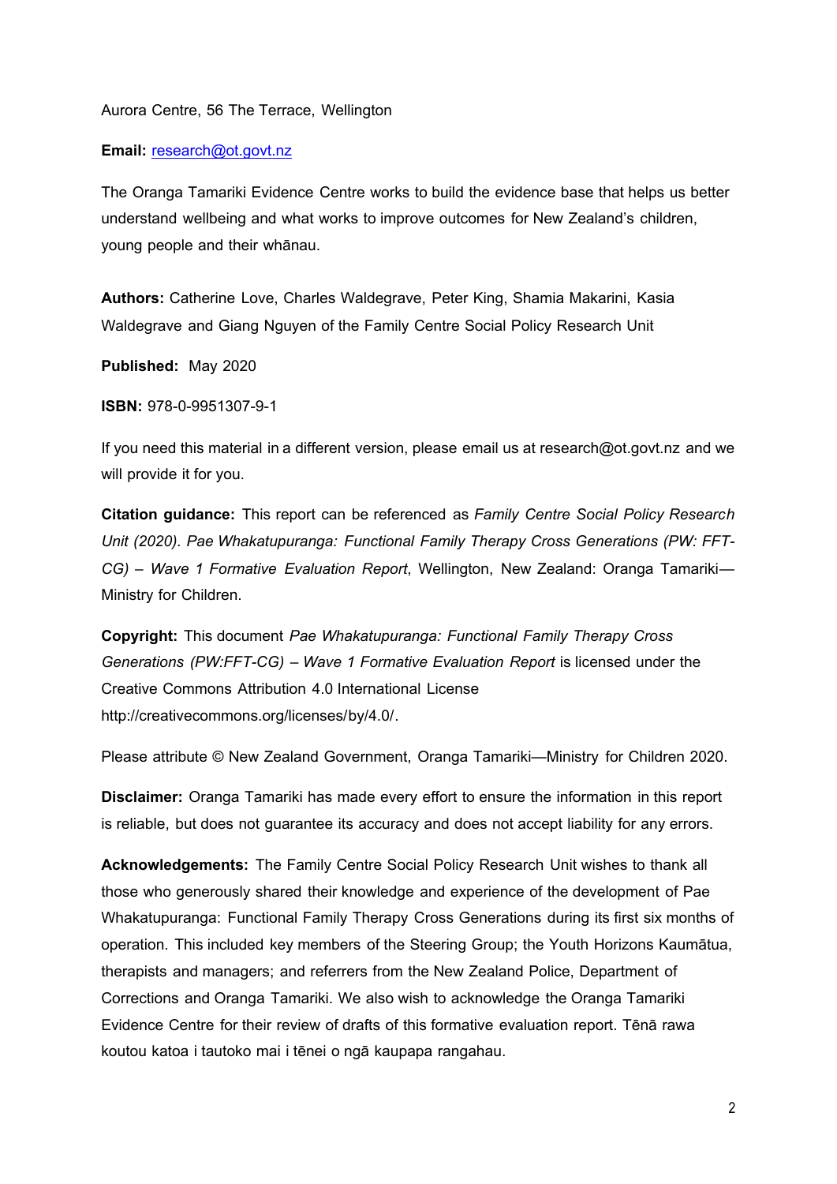Aurora Centre, 56 The Terrace, Wellington

**Email:** research@ot.govt.nz

The Oranga Tamariki Evidence Centre works to build the evidence base that helps us better understand wellbeing and what works to improve outcomes for New Zealand's children, young people and their whānau.

**Authors:** Catherine Love, Charles Waldegrave, Peter King, Shamia Makarini, Kasia Waldegrave and Giang Nguyen of the Family Centre Social Policy Research Unit

**Published:** May 2020

**ISBN:** 978-0-9951307-9-1

If you need this material in a different version, please email us at research@ot.govt.nz and we will provide it for you.

**Citation guidance:** This report can be referenced as *Family Centre Social Policy Research Unit (2020). Pae Whakatupuranga: Functional Family Therapy Cross Generations (PW: FFT-CG) – Wave 1 Formative Evaluation Report*, Wellington, New Zealand: Oranga Tamariki—Ministry for Children.

**Copyright:** This document *Pae Whakatupuranga: Functional Family Therapy Cross Generations (PW:FFT-CG) – Wave 1 Formative Evaluation Report* is licensed under the Creative Commons Attribution 4.0 International License http://creativecommons.org/licenses/by/4.0/.

Please attribute © New Zealand Government, Oranga Tamariki—Ministry for Children 2020.

**Disclaimer:** Oranga Tamariki has made every effort to ensure the information in this report is reliable, but does not guarantee its accuracy and does not accept liability for any errors.

**Acknowledgements:** The Family Centre Social Policy Research Unit wishes to thank all those who generously shared their knowledge and experience of the development of Pae Whakatupuranga: Functional Family Therapy Cross Generations during its first six months of operation. This included key members of the Steering Group; the Youth Horizons Kaumātua, therapists and managers; and referrers from the New Zealand Police, Department of Corrections and Oranga Tamariki. We also wish to acknowledge the Oranga Tamariki Evidence Centre for their review of drafts of this formative evaluation report. Tēnā rawa koutou katoa i tautoko mai i tēnei o ngā kaupapa rangahau.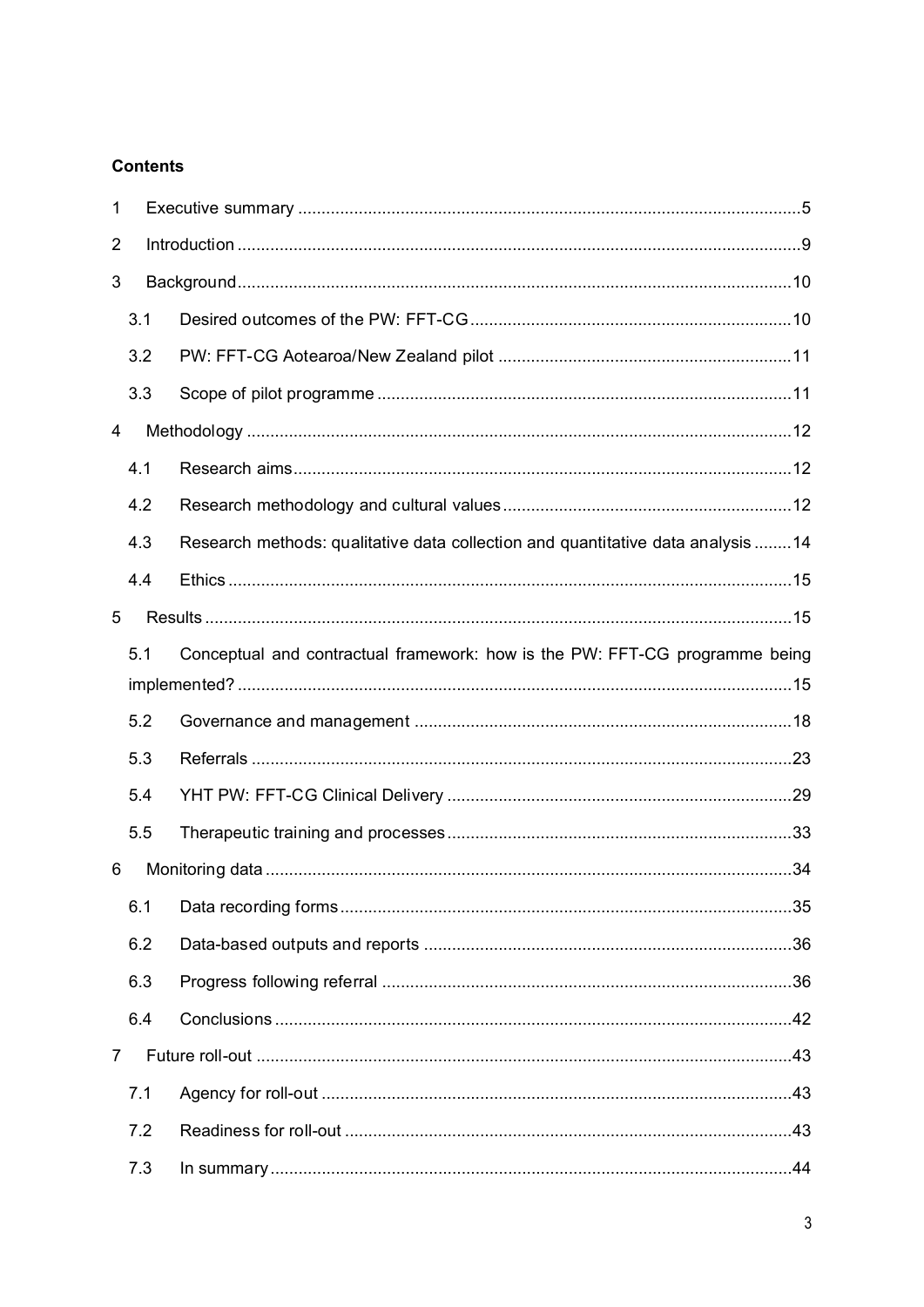**Contents**

1 Executive summary ............................................................................................5

2 Introduction ..........................................................................................................9

3 Background.........................................................................................................10

3.1 Desired outcomes of the PW: FFT-CG .......................................................................10

3.2 PW: FFT-CG Aotearoa/New Zealand pilot ...............................................................11

3.3 Scope of pilot programme .........................................................................................11

4 Methodology .......................................................................................................12

4.1 Research aims...........................................................................................................12

4.2 Research methodology and cultural values ..............................................................12

4.3 Research methods: qualitative data collection and quantitative data analysis ........14

4.4 Ethics .........................................................................................................................15

5 Results ...............................................................................................................15

5.1 Conceptual and contractual framework: how is the PW: FFT-CG programme being implemented? .......................................................................................................15

5.2 Governance and management .................................................................................18

5.3 Referrals ....................................................................................................................23

5.4 YHT PW: FFT-CG Clinical Delivery ..........................................................................29

5.5 Therapeutic training and processes ..........................................................................33

6 Monitoring data ..................................................................................................34

6.1 Data recording forms .................................................................................................35

6.2 Data-based outputs and reports ...............................................................................36

6.3 Progress following referral ........................................................................................36

6.4 Conclusions ...............................................................................................................42

7 Future roll-out .....................................................................................................43

7.1 Agency for roll-out .....................................................................................................43

7.2 Readiness for roll-out ................................................................................................43

7.3 In summary ................................................................................................................44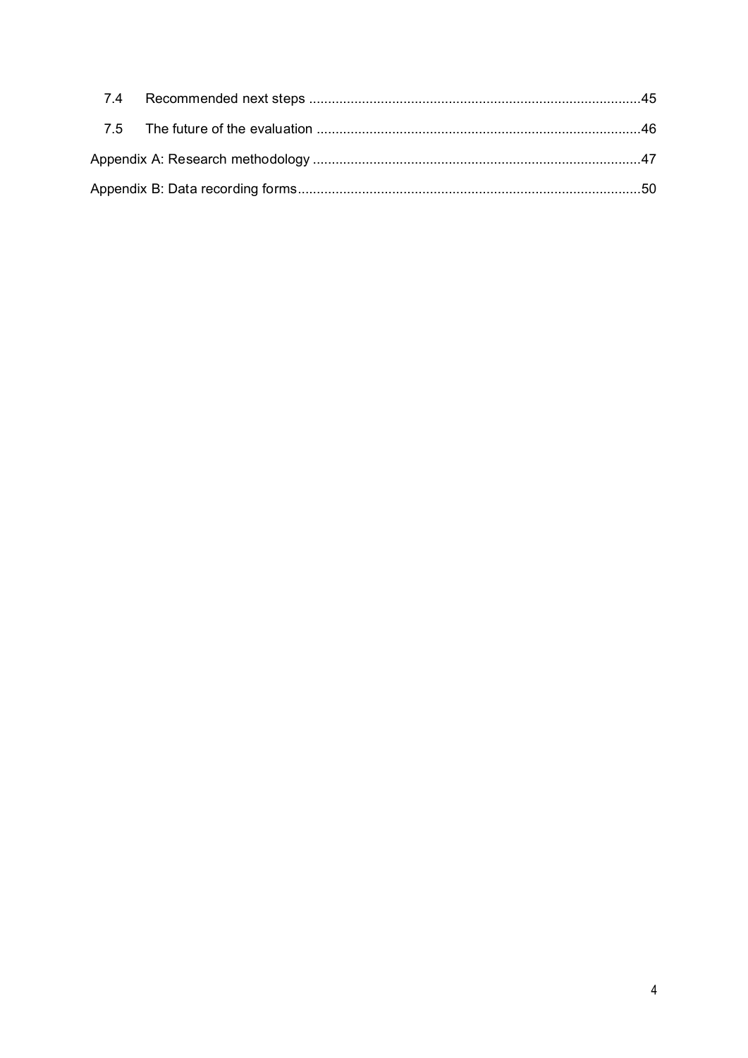7.4 Recommended next steps .......................................................................................45

7.5 The future of the evaluation .....................................................................................46

Appendix A: Research methodology ......................................................................................47

Appendix B: Data recording forms..........................................................................................50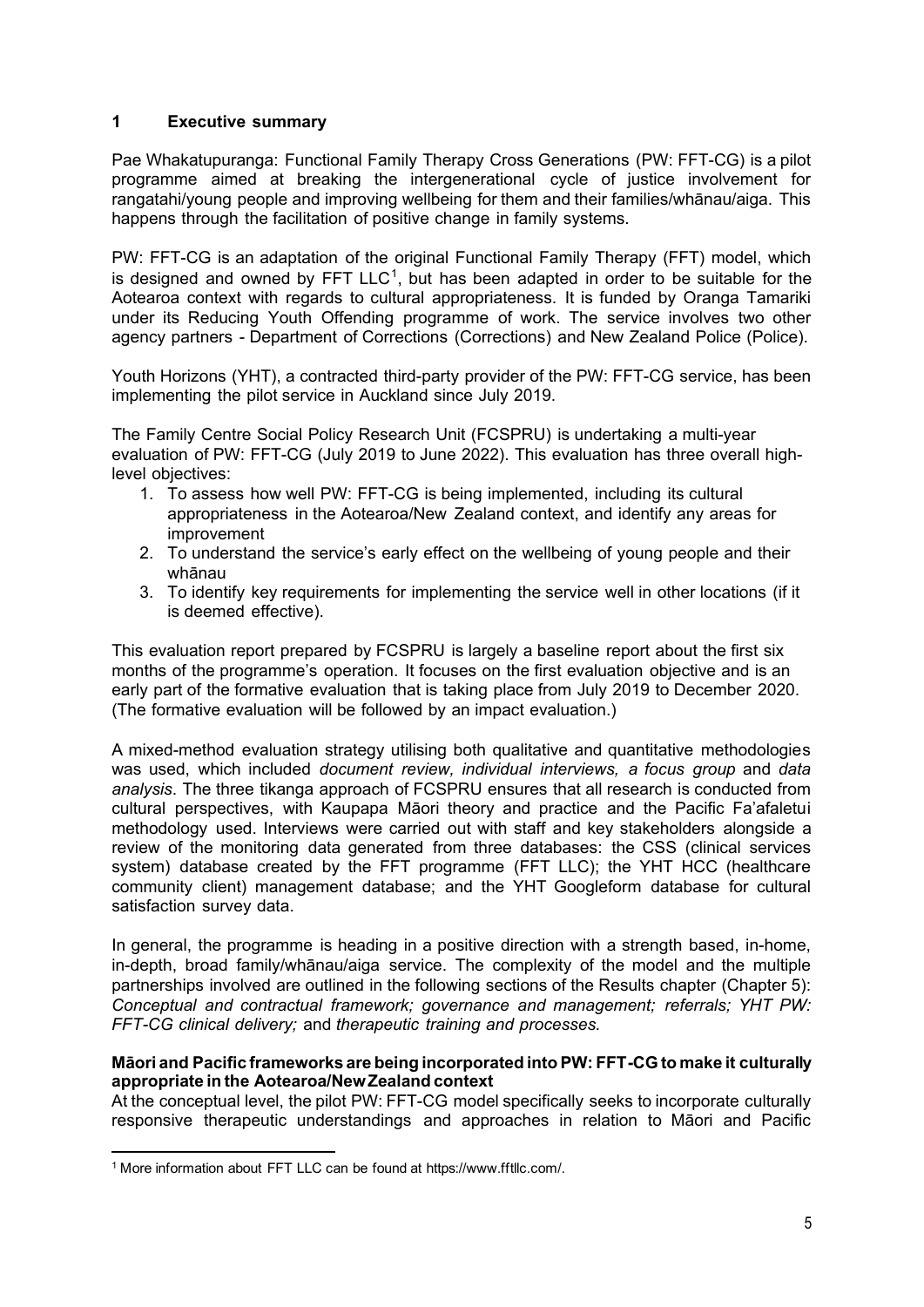# 1 Executive summary

Pae Whakatupuranga: Functional Family Therapy Cross Generations (PW: FFT-CG) is a pilot programme aimed at breaking the intergenerational cycle of justice involvement for rangatahi/young people and improving wellbeing for them and their families/whānau/aiga. This happens through the facilitation of positive change in family systems.

PW: FFT-CG is an adaptation of the original Functional Family Therapy (FFT) model, which is designed and owned by FFT LLC[1], but has been adapted in order to be suitable for the Aotearoa context with regards to cultural appropriateness. It is funded by Oranga Tamariki under its Reducing Youth Offending programme of work. The service involves two other agency partners - Department of Corrections (Corrections) and New Zealand Police (Police).

Youth Horizons (YHT), a contracted third-party provider of the PW: FFT-CG service, has been implementing the pilot service in Auckland since July 2019.

The Family Centre Social Policy Research Unit (FCSPRU) is undertaking a multi-year evaluation of PW: FFT-CG (July 2019 to June 2022). This evaluation has three overall high-level objectives:

1. To assess how well PW: FFT-CG is being implemented, including its cultural appropriateness in the Aotearoa/New Zealand context, and identify any areas for improvement
2. To understand the service's early effect on the wellbeing of young people and their whānau
3. To identify key requirements for implementing the service well in other locations (if it is deemed effective).

This evaluation report prepared by FCSPRU is largely a baseline report about the first six months of the programme's operation. It focuses on the first evaluation objective and is an early part of the formative evaluation that is taking place from July 2019 to December 2020. (The formative evaluation will be followed by an impact evaluation.)

A mixed-method evaluation strategy utilising both qualitative and quantitative methodologies was used, which included *document review, individual interviews, a focus group* and *data analysis*. The three tikanga approach of FCSPRU ensures that all research is conducted from cultural perspectives, with Kaupapa Māori theory and practice and the Pacific Fa'afaletui methodology used. Interviews were carried out with staff and key stakeholders alongside a review of the monitoring data generated from three databases: the CSS (clinical services system) database created by the FFT programme (FFT LLC); the YHT HCC (healthcare community client) management database; and the YHT Googleform database for cultural satisfaction survey data.

In general, the programme is heading in a positive direction with a strength based, in-home, in-depth, broad family/whānau/aiga service. The complexity of the model and the multiple partnerships involved are outlined in the following sections of the Results chapter (Chapter 5): *Conceptual and contractual framework; governance and management; referrals; YHT PW: FFT-CG clinical delivery;* and *therapeutic training and processes.*

**Māori and Pacific frameworks are being incorporated into PW: FFT-CG to make it culturally appropriate in the Aotearoa/New Zealand context**

At the conceptual level, the pilot PW: FFT-CG model specifically seeks to incorporate culturally responsive therapeutic understandings and approaches in relation to Māori and Pacific

[1] More information about FFT LLC can be found at https://www.fftllc.com/.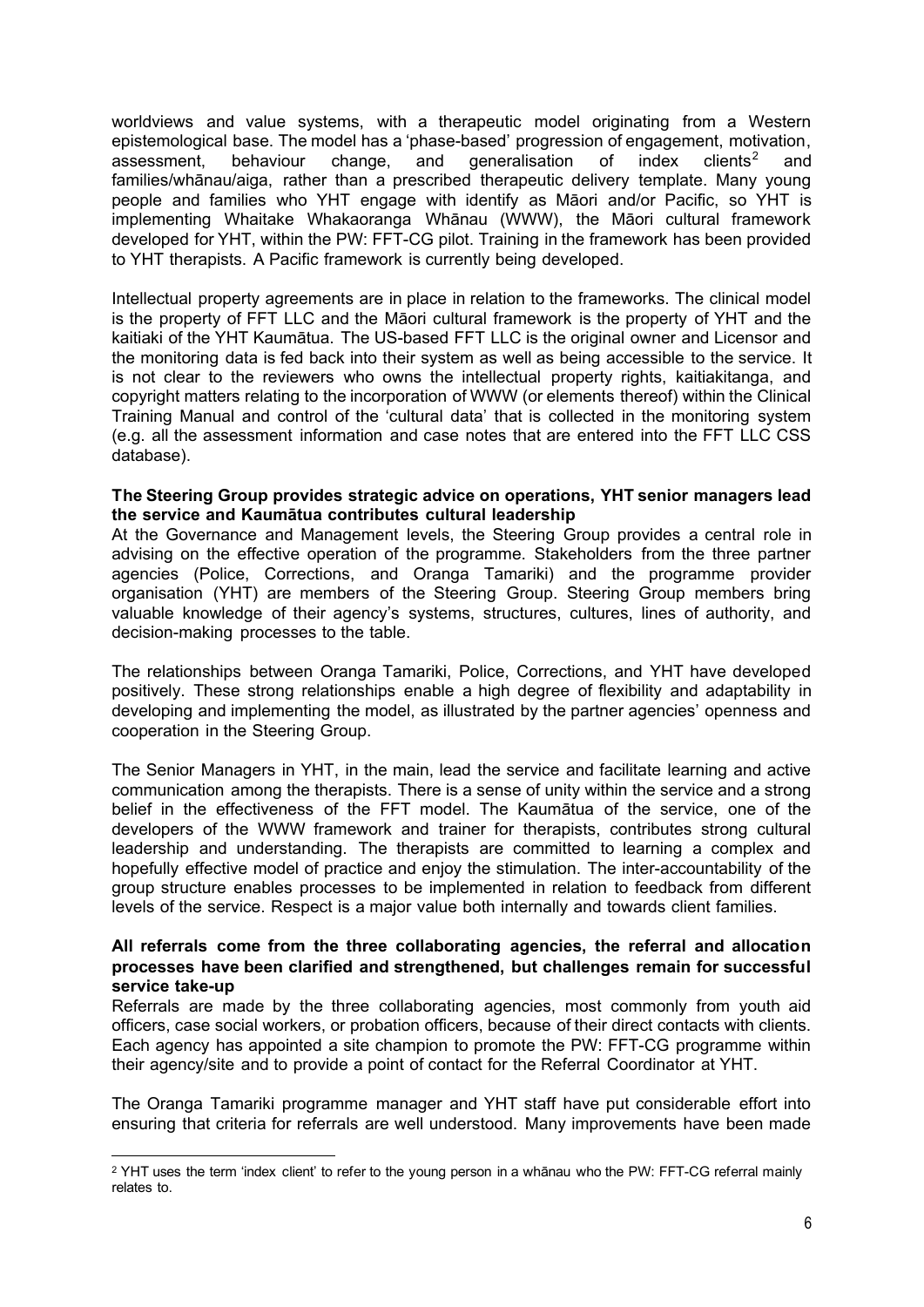worldviews and value systems, with a therapeutic model originating from a Western epistemological base. The model has a 'phase-based' progression of engagement, motivation, assessment, behaviour change, and generalisation of index clients[2] and families/whānau/aiga, rather than a prescribed therapeutic delivery template. Many young people and families who YHT engage with identify as Māori and/or Pacific, so YHT is implementing Whaitake Whakaoranga Whānau (WWW), the Māori cultural framework developed for YHT, within the PW: FFT-CG pilot. Training in the framework has been provided to YHT therapists. A Pacific framework is currently being developed.

Intellectual property agreements are in place in relation to the frameworks. The clinical model is the property of FFT LLC and the Māori cultural framework is the property of YHT and the kaitiaki of the YHT Kaumātua. The US-based FFT LLC is the original owner and Licensor and the monitoring data is fed back into their system as well as being accessible to the service. It is not clear to the reviewers who owns the intellectual property rights, kaitiakitanga, and copyright matters relating to the incorporation of WWW (or elements thereof) within the Clinical Training Manual and control of the 'cultural data' that is collected in the monitoring system (e.g. all the assessment information and case notes that are entered into the FFT LLC CSS database).

**The Steering Group provides strategic advice on operations, YHT senior managers lead the service and Kaumātua contributes cultural leadership**

At the Governance and Management levels, the Steering Group provides a central role in advising on the effective operation of the programme. Stakeholders from the three partner agencies (Police, Corrections, and Oranga Tamariki) and the programme provider organisation (YHT) are members of the Steering Group. Steering Group members bring valuable knowledge of their agency's systems, structures, cultures, lines of authority, and decision-making processes to the table.

The relationships between Oranga Tamariki, Police, Corrections, and YHT have developed positively. These strong relationships enable a high degree of flexibility and adaptability in developing and implementing the model, as illustrated by the partner agencies' openness and cooperation in the Steering Group.

The Senior Managers in YHT, in the main, lead the service and facilitate learning and active communication among the therapists. There is a sense of unity within the service and a strong belief in the effectiveness of the FFT model. The Kaumātua of the service, one of the developers of the WWW framework and trainer for therapists, contributes strong cultural leadership and understanding. The therapists are committed to learning a complex and hopefully effective model of practice and enjoy the stimulation. The inter-accountability of the group structure enables processes to be implemented in relation to feedback from different levels of the service. Respect is a major value both internally and towards client families.

**All referrals come from the three collaborating agencies, the referral and allocation processes have been clarified and strengthened, but challenges remain for successful service take-up**

Referrals are made by the three collaborating agencies, most commonly from youth aid officers, case social workers, or probation officers, because of their direct contacts with clients. Each agency has appointed a site champion to promote the PW: FFT-CG programme within their agency/site and to provide a point of contact for the Referral Coordinator at YHT.

The Oranga Tamariki programme manager and YHT staff have put considerable effort into ensuring that criteria for referrals are well understood. Many improvements have been made

[2] YHT uses the term 'index client' to refer to the young person in a whānau who the PW: FFT-CG referral mainly relates to.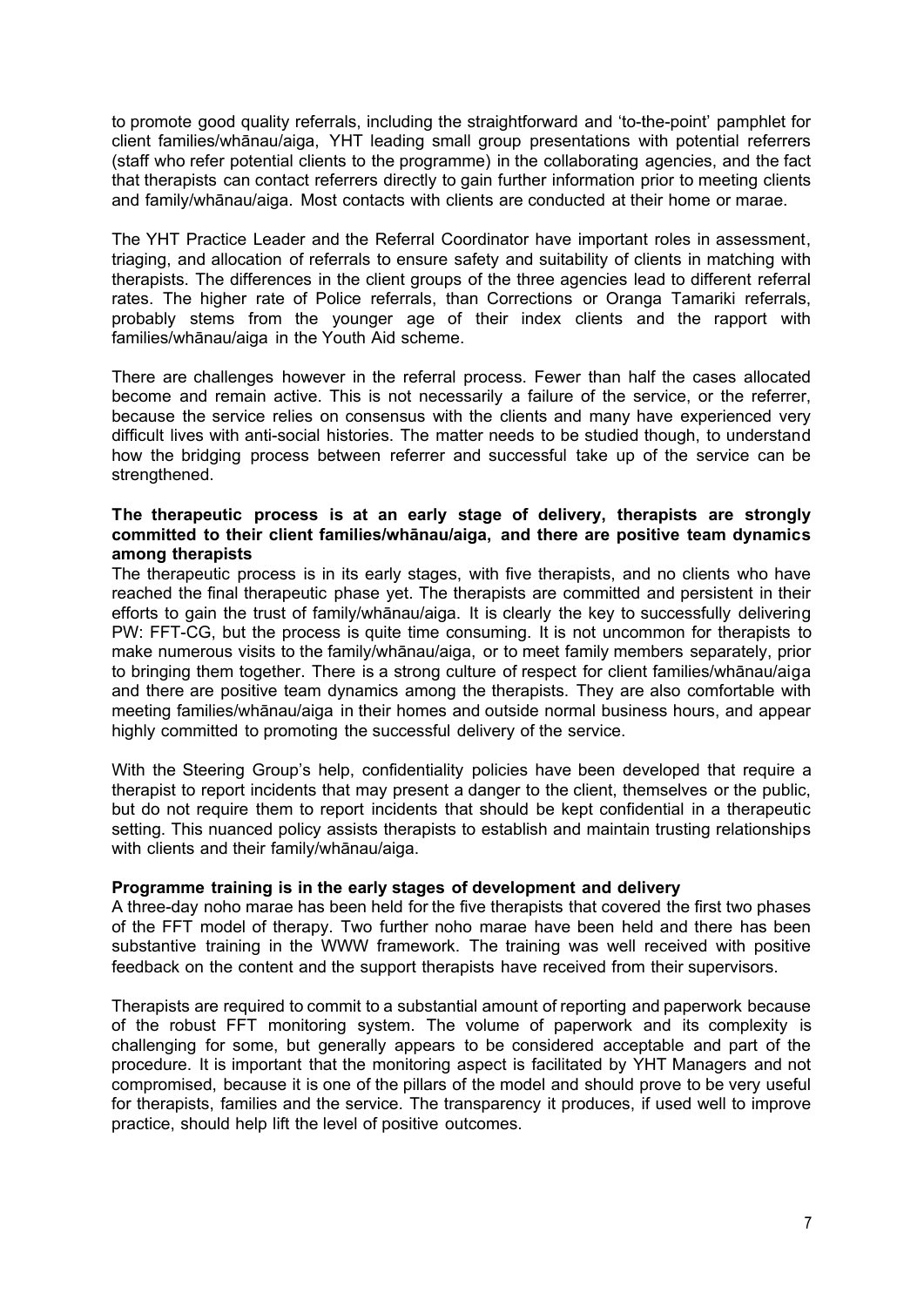to promote good quality referrals, including the straightforward and 'to-the-point' pamphlet for client families/whānau/aiga, YHT leading small group presentations with potential referrers (staff who refer potential clients to the programme) in the collaborating agencies, and the fact that therapists can contact referrers directly to gain further information prior to meeting clients and family/whānau/aiga. Most contacts with clients are conducted at their home or marae.

The YHT Practice Leader and the Referral Coordinator have important roles in assessment, triaging, and allocation of referrals to ensure safety and suitability of clients in matching with therapists. The differences in the client groups of the three agencies lead to different referral rates. The higher rate of Police referrals, than Corrections or Oranga Tamariki referrals, probably stems from the younger age of their index clients and the rapport with families/whānau/aiga in the Youth Aid scheme.

There are challenges however in the referral process. Fewer than half the cases allocated become and remain active. This is not necessarily a failure of the service, or the referrer, because the service relies on consensus with the clients and many have experienced very difficult lives with anti-social histories. The matter needs to be studied though, to understand how the bridging process between referrer and successful take up of the service can be strengthened.

**The therapeutic process is at an early stage of delivery, therapists are strongly committed to their client families/whānau/aiga, and there are positive team dynamics among therapists**

The therapeutic process is in its early stages, with five therapists, and no clients who have reached the final therapeutic phase yet. The therapists are committed and persistent in their efforts to gain the trust of family/whānau/aiga. It is clearly the key to successfully delivering PW: FFT-CG, but the process is quite time consuming. It is not uncommon for therapists to make numerous visits to the family/whānau/aiga, or to meet family members separately, prior to bringing them together. There is a strong culture of respect for client families/whānau/aiga and there are positive team dynamics among the therapists. They are also comfortable with meeting families/whānau/aiga in their homes and outside normal business hours, and appear highly committed to promoting the successful delivery of the service.

With the Steering Group's help, confidentiality policies have been developed that require a therapist to report incidents that may present a danger to the client, themselves or the public, but do not require them to report incidents that should be kept confidential in a therapeutic setting. This nuanced policy assists therapists to establish and maintain trusting relationships with clients and their family/whānau/aiga.

**Programme training is in the early stages of development and delivery**

A three-day noho marae has been held for the five therapists that covered the first two phases of the FFT model of therapy. Two further noho marae have been held and there has been substantive training in the WWW framework. The training was well received with positive feedback on the content and the support therapists have received from their supervisors.

Therapists are required to commit to a substantial amount of reporting and paperwork because of the robust FFT monitoring system. The volume of paperwork and its complexity is challenging for some, but generally appears to be considered acceptable and part of the procedure. It is important that the monitoring aspect is facilitated by YHT Managers and not compromised, because it is one of the pillars of the model and should prove to be very useful for therapists, families and the service. The transparency it produces, if used well to improve practice, should help lift the level of positive outcomes.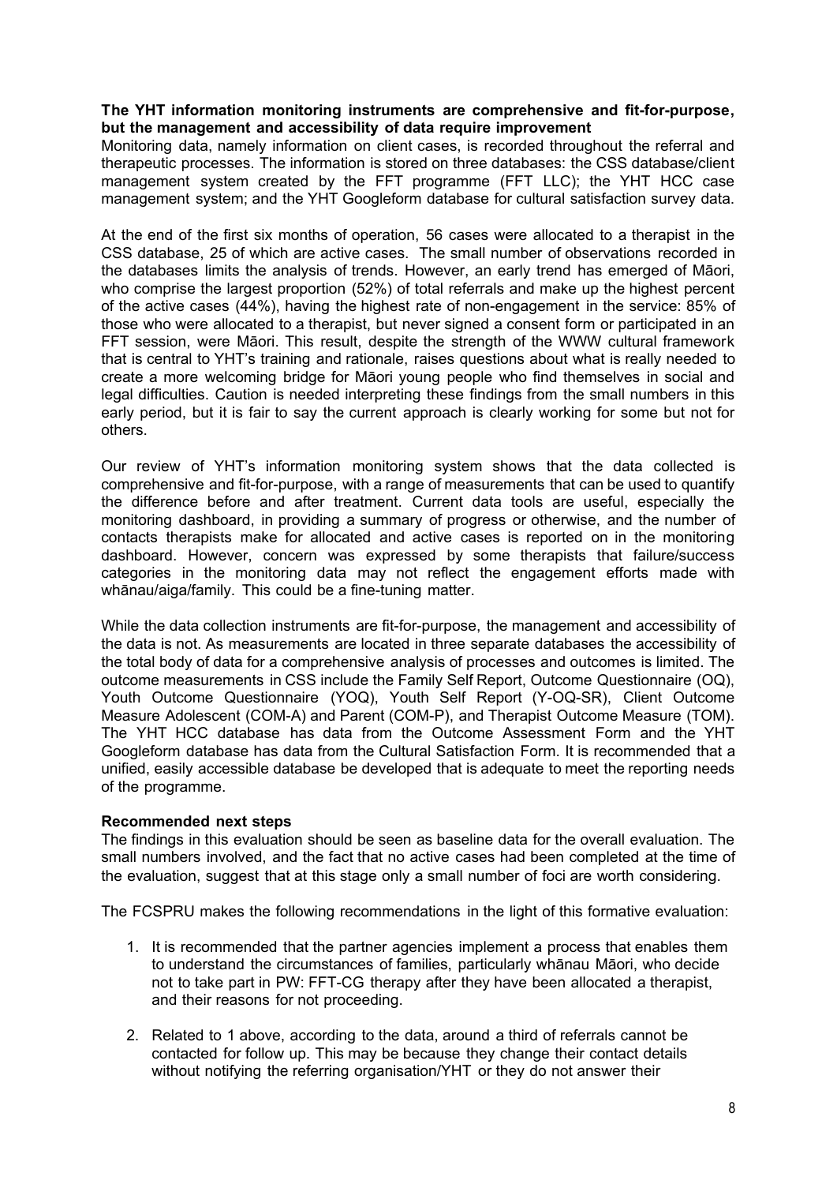**The YHT information monitoring instruments are comprehensive and fit-for-purpose, but the management and accessibility of data require improvement**

Monitoring data, namely information on client cases, is recorded throughout the referral and therapeutic processes. The information is stored on three databases: the CSS database/client management system created by the FFT programme (FFT LLC); the YHT HCC case management system; and the YHT Googleform database for cultural satisfaction survey data.

At the end of the first six months of operation, 56 cases were allocated to a therapist in the CSS database, 25 of which are active cases. The small number of observations recorded in the databases limits the analysis of trends. However, an early trend has emerged of Māori, who comprise the largest proportion (52%) of total referrals and make up the highest percent of the active cases (44%), having the highest rate of non-engagement in the service: 85% of those who were allocated to a therapist, but never signed a consent form or participated in an FFT session, were Māori. This result, despite the strength of the WWW cultural framework that is central to YHT's training and rationale, raises questions about what is really needed to create a more welcoming bridge for Māori young people who find themselves in social and legal difficulties. Caution is needed interpreting these findings from the small numbers in this early period, but it is fair to say the current approach is clearly working for some but not for others.

Our review of YHT's information monitoring system shows that the data collected is comprehensive and fit-for-purpose, with a range of measurements that can be used to quantify the difference before and after treatment. Current data tools are useful, especially the monitoring dashboard, in providing a summary of progress or otherwise, and the number of contacts therapists make for allocated and active cases is reported on in the monitoring dashboard. However, concern was expressed by some therapists that failure/success categories in the monitoring data may not reflect the engagement efforts made with whānau/aiga/family. This could be a fine-tuning matter.

While the data collection instruments are fit-for-purpose, the management and accessibility of the data is not. As measurements are located in three separate databases the accessibility of the total body of data for a comprehensive analysis of processes and outcomes is limited. The outcome measurements in CSS include the Family Self Report, Outcome Questionnaire (OQ), Youth Outcome Questionnaire (YOQ), Youth Self Report (Y-OQ-SR), Client Outcome Measure Adolescent (COM-A) and Parent (COM-P), and Therapist Outcome Measure (TOM). The YHT HCC database has data from the Outcome Assessment Form and the YHT Googleform database has data from the Cultural Satisfaction Form. It is recommended that a unified, easily accessible database be developed that is adequate to meet the reporting needs of the programme.

**Recommended next steps**

The findings in this evaluation should be seen as baseline data for the overall evaluation. The small numbers involved, and the fact that no active cases had been completed at the time of the evaluation, suggest that at this stage only a small number of foci are worth considering.

The FCSPRU makes the following recommendations in the light of this formative evaluation:

1. It is recommended that the partner agencies implement a process that enables them to understand the circumstances of families, particularly whānau Māori, who decide not to take part in PW: FFT-CG therapy after they have been allocated a therapist, and their reasons for not proceeding.

2. Related to 1 above, according to the data, around a third of referrals cannot be contacted for follow up. This may be because they change their contact details without notifying the referring organisation/YHT or they do not answer their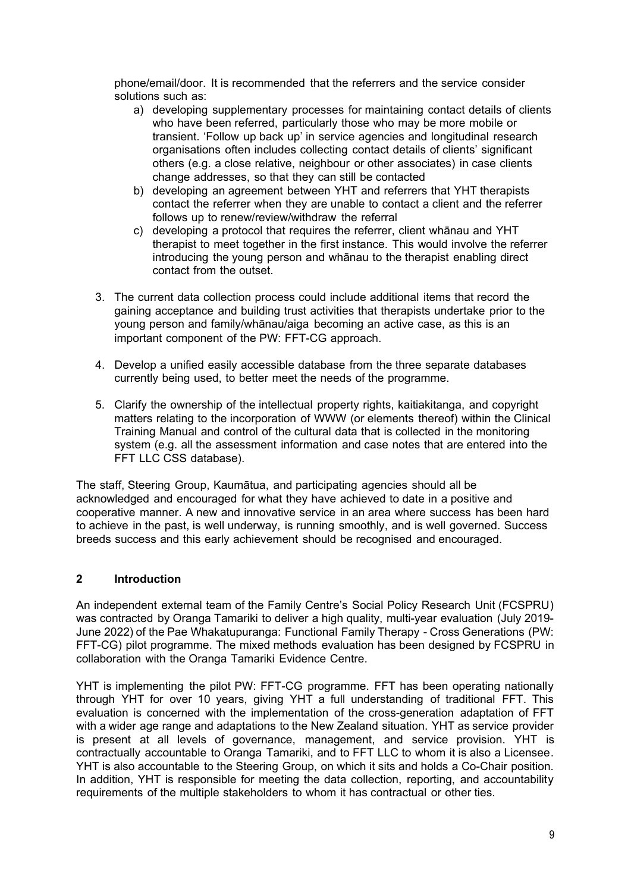phone/email/door. It is recommended that the referrers and the service consider solutions such as:

   a) developing supplementary processes for maintaining contact details of clients who have been referred, particularly those who may be more mobile or transient. 'Follow up back up' in service agencies and longitudinal research organisations often includes collecting contact details of clients' significant others (e.g. a close relative, neighbour or other associates) in case clients change addresses, so that they can still be contacted
   b) developing an agreement between YHT and referrers that YHT therapists contact the referrer when they are unable to contact a client and the referrer follows up to renew/review/withdraw the referral
   c) developing a protocol that requires the referrer, client whānau and YHT therapist to meet together in the first instance. This would involve the referrer introducing the young person and whānau to the therapist enabling direct contact from the outset.

3. The current data collection process could include additional items that record the gaining acceptance and building trust activities that therapists undertake prior to the young person and family/whānau/aiga becoming an active case, as this is an important component of the PW: FFT-CG approach.

4. Develop a unified easily accessible database from the three separate databases currently being used, to better meet the needs of the programme.

5. Clarify the ownership of the intellectual property rights, kaitiakitanga, and copyright matters relating to the incorporation of WWW (or elements thereof) within the Clinical Training Manual and control of the cultural data that is collected in the monitoring system (e.g. all the assessment information and case notes that are entered into the FFT LLC CSS database).

The staff, Steering Group, Kaumātua, and participating agencies should all be acknowledged and encouraged for what they have achieved to date in a positive and cooperative manner. A new and innovative service in an area where success has been hard to achieve in the past, is well underway, is running smoothly, and is well governed. Success breeds success and this early achievement should be recognised and encouraged.

## 2 Introduction

An independent external team of the Family Centre's Social Policy Research Unit (FCSPRU) was contracted by Oranga Tamariki to deliver a high quality, multi-year evaluation (July 2019-June 2022) of the Pae Whakatupuranga: Functional Family Therapy - Cross Generations (PW: FFT-CG) pilot programme. The mixed methods evaluation has been designed by FCSPRU in collaboration with the Oranga Tamariki Evidence Centre.

YHT is implementing the pilot PW: FFT-CG programme. FFT has been operating nationally through YHT for over 10 years, giving YHT a full understanding of traditional FFT. This evaluation is concerned with the implementation of the cross-generation adaptation of FFT with a wider age range and adaptations to the New Zealand situation. YHT as service provider is present at all levels of governance, management, and service provision. YHT is contractually accountable to Oranga Tamariki, and to FFT LLC to whom it is also a Licensee. YHT is also accountable to the Steering Group, on which it sits and holds a Co-Chair position. In addition, YHT is responsible for meeting the data collection, reporting, and accountability requirements of the multiple stakeholders to whom it has contractual or other ties.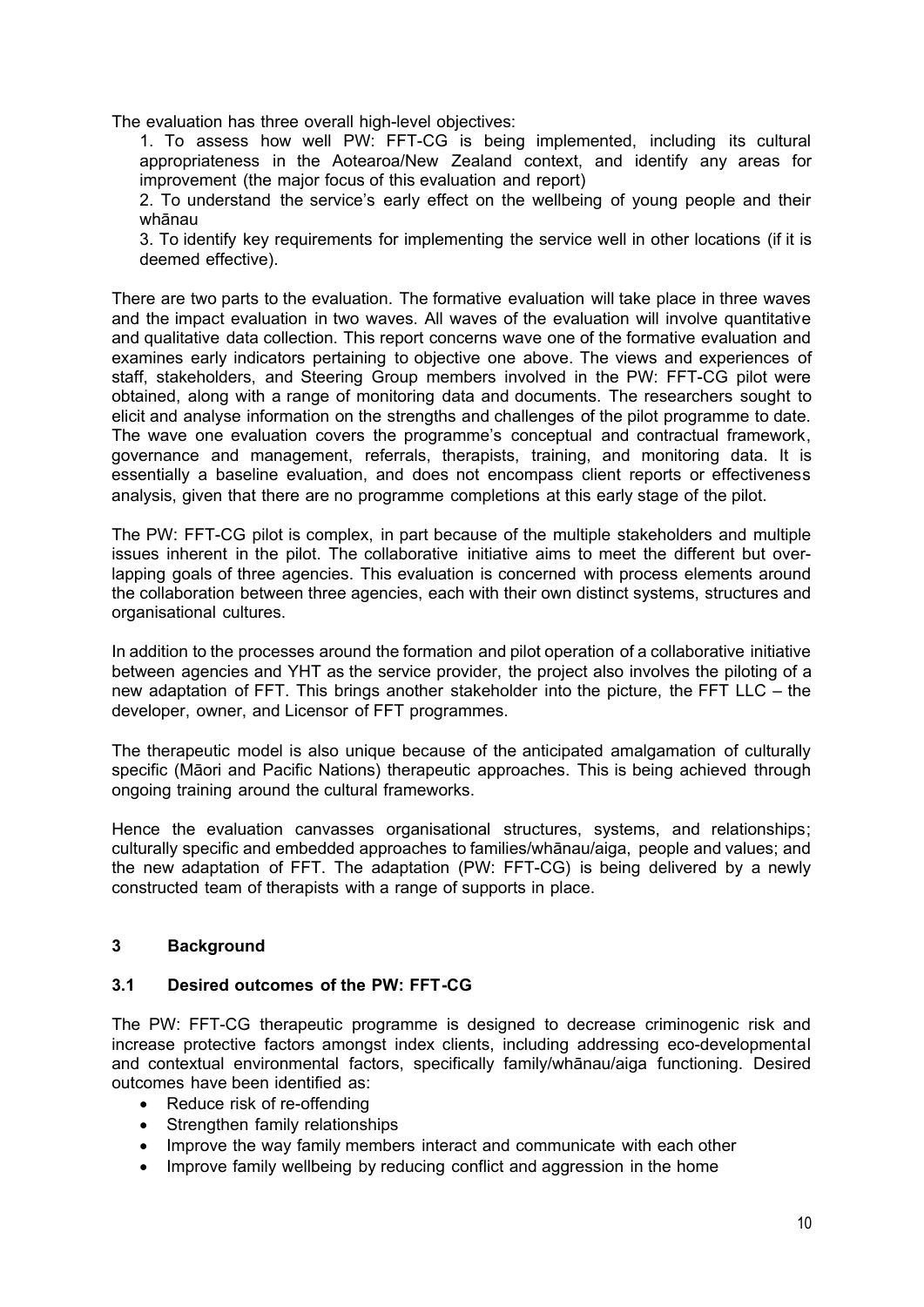The evaluation has three overall high-level objectives:

1. To assess how well PW: FFT-CG is being implemented, including its cultural appropriateness in the Aotearoa/New Zealand context, and identify any areas for improvement (the major focus of this evaluation and report)
2. To understand the service's early effect on the wellbeing of young people and their whānau
3. To identify key requirements for implementing the service well in other locations (if it is deemed effective).

There are two parts to the evaluation. The formative evaluation will take place in three waves and the impact evaluation in two waves. All waves of the evaluation will involve quantitative and qualitative data collection. This report concerns wave one of the formative evaluation and examines early indicators pertaining to objective one above. The views and experiences of staff, stakeholders, and Steering Group members involved in the PW: FFT-CG pilot were obtained, along with a range of monitoring data and documents. The researchers sought to elicit and analyse information on the strengths and challenges of the pilot programme to date. The wave one evaluation covers the programme's conceptual and contractual framework, governance and management, referrals, therapists, training, and monitoring data. It is essentially a baseline evaluation, and does not encompass client reports or effectiveness analysis, given that there are no programme completions at this early stage of the pilot.

The PW: FFT-CG pilot is complex, in part because of the multiple stakeholders and multiple issues inherent in the pilot. The collaborative initiative aims to meet the different but over-lapping goals of three agencies. This evaluation is concerned with process elements around the collaboration between three agencies, each with their own distinct systems, structures and organisational cultures.

In addition to the processes around the formation and pilot operation of a collaborative initiative between agencies and YHT as the service provider, the project also involves the piloting of a new adaptation of FFT. This brings another stakeholder into the picture, the FFT LLC – the developer, owner, and Licensor of FFT programmes.

The therapeutic model is also unique because of the anticipated amalgamation of culturally specific (Māori and Pacific Nations) therapeutic approaches. This is being achieved through ongoing training around the cultural frameworks.

Hence the evaluation canvasses organisational structures, systems, and relationships; culturally specific and embedded approaches to families/whānau/aiga, people and values; and the new adaptation of FFT. The adaptation (PW: FFT-CG) is being delivered by a newly constructed team of therapists with a range of supports in place.

## 3 Background

### 3.1 Desired outcomes of the PW: FFT-CG

The PW: FFT-CG therapeutic programme is designed to decrease criminogenic risk and increase protective factors amongst index clients, including addressing eco-developmental and contextual environmental factors, specifically family/whānau/aiga functioning. Desired outcomes have been identified as:

- Reduce risk of re-offending
- Strengthen family relationships
- Improve the way family members interact and communicate with each other
- Improve family wellbeing by reducing conflict and aggression in the home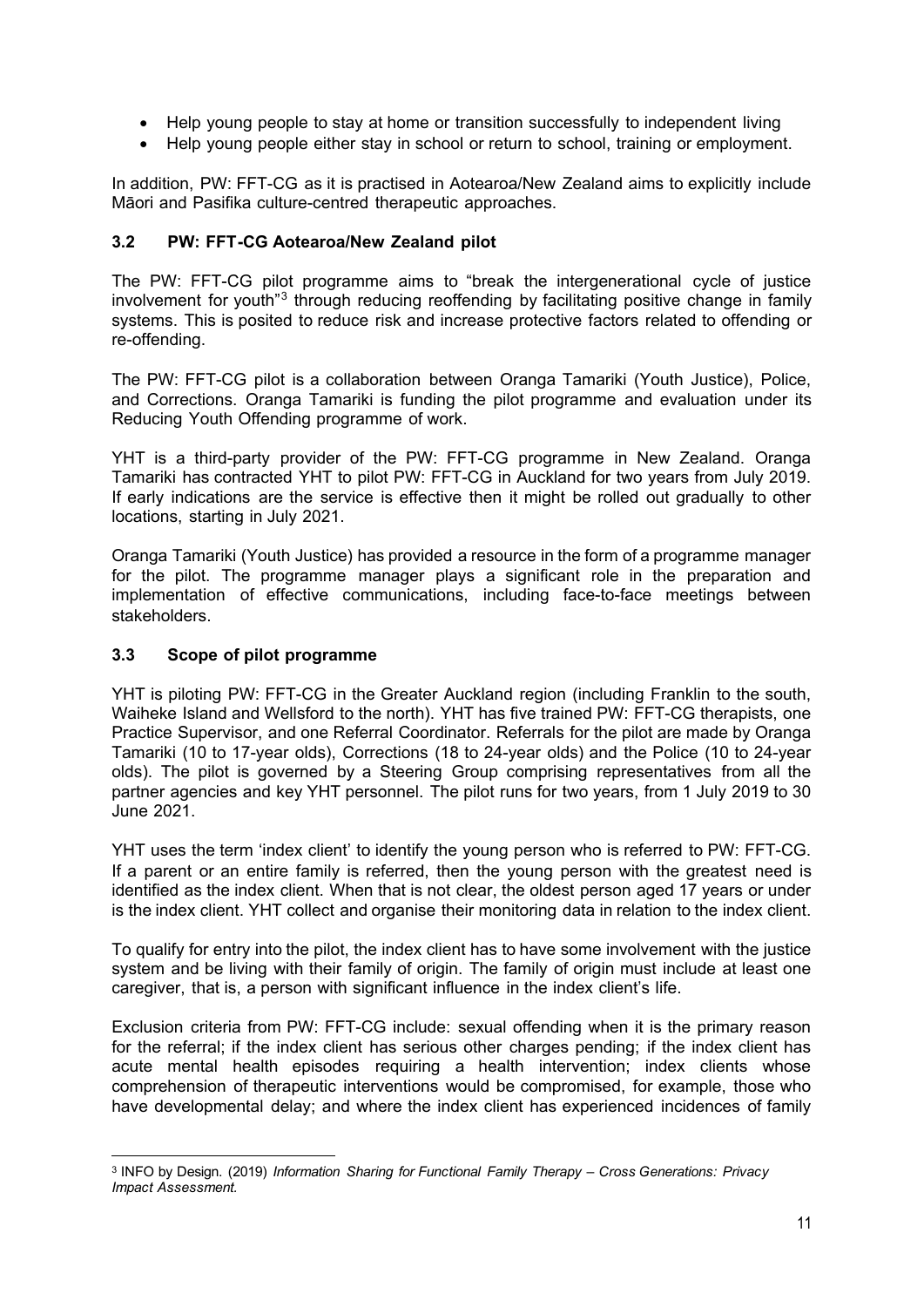- Help young people to stay at home or transition successfully to independent living
- Help young people either stay in school or return to school, training or employment.

In addition, PW: FFT-CG as it is practised in Aotearoa/New Zealand aims to explicitly include Māori and Pasifika culture-centred therapeutic approaches.

### 3.2 PW: FFT-CG Aotearoa/New Zealand pilot

The PW: FFT-CG pilot programme aims to "break the intergenerational cycle of justice involvement for youth"[3] through reducing reoffending by facilitating positive change in family systems. This is posited to reduce risk and increase protective factors related to offending or re-offending.

The PW: FFT-CG pilot is a collaboration between Oranga Tamariki (Youth Justice), Police, and Corrections. Oranga Tamariki is funding the pilot programme and evaluation under its Reducing Youth Offending programme of work.

YHT is a third-party provider of the PW: FFT-CG programme in New Zealand. Oranga Tamariki has contracted YHT to pilot PW: FFT-CG in Auckland for two years from July 2019. If early indications are the service is effective then it might be rolled out gradually to other locations, starting in July 2021.

Oranga Tamariki (Youth Justice) has provided a resource in the form of a programme manager for the pilot. The programme manager plays a significant role in the preparation and implementation of effective communications, including face-to-face meetings between stakeholders.

### 3.3 Scope of pilot programme

YHT is piloting PW: FFT-CG in the Greater Auckland region (including Franklin to the south, Waiheke Island and Wellsford to the north). YHT has five trained PW: FFT-CG therapists, one Practice Supervisor, and one Referral Coordinator. Referrals for the pilot are made by Oranga Tamariki (10 to 17-year olds), Corrections (18 to 24-year olds) and the Police (10 to 24-year olds). The pilot is governed by a Steering Group comprising representatives from all the partner agencies and key YHT personnel. The pilot runs for two years, from 1 July 2019 to 30 June 2021.

YHT uses the term 'index client' to identify the young person who is referred to PW: FFT-CG. If a parent or an entire family is referred, then the young person with the greatest need is identified as the index client. When that is not clear, the oldest person aged 17 years or under is the index client. YHT collect and organise their monitoring data in relation to the index client.

To qualify for entry into the pilot, the index client has to have some involvement with the justice system and be living with their family of origin. The family of origin must include at least one caregiver, that is, a person with significant influence in the index client's life.

Exclusion criteria from PW: FFT-CG include: sexual offending when it is the primary reason for the referral; if the index client has serious other charges pending; if the index client has acute mental health episodes requiring a health intervention; index clients whose comprehension of therapeutic interventions would be compromised, for example, those who have developmental delay; and where the index client has experienced incidences of family

---

[3] INFO by Design. (2019) *Information Sharing for Functional Family Therapy – Cross Generations: Privacy Impact Assessment.*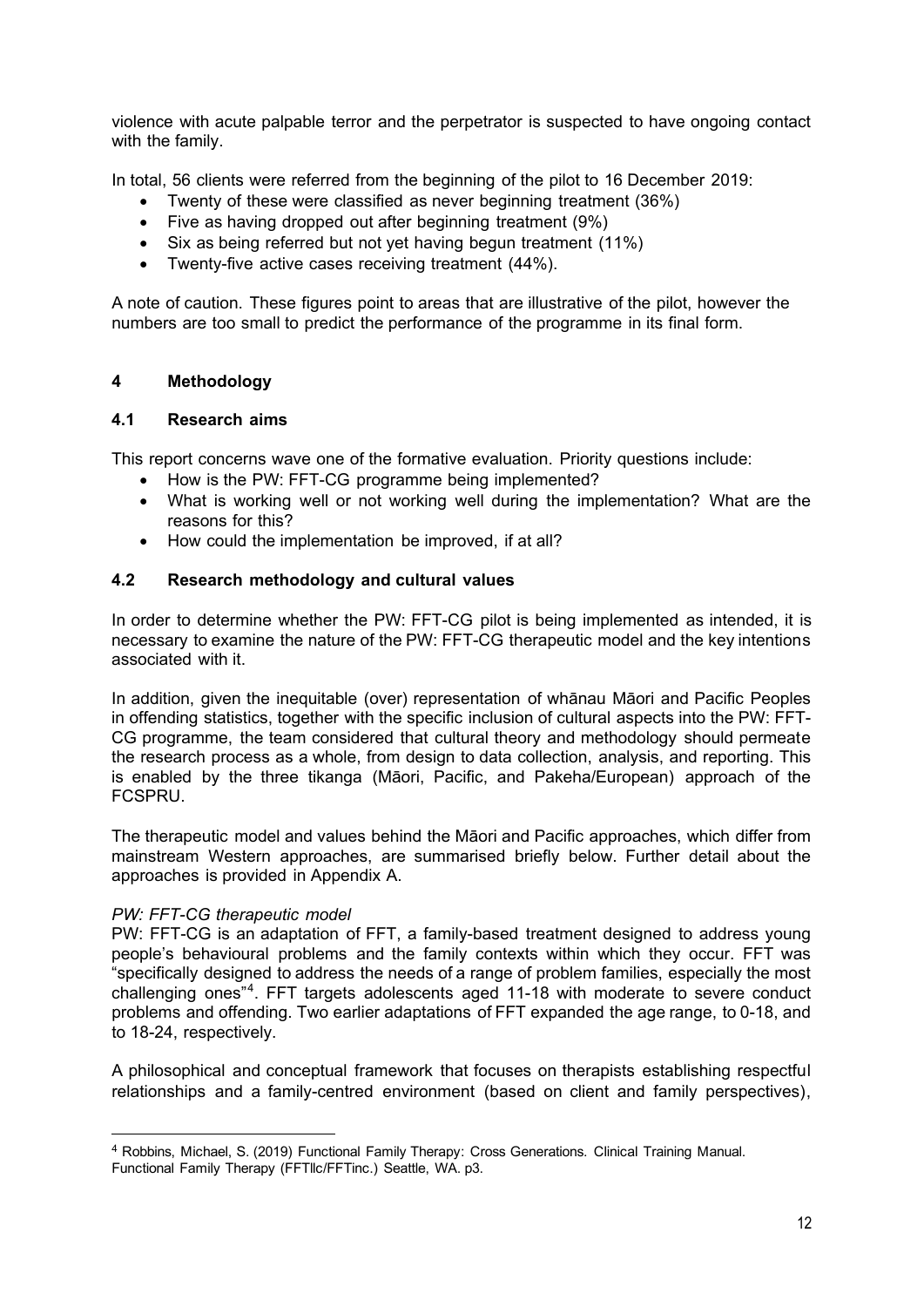violence with acute palpable terror and the perpetrator is suspected to have ongoing contact with the family.

In total, 56 clients were referred from the beginning of the pilot to 16 December 2019:

- Twenty of these were classified as never beginning treatment (36%)
- Five as having dropped out after beginning treatment (9%)
- Six as being referred but not yet having begun treatment (11%)
- Twenty-five active cases receiving treatment (44%).

A note of caution. These figures point to areas that are illustrative of the pilot, however the numbers are too small to predict the performance of the programme in its final form.

## 4 Methodology

### 4.1 Research aims

This report concerns wave one of the formative evaluation. Priority questions include:

- How is the PW: FFT-CG programme being implemented?
- What is working well or not working well during the implementation? What are the reasons for this?
- How could the implementation be improved, if at all?

### 4.2 Research methodology and cultural values

In order to determine whether the PW: FFT-CG pilot is being implemented as intended, it is necessary to examine the nature of the PW: FFT-CG therapeutic model and the key intentions associated with it.

In addition, given the inequitable (over) representation of whānau Māori and Pacific Peoples in offending statistics, together with the specific inclusion of cultural aspects into the PW: FFT-CG programme, the team considered that cultural theory and methodology should permeate the research process as a whole, from design to data collection, analysis, and reporting. This is enabled by the three tikanga (Māori, Pacific, and Pakeha/European) approach of the FCSPRU.

The therapeutic model and values behind the Māori and Pacific approaches, which differ from mainstream Western approaches, are summarised briefly below. Further detail about the approaches is provided in Appendix A.

*PW: FFT-CG therapeutic model*

PW: FFT-CG is an adaptation of FFT, a family-based treatment designed to address young people's behavioural problems and the family contexts within which they occur. FFT was "specifically designed to address the needs of a range of problem families, especially the most challenging ones"[4]. FFT targets adolescents aged 11-18 with moderate to severe conduct problems and offending. Two earlier adaptations of FFT expanded the age range, to 0-18, and to 18-24, respectively.

A philosophical and conceptual framework that focuses on therapists establishing respectful relationships and a family-centred environment (based on client and family perspectives),

---

[4] Robbins, Michael, S. (2019) Functional Family Therapy: Cross Generations. Clinical Training Manual. Functional Family Therapy (FFTllc/FFTinc.) Seattle, WA. p3.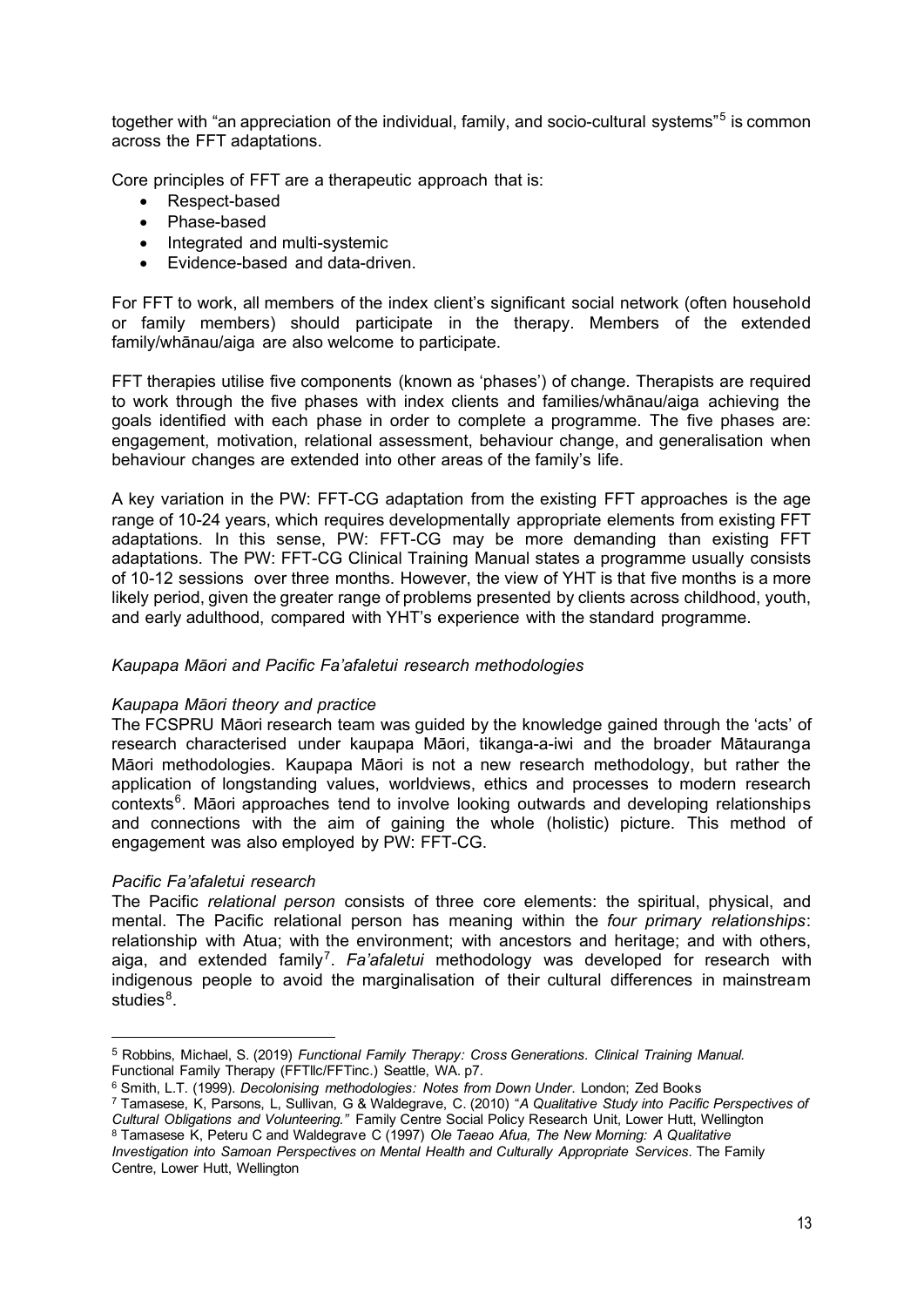together with "an appreciation of the individual, family, and socio-cultural systems"[5] is common across the FFT adaptations.

Core principles of FFT are a therapeutic approach that is:

- Respect-based
- Phase-based
- Integrated and multi-systemic
- Evidence-based and data-driven.

For FFT to work, all members of the index client's significant social network (often household or family members) should participate in the therapy. Members of the extended family/whānau/aiga are also welcome to participate.

FFT therapies utilise five components (known as 'phases') of change. Therapists are required to work through the five phases with index clients and families/whānau/aiga achieving the goals identified with each phase in order to complete a programme. The five phases are: engagement, motivation, relational assessment, behaviour change, and generalisation when behaviour changes are extended into other areas of the family's life.

A key variation in the PW: FFT-CG adaptation from the existing FFT approaches is the age range of 10-24 years, which requires developmentally appropriate elements from existing FFT adaptations. In this sense, PW: FFT-CG may be more demanding than existing FFT adaptations. The PW: FFT-CG Clinical Training Manual states a programme usually consists of 10-12 sessions over three months. However, the view of YHT is that five months is a more likely period, given the greater range of problems presented by clients across childhood, youth, and early adulthood, compared with YHT's experience with the standard programme.

*Kaupapa Māori and Pacific Fa'afaletui research methodologies*

*Kaupapa Māori theory and practice*

The FCSPRU Māori research team was guided by the knowledge gained through the 'acts' of research characterised under kaupapa Māori, tikanga-a-iwi and the broader Mātauranga Māori methodologies. Kaupapa Māori is not a new research methodology, but rather the application of longstanding values, worldviews, ethics and processes to modern research contexts[6]. Māori approaches tend to involve looking outwards and developing relationships and connections with the aim of gaining the whole (holistic) picture. This method of engagement was also employed by PW: FFT-CG.

*Pacific Fa'afaletui research*

The Pacific *relational person* consists of three core elements: the spiritual, physical, and mental. The Pacific relational person has meaning within the *four primary relationships*: relationship with Atua; with the environment; with ancestors and heritage; and with others, aiga, and extended family[7]. *Fa'afaletui* methodology was developed for research with indigenous people to avoid the marginalisation of their cultural differences in mainstream studies[8].

---

[5] Robbins, Michael, S. (2019) *Functional Family Therapy: Cross Generations. Clinical Training Manual.* Functional Family Therapy (FFTllc/FFTinc.) Seattle, WA. p7.

[6] Smith, L.T. (1999). *Decolonising methodologies: Notes from Down Under.* London; Zed Books

[7] Tamasese, K, Parsons, L, Sullivan, G & Waldegrave, C. (2010) "*A Qualitative Study into Pacific Perspectives of Cultural Obligations and Volunteering."* Family Centre Social Policy Research Unit, Lower Hutt, Wellington

[8] Tamasese K, Peteru C and Waldegrave C (1997) *Ole Taeao Afua, The New Morning: A Qualitative Investigation into Samoan Perspectives on Mental Health and Culturally Appropriate Services.* The Family Centre, Lower Hutt, Wellington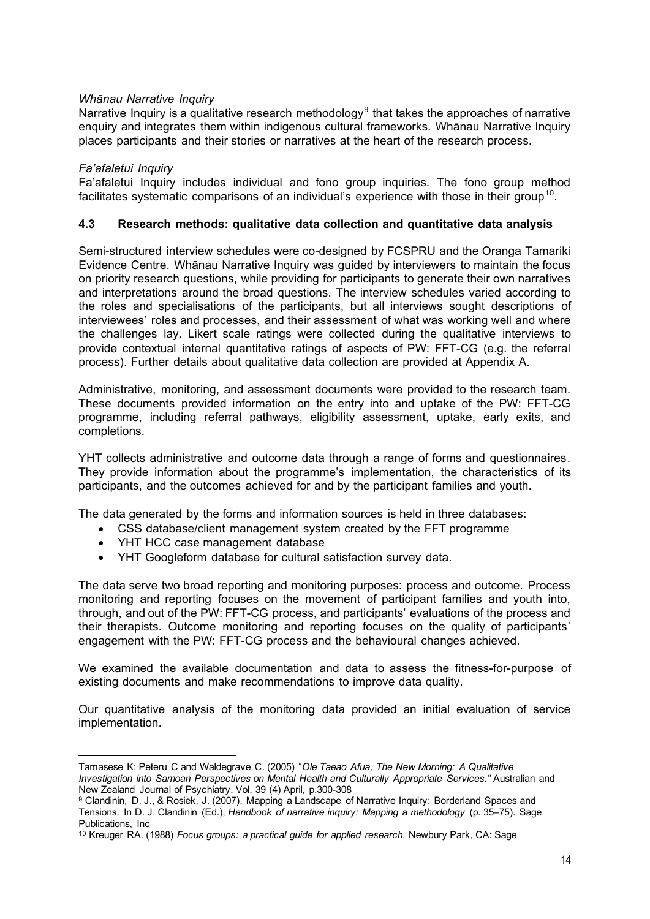*Whānau Narrative Inquiry*

Narrative Inquiry is a qualitative research methodology[9] that takes the approaches of narrative enquiry and integrates them within indigenous cultural frameworks. Whānau Narrative Inquiry places participants and their stories or narratives at the heart of the research process.

*Fa'afaletui Inquiry*

Fa'afaletui Inquiry includes individual and fono group inquiries. The fono group method facilitates systematic comparisons of an individual's experience with those in their group[10].

### 4.3 Research methods: qualitative data collection and quantitative data analysis

Semi-structured interview schedules were co-designed by FCSPRU and the Oranga Tamariki Evidence Centre. Whānau Narrative Inquiry was guided by interviewers to maintain the focus on priority research questions, while providing for participants to generate their own narratives and interpretations around the broad questions. The interview schedules varied according to the roles and specialisations of the participants, but all interviews sought descriptions of interviewees' roles and processes, and their assessment of what was working well and where the challenges lay. Likert scale ratings were collected during the qualitative interviews to provide contextual internal quantitative ratings of aspects of PW: FFT-CG (e.g. the referral process). Further details about qualitative data collection are provided at Appendix A.

Administrative, monitoring, and assessment documents were provided to the research team. These documents provided information on the entry into and uptake of the PW: FFT-CG programme, including referral pathways, eligibility assessment, uptake, early exits, and completions.

YHT collects administrative and outcome data through a range of forms and questionnaires. They provide information about the programme's implementation, the characteristics of its participants, and the outcomes achieved for and by the participant families and youth.

The data generated by the forms and information sources is held in three databases:

- CSS database/client management system created by the FFT programme
- YHT HCC case management database
- YHT Googleform database for cultural satisfaction survey data.

The data serve two broad reporting and monitoring purposes: process and outcome. Process monitoring and reporting focuses on the movement of participant families and youth into, through, and out of the PW: FFT-CG process, and participants' evaluations of the process and their therapists. Outcome monitoring and reporting focuses on the quality of participants' engagement with the PW: FFT-CG process and the behavioural changes achieved.

We examined the available documentation and data to assess the fitness-for-purpose of existing documents and make recommendations to improve data quality.

Our quantitative analysis of the monitoring data provided an initial evaluation of service implementation.

---

Tamasese K; Peteru C and Waldegrave C. (2005) "*Ole Taeao Afua, The New Morning: A Qualitative Investigation into Samoan Perspectives on Mental Health and Culturally Appropriate Services.*" Australian and New Zealand Journal of Psychiatry. Vol. 39 (4) April, p.300-308

[9] Clandinin, D. J., & Rosiek, J. (2007). Mapping a Landscape of Narrative Inquiry: Borderland Spaces and Tensions. In D. J. Clandinin (Ed.), *Handbook of narrative inquiry: Mapping a methodology* (p. 35–75). Sage Publications, Inc

[10] Kreuger RA. (1988) *Focus groups: a practical guide for applied research.* Newbury Park, CA: Sage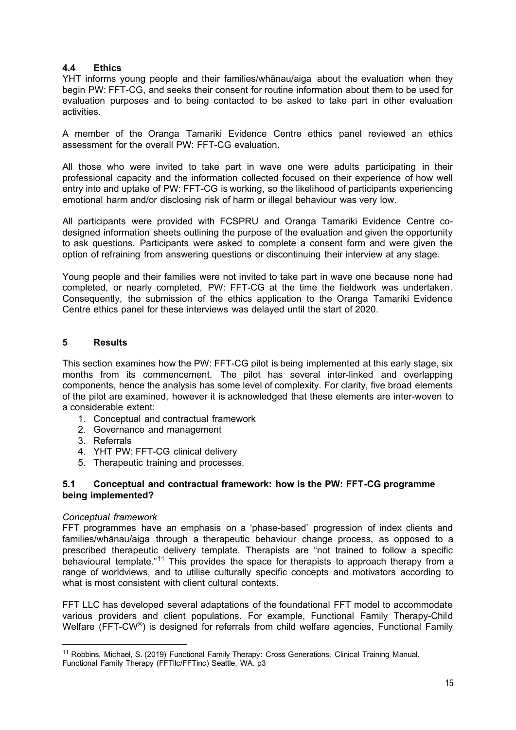## 4.4 Ethics

YHT informs young people and their families/whānau/aiga about the evaluation when they begin PW: FFT-CG, and seeks their consent for routine information about them to be used for evaluation purposes and to being contacted to be asked to take part in other evaluation activities.

A member of the Oranga Tamariki Evidence Centre ethics panel reviewed an ethics assessment for the overall PW: FFT-CG evaluation.

All those who were invited to take part in wave one were adults participating in their professional capacity and the information collected focused on their experience of how well entry into and uptake of PW: FFT-CG is working, so the likelihood of participants experiencing emotional harm and/or disclosing risk of harm or illegal behaviour was very low.

All participants were provided with FCSPRU and Oranga Tamariki Evidence Centre co-designed information sheets outlining the purpose of the evaluation and given the opportunity to ask questions. Participants were asked to complete a consent form and were given the option of refraining from answering questions or discontinuing their interview at any stage.

Young people and their families were not invited to take part in wave one because none had completed, or nearly completed, PW: FFT-CG at the time the fieldwork was undertaken. Consequently, the submission of the ethics application to the Oranga Tamariki Evidence Centre ethics panel for these interviews was delayed until the start of 2020.

# 5 Results

This section examines how the PW: FFT-CG pilot is being implemented at this early stage, six months from its commencement. The pilot has several inter-linked and overlapping components, hence the analysis has some level of complexity. For clarity, five broad elements of the pilot are examined, however it is acknowledged that these elements are inter-woven to a considerable extent:

1. Conceptual and contractual framework
2. Governance and management
3. Referrals
4. YHT PW: FFT-CG clinical delivery
5. Therapeutic training and processes.

## 5.1 Conceptual and contractual framework: how is the PW: FFT-CG programme being implemented?

*Conceptual framework*

FFT programmes have an emphasis on a 'phase-based' progression of index clients and families/whānau/aiga through a therapeutic behaviour change process, as opposed to a prescribed therapeutic delivery template. Therapists are "not trained to follow a specific behavioural template."[11] This provides the space for therapists to approach therapy from a range of worldviews, and to utilise culturally specific concepts and motivators according to what is most consistent with client cultural contexts.

FFT LLC has developed several adaptations of the foundational FFT model to accommodate various providers and client populations. For example, Functional Family Therapy-Child Welfare (FFT-CW®) is designed for referrals from child welfare agencies, Functional Family

---

[11] Robbins, Michael, S. (2019) Functional Family Therapy: Cross Generations. Clinical Training Manual. Functional Family Therapy (FFTllc/FFTinc) Seattle, WA. p3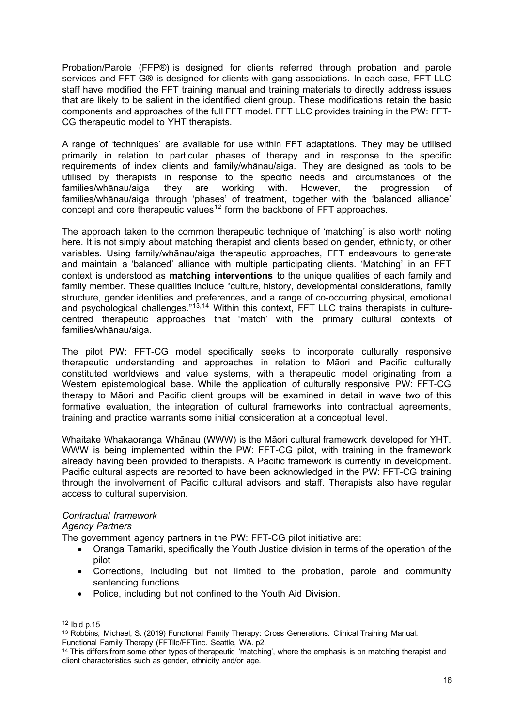Probation/Parole (FFP®) is designed for clients referred through probation and parole services and FFT-G® is designed for clients with gang associations. In each case, FFT LLC staff have modified the FFT training manual and training materials to directly address issues that are likely to be salient in the identified client group. These modifications retain the basic components and approaches of the full FFT model. FFT LLC provides training in the PW: FFT-CG therapeutic model to YHT therapists.

A range of 'techniques' are available for use within FFT adaptations. They may be utilised primarily in relation to particular phases of therapy and in response to the specific requirements of index clients and family/whānau/aiga. They are designed as tools to be utilised by therapists in response to the specific needs and circumstances of the families/whānau/aiga they are working with. However, the progression of families/whānau/aiga through 'phases' of treatment, together with the 'balanced alliance' concept and core therapeutic values[12] form the backbone of FFT approaches.

The approach taken to the common therapeutic technique of 'matching' is also worth noting here. It is not simply about matching therapist and clients based on gender, ethnicity, or other variables. Using family/whānau/aiga therapeutic approaches, FFT endeavours to generate and maintain a 'balanced' alliance with multiple participating clients. 'Matching' in an FFT context is understood as **matching interventions** to the unique qualities of each family and family member. These qualities include "culture, history, developmental considerations, family structure, gender identities and preferences, and a range of co-occurring physical, emotional and psychological challenges."[13,14] Within this context, FFT LLC trains therapists in culture-centred therapeutic approaches that 'match' with the primary cultural contexts of families/whānau/aiga.

The pilot PW: FFT-CG model specifically seeks to incorporate culturally responsive therapeutic understanding and approaches in relation to Māori and Pacific culturally constituted worldviews and value systems, with a therapeutic model originating from a Western epistemological base. While the application of culturally responsive PW: FFT-CG therapy to Māori and Pacific client groups will be examined in detail in wave two of this formative evaluation, the integration of cultural frameworks into contractual agreements, training and practice warrants some initial consideration at a conceptual level.

Whaitake Whakaoranga Whānau (WWW) is the Māori cultural framework developed for YHT. WWW is being implemented within the PW: FFT-CG pilot, with training in the framework already having been provided to therapists. A Pacific framework is currently in development. Pacific cultural aspects are reported to have been acknowledged in the PW: FFT-CG training through the involvement of Pacific cultural advisors and staff. Therapists also have regular access to cultural supervision.

*Contractual framework*

*Agency Partners*

The government agency partners in the PW: FFT-CG pilot initiative are:

- Oranga Tamariki, specifically the Youth Justice division in terms of the operation of the pilot
- Corrections, including but not limited to the probation, parole and community sentencing functions
- Police, including but not confined to the Youth Aid Division.

---

[12] Ibid p.15

[13] Robbins, Michael, S. (2019) Functional Family Therapy: Cross Generations. Clinical Training Manual. Functional Family Therapy (FFTllc/FFTinc. Seattle, WA. p2.

[14] This differs from some other types of therapeutic 'matching', where the emphasis is on matching therapist and client characteristics such as gender, ethnicity and/or age.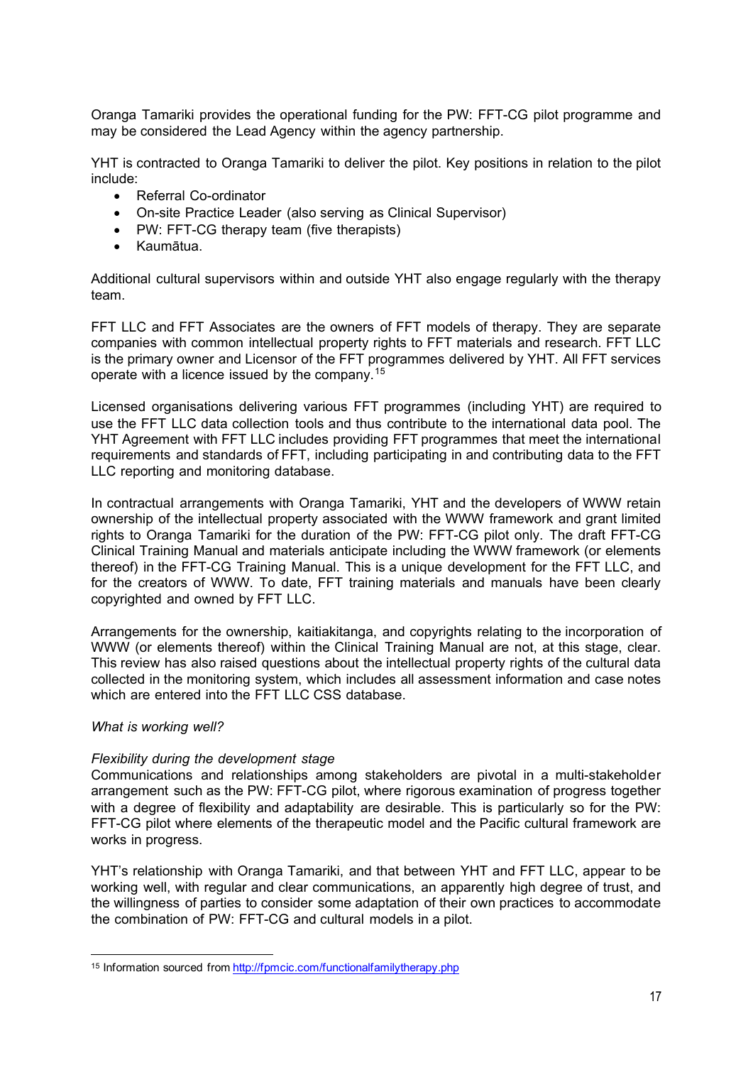Oranga Tamariki provides the operational funding for the PW: FFT-CG pilot programme and may be considered the Lead Agency within the agency partnership.

YHT is contracted to Oranga Tamariki to deliver the pilot. Key positions in relation to the pilot include:

- Referral Co-ordinator
- On-site Practice Leader (also serving as Clinical Supervisor)
- PW: FFT-CG therapy team (five therapists)
- Kaumātua.

Additional cultural supervisors within and outside YHT also engage regularly with the therapy team.

FFT LLC and FFT Associates are the owners of FFT models of therapy. They are separate companies with common intellectual property rights to FFT materials and research. FFT LLC is the primary owner and Licensor of the FFT programmes delivered by YHT. All FFT services operate with a licence issued by the company.[15]

Licensed organisations delivering various FFT programmes (including YHT) are required to use the FFT LLC data collection tools and thus contribute to the international data pool. The YHT Agreement with FFT LLC includes providing FFT programmes that meet the international requirements and standards of FFT, including participating in and contributing data to the FFT LLC reporting and monitoring database.

In contractual arrangements with Oranga Tamariki, YHT and the developers of WWW retain ownership of the intellectual property associated with the WWW framework and grant limited rights to Oranga Tamariki for the duration of the PW: FFT-CG pilot only. The draft FFT-CG Clinical Training Manual and materials anticipate including the WWW framework (or elements thereof) in the FFT-CG Training Manual. This is a unique development for the FFT LLC, and for the creators of WWW. To date, FFT training materials and manuals have been clearly copyrighted and owned by FFT LLC.

Arrangements for the ownership, kaitiakitanga, and copyrights relating to the incorporation of WWW (or elements thereof) within the Clinical Training Manual are not, at this stage, clear. This review has also raised questions about the intellectual property rights of the cultural data collected in the monitoring system, which includes all assessment information and case notes which are entered into the FFT LLC CSS database.

*What is working well?*

*Flexibility during the development stage*

Communications and relationships among stakeholders are pivotal in a multi-stakeholder arrangement such as the PW: FFT-CG pilot, where rigorous examination of progress together with a degree of flexibility and adaptability are desirable. This is particularly so for the PW: FFT-CG pilot where elements of the therapeutic model and the Pacific cultural framework are works in progress.

YHT's relationship with Oranga Tamariki, and that between YHT and FFT LLC, appear to be working well, with regular and clear communications, an apparently high degree of trust, and the willingness of parties to consider some adaptation of their own practices to accommodate the combination of PW: FFT-CG and cultural models in a pilot.

[15] Information sourced from http://fpmcic.com/functionalfamilytherapy.php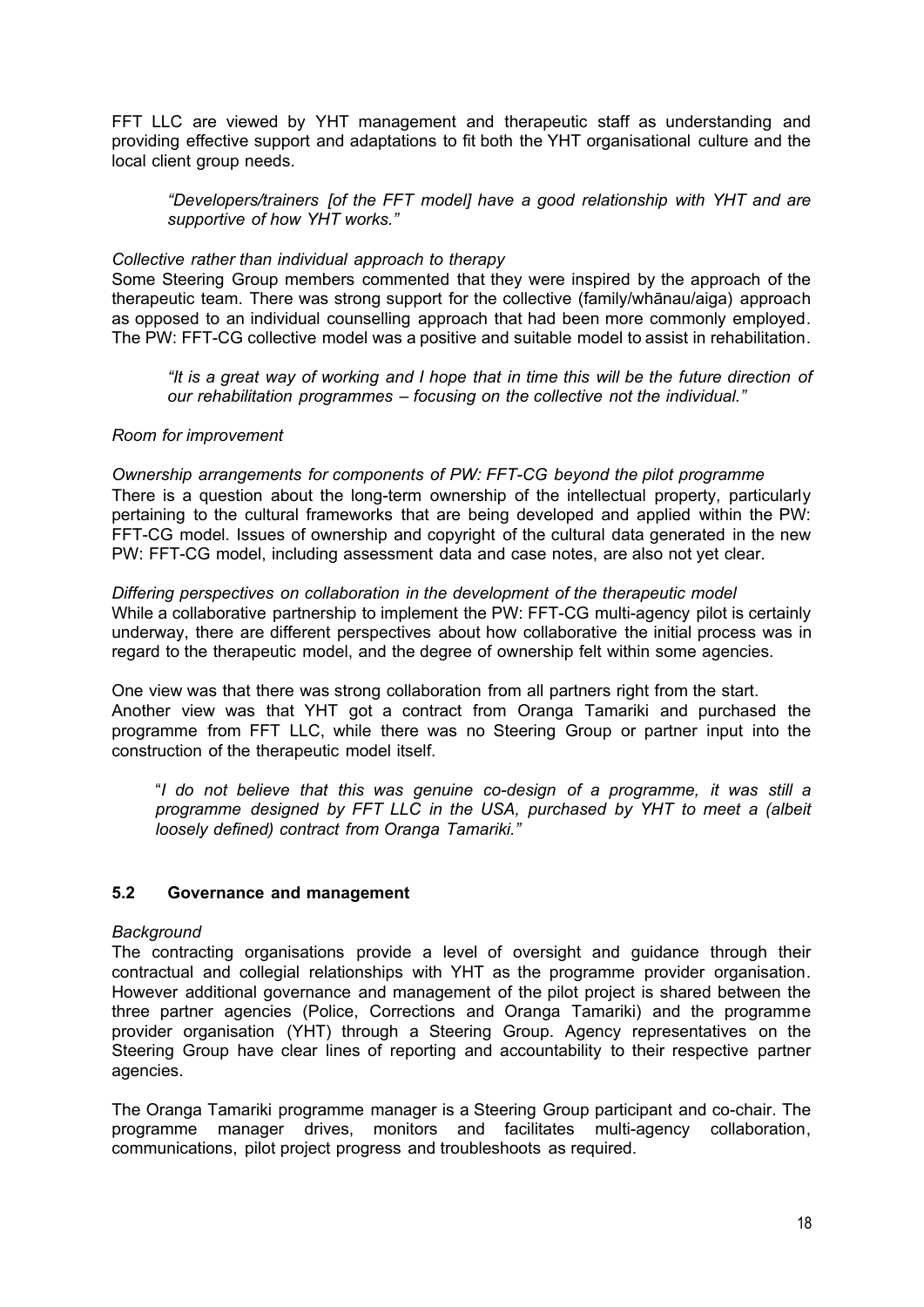FFT LLC are viewed by YHT management and therapeutic staff as understanding and providing effective support and adaptations to fit both the YHT organisational culture and the local client group needs.

> *"Developers/trainers [of the FFT model] have a good relationship with YHT and are supportive of how YHT works."*

*Collective rather than individual approach to therapy*

Some Steering Group members commented that they were inspired by the approach of the therapeutic team. There was strong support for the collective (family/whānau/aiga) approach as opposed to an individual counselling approach that had been more commonly employed. The PW: FFT-CG collective model was a positive and suitable model to assist in rehabilitation.

> *"It is a great way of working and I hope that in time this will be the future direction of our rehabilitation programmes – focusing on the collective not the individual."*

*Room for improvement*

*Ownership arrangements for components of PW: FFT-CG beyond the pilot programme*

There is a question about the long-term ownership of the intellectual property, particularly pertaining to the cultural frameworks that are being developed and applied within the PW: FFT-CG model. Issues of ownership and copyright of the cultural data generated in the new PW: FFT-CG model, including assessment data and case notes, are also not yet clear.

*Differing perspectives on collaboration in the development of the therapeutic model*

While a collaborative partnership to implement the PW: FFT-CG multi-agency pilot is certainly underway, there are different perspectives about how collaborative the initial process was in regard to the therapeutic model, and the degree of ownership felt within some agencies.

One view was that there was strong collaboration from all partners right from the start. Another view was that YHT got a contract from Oranga Tamariki and purchased the programme from FFT LLC, while there was no Steering Group or partner input into the construction of the therapeutic model itself.

> "*I do not believe that this was genuine co-design of a programme, it was still a programme designed by FFT LLC in the USA, purchased by YHT to meet a (albeit loosely defined) contract from Oranga Tamariki."*

### 5.2 Governance and management

*Background*

The contracting organisations provide a level of oversight and guidance through their contractual and collegial relationships with YHT as the programme provider organisation. However additional governance and management of the pilot project is shared between the three partner agencies (Police, Corrections and Oranga Tamariki) and the programme provider organisation (YHT) through a Steering Group. Agency representatives on the Steering Group have clear lines of reporting and accountability to their respective partner agencies.

The Oranga Tamariki programme manager is a Steering Group participant and co-chair. The programme manager drives, monitors and facilitates multi-agency collaboration, communications, pilot project progress and troubleshoots as required.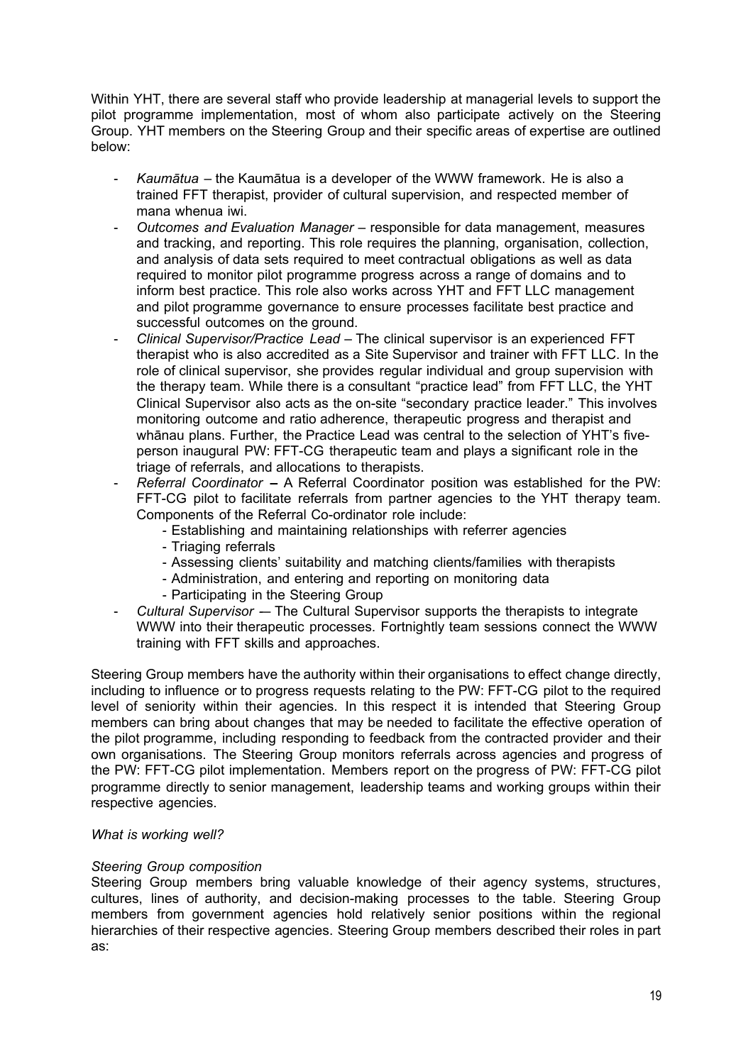Within YHT, there are several staff who provide leadership at managerial levels to support the pilot programme implementation, most of whom also participate actively on the Steering Group. YHT members on the Steering Group and their specific areas of expertise are outlined below:

- *Kaumātua* – the Kaumātua is a developer of the WWW framework. He is also a trained FFT therapist, provider of cultural supervision, and respected member of mana whenua iwi.
- *Outcomes and Evaluation Manager* – responsible for data management, measures and tracking, and reporting. This role requires the planning, organisation, collection, and analysis of data sets required to meet contractual obligations as well as data required to monitor pilot programme progress across a range of domains and to inform best practice. This role also works across YHT and FFT LLC management and pilot programme governance to ensure processes facilitate best practice and successful outcomes on the ground.
- *Clinical Supervisor/Practice Lead* – The clinical supervisor is an experienced FFT therapist who is also accredited as a Site Supervisor and trainer with FFT LLC. In the role of clinical supervisor, she provides regular individual and group supervision with the therapy team. While there is a consultant "practice lead" from FFT LLC, the YHT Clinical Supervisor also acts as the on-site "secondary practice leader." This involves monitoring outcome and ratio adherence, therapeutic progress and therapist and whānau plans. Further, the Practice Lead was central to the selection of YHT's five-person inaugural PW: FFT-CG therapeutic team and plays a significant role in the triage of referrals, and allocations to therapists.
- *Referral Coordinator* **–** A Referral Coordinator position was established for the PW: FFT-CG pilot to facilitate referrals from partner agencies to the YHT therapy team. Components of the Referral Co-ordinator role include:
    - Establishing and maintaining relationships with referrer agencies
    - Triaging referrals
    - Assessing clients' suitability and matching clients/families with therapists
    - Administration, and entering and reporting on monitoring data
    - Participating in the Steering Group
- *Cultural Supervisor* –– The Cultural Supervisor supports the therapists to integrate WWW into their therapeutic processes. Fortnightly team sessions connect the WWW training with FFT skills and approaches.

Steering Group members have the authority within their organisations to effect change directly, including to influence or to progress requests relating to the PW: FFT-CG pilot to the required level of seniority within their agencies. In this respect it is intended that Steering Group members can bring about changes that may be needed to facilitate the effective operation of the pilot programme, including responding to feedback from the contracted provider and their own organisations. The Steering Group monitors referrals across agencies and progress of the PW: FFT-CG pilot implementation. Members report on the progress of PW: FFT-CG pilot programme directly to senior management, leadership teams and working groups within their respective agencies.

*What is working well?*

*Steering Group composition*

Steering Group members bring valuable knowledge of their agency systems, structures, cultures, lines of authority, and decision-making processes to the table. Steering Group members from government agencies hold relatively senior positions within the regional hierarchies of their respective agencies. Steering Group members described their roles in part as: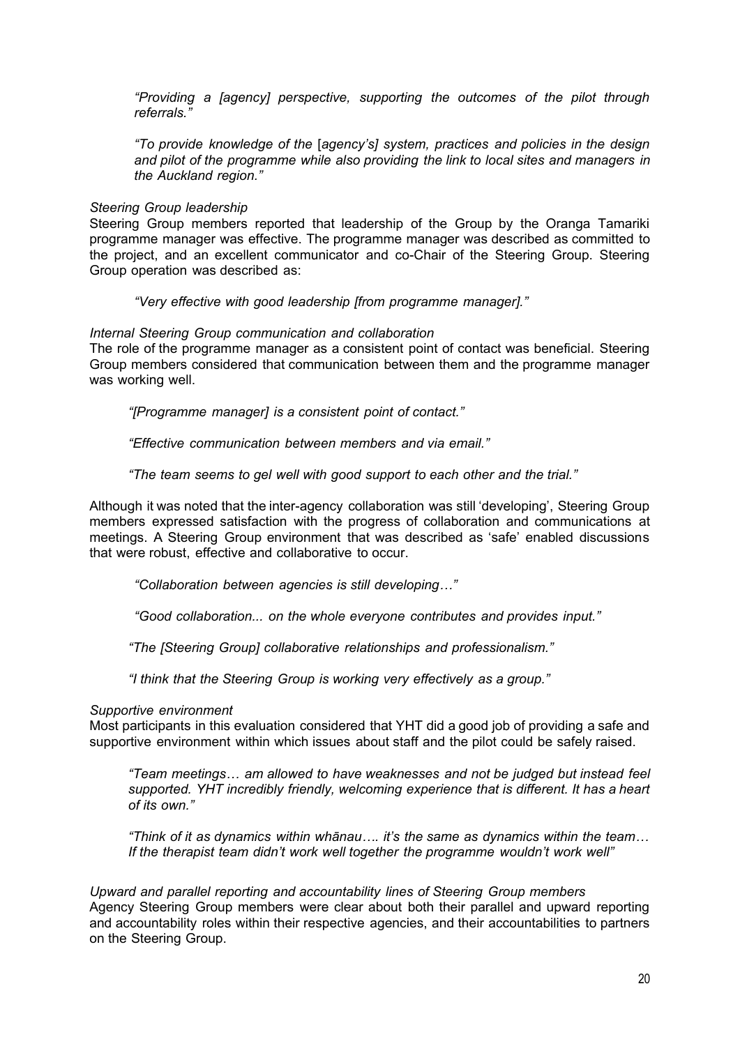*"Providing a [agency] perspective, supporting the outcomes of the pilot through referrals."*

*"To provide knowledge of the* [*agency's] system, practices and policies in the design and pilot of the programme while also providing the link to local sites and managers in the Auckland region."*

*Steering Group leadership*

Steering Group members reported that leadership of the Group by the Oranga Tamariki programme manager was effective. The programme manager was described as committed to the project, and an excellent communicator and co-Chair of the Steering Group. Steering Group operation was described as:

*"Very effective with good leadership [from programme manager]."*

*Internal Steering Group communication and collaboration*

The role of the programme manager as a consistent point of contact was beneficial. Steering Group members considered that communication between them and the programme manager was working well.

*"[Programme manager] is a consistent point of contact."*

*"Effective communication between members and via email."*

*"The team seems to gel well with good support to each other and the trial."*

Although it was noted that the inter-agency collaboration was still 'developing', Steering Group members expressed satisfaction with the progress of collaboration and communications at meetings. A Steering Group environment that was described as 'safe' enabled discussions that were robust, effective and collaborative to occur.

*"Collaboration between agencies is still developing…"*

*"Good collaboration... on the whole everyone contributes and provides input."*

*"The [Steering Group] collaborative relationships and professionalism."*

*"I think that the Steering Group is working very effectively as a group."*

*Supportive environment*

Most participants in this evaluation considered that YHT did a good job of providing a safe and supportive environment within which issues about staff and the pilot could be safely raised.

*"Team meetings… am allowed to have weaknesses and not be judged but instead feel supported. YHT incredibly friendly, welcoming experience that is different. It has a heart of its own."*

*"Think of it as dynamics within whānau…. it's the same as dynamics within the team… If the therapist team didn't work well together the programme wouldn't work well"*

*Upward and parallel reporting and accountability lines of Steering Group members*

Agency Steering Group members were clear about both their parallel and upward reporting and accountability roles within their respective agencies, and their accountabilities to partners on the Steering Group.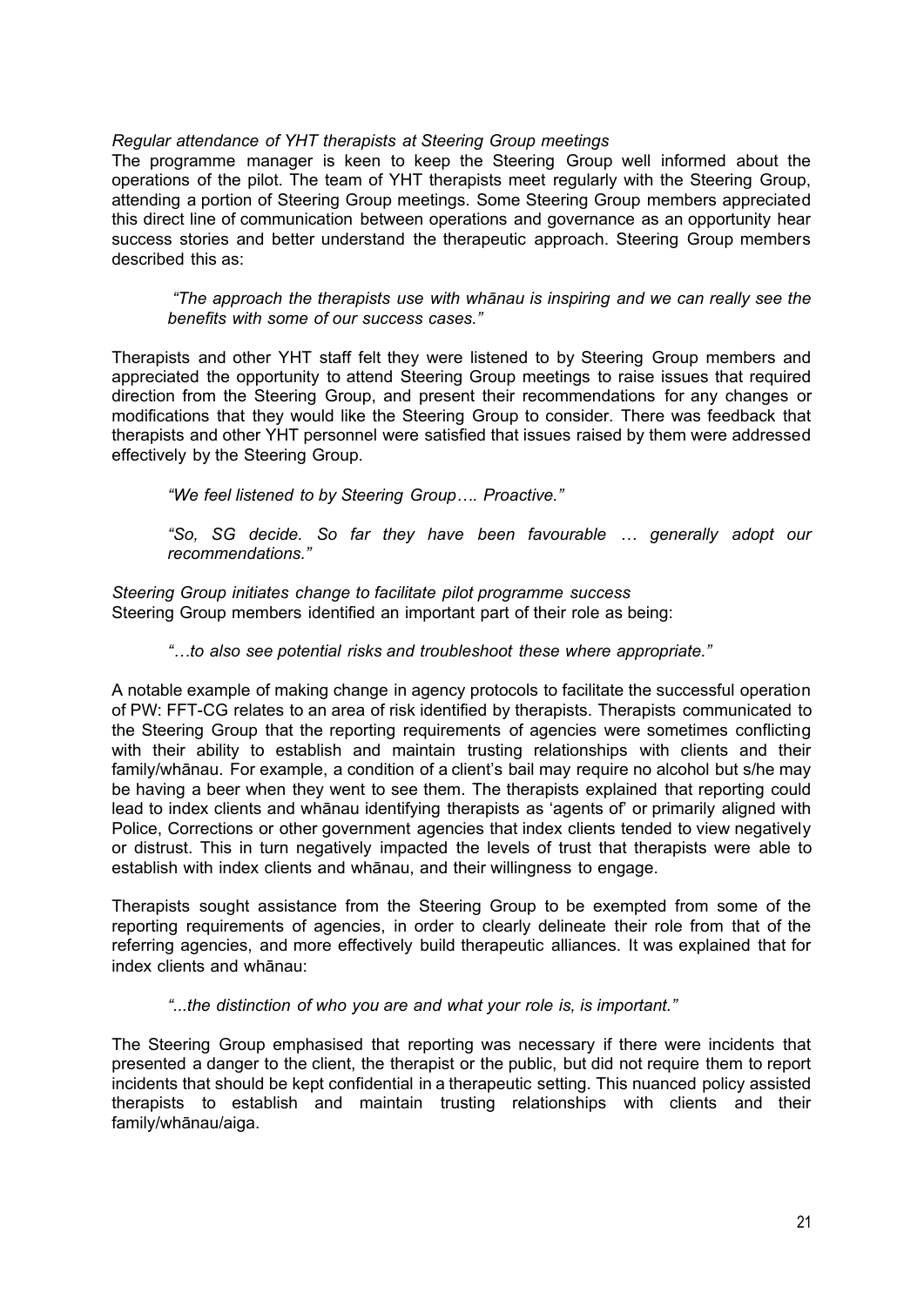*Regular attendance of YHT therapists at Steering Group meetings*

The programme manager is keen to keep the Steering Group well informed about the operations of the pilot. The team of YHT therapists meet regularly with the Steering Group, attending a portion of Steering Group meetings. Some Steering Group members appreciated this direct line of communication between operations and governance as an opportunity hear success stories and better understand the therapeutic approach. Steering Group members described this as:

> *"The approach the therapists use with whānau is inspiring and we can really see the benefits with some of our success cases."*

Therapists and other YHT staff felt they were listened to by Steering Group members and appreciated the opportunity to attend Steering Group meetings to raise issues that required direction from the Steering Group, and present their recommendations for any changes or modifications that they would like the Steering Group to consider. There was feedback that therapists and other YHT personnel were satisfied that issues raised by them were addressed effectively by the Steering Group.

> *"We feel listened to by Steering Group…. Proactive."*
>
> *"So, SG decide. So far they have been favourable … generally adopt our recommendations."*

*Steering Group initiates change to facilitate pilot programme success*

Steering Group members identified an important part of their role as being:

> *"…to also see potential risks and troubleshoot these where appropriate."*

A notable example of making change in agency protocols to facilitate the successful operation of PW: FFT-CG relates to an area of risk identified by therapists. Therapists communicated to the Steering Group that the reporting requirements of agencies were sometimes conflicting with their ability to establish and maintain trusting relationships with clients and their family/whānau. For example, a condition of a client's bail may require no alcohol but s/he may be having a beer when they went to see them. The therapists explained that reporting could lead to index clients and whānau identifying therapists as 'agents of' or primarily aligned with Police, Corrections or other government agencies that index clients tended to view negatively or distrust. This in turn negatively impacted the levels of trust that therapists were able to establish with index clients and whānau, and their willingness to engage.

Therapists sought assistance from the Steering Group to be exempted from some of the reporting requirements of agencies, in order to clearly delineate their role from that of the referring agencies, and more effectively build therapeutic alliances. It was explained that for index clients and whānau:

> *"...the distinction of who you are and what your role is, is important."*

The Steering Group emphasised that reporting was necessary if there were incidents that presented a danger to the client, the therapist or the public, but did not require them to report incidents that should be kept confidential in a therapeutic setting. This nuanced policy assisted therapists to establish and maintain trusting relationships with clients and their family/whānau/aiga.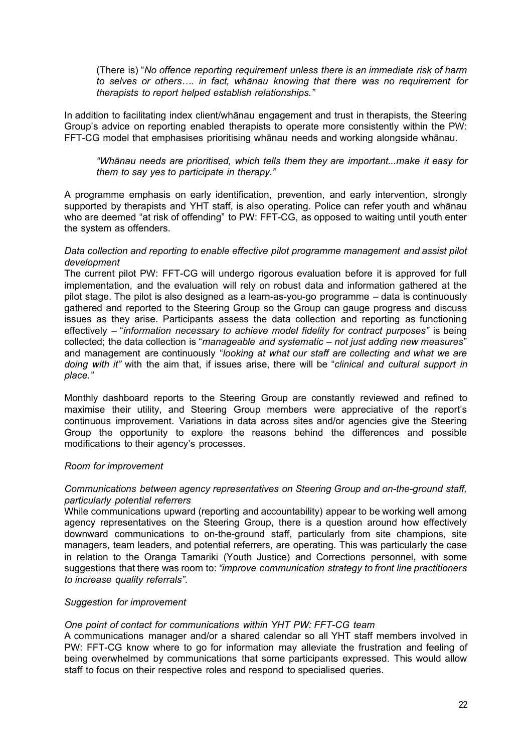(There is) "*No offence reporting requirement unless there is an immediate risk of harm to selves or others…. in fact, whānau knowing that there was no requirement for therapists to report helped establish relationships.*"

In addition to facilitating index client/whānau engagement and trust in therapists, the Steering Group's advice on reporting enabled therapists to operate more consistently within the PW: FFT-CG model that emphasises prioritising whānau needs and working alongside whānau.

*"Whānau needs are prioritised, which tells them they are important...make it easy for them to say yes to participate in therapy."*

A programme emphasis on early identification, prevention, and early intervention, strongly supported by therapists and YHT staff, is also operating. Police can refer youth and whānau who are deemed "at risk of offending" to PW: FFT-CG, as opposed to waiting until youth enter the system as offenders.

*Data collection and reporting to enable effective pilot programme management and assist pilot development*

The current pilot PW: FFT-CG will undergo rigorous evaluation before it is approved for full implementation, and the evaluation will rely on robust data and information gathered at the pilot stage. The pilot is also designed as a learn-as-you-go programme – data is continuously gathered and reported to the Steering Group so the Group can gauge progress and discuss issues as they arise. Participants assess the data collection and reporting as functioning effectively – "*information necessary to achieve model fidelity for contract purposes"* is being collected; the data collection is "*manageable and systematic – not just adding new measures*" and management are continuously "*looking at what our staff are collecting and what we are doing with it"* with the aim that, if issues arise, there will be "*clinical and cultural support in place."*

Monthly dashboard reports to the Steering Group are constantly reviewed and refined to maximise their utility, and Steering Group members were appreciative of the report's continuous improvement. Variations in data across sites and/or agencies give the Steering Group the opportunity to explore the reasons behind the differences and possible modifications to their agency's processes.

*Room for improvement*

*Communications between agency representatives on Steering Group and on-the-ground staff, particularly potential referrers*

While communications upward (reporting and accountability) appear to be working well among agency representatives on the Steering Group, there is a question around how effectively downward communications to on-the-ground staff, particularly from site champions, site managers, team leaders, and potential referrers, are operating. This was particularly the case in relation to the Oranga Tamariki (Youth Justice) and Corrections personnel, with some suggestions that there was room to: *"improve communication strategy to front line practitioners to increase quality referrals"*.

*Suggestion for improvement*

*One point of contact for communications within YHT PW: FFT-CG team*

A communications manager and/or a shared calendar so all YHT staff members involved in PW: FFT-CG know where to go for information may alleviate the frustration and feeling of being overwhelmed by communications that some participants expressed. This would allow staff to focus on their respective roles and respond to specialised queries.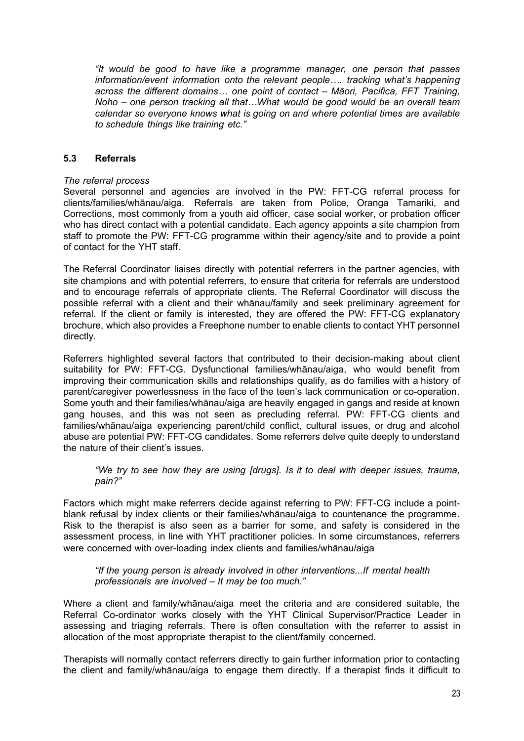*"It would be good to have like a programme manager, one person that passes information/event information onto the relevant people…. tracking what's happening across the different domains… one point of contact – Māori, Pacifica, FFT Training, Noho – one person tracking all that…What would be good would be an overall team calendar so everyone knows what is going on and where potential times are available to schedule things like training etc."*

### 5.3 Referrals

*The referral process*

Several personnel and agencies are involved in the PW: FFT-CG referral process for clients/families/whānau/aiga. Referrals are taken from Police, Oranga Tamariki, and Corrections, most commonly from a youth aid officer, case social worker, or probation officer who has direct contact with a potential candidate. Each agency appoints a site champion from staff to promote the PW: FFT-CG programme within their agency/site and to provide a point of contact for the YHT staff.

The Referral Coordinator liaises directly with potential referrers in the partner agencies, with site champions and with potential referrers, to ensure that criteria for referrals are understood and to encourage referrals of appropriate clients. The Referral Coordinator will discuss the possible referral with a client and their whānau/family and seek preliminary agreement for referral. If the client or family is interested, they are offered the PW: FFT-CG explanatory brochure, which also provides a Freephone number to enable clients to contact YHT personnel directly.

Referrers highlighted several factors that contributed to their decision-making about client suitability for PW: FFT-CG. Dysfunctional families/whānau/aiga, who would benefit from improving their communication skills and relationships qualify, as do families with a history of parent/caregiver powerlessness in the face of the teen's lack communication or co-operation. Some youth and their families/whānau/aiga are heavily engaged in gangs and reside at known gang houses, and this was not seen as precluding referral. PW: FFT-CG clients and families/whānau/aiga experiencing parent/child conflict, cultural issues, or drug and alcohol abuse are potential PW: FFT-CG candidates. Some referrers delve quite deeply to understand the nature of their client's issues.

*"We try to see how they are using [drugs]. Is it to deal with deeper issues, trauma, pain?"*

Factors which might make referrers decide against referring to PW: FFT-CG include a point-blank refusal by index clients or their families/whānau/aiga to countenance the programme. Risk to the therapist is also seen as a barrier for some, and safety is considered in the assessment process, in line with YHT practitioner policies. In some circumstances, referrers were concerned with over-loading index clients and families/whānau/aiga

*"If the young person is already involved in other interventions...If mental health professionals are involved – It may be too much."*

Where a client and family/whānau/aiga meet the criteria and are considered suitable, the Referral Co-ordinator works closely with the YHT Clinical Supervisor/Practice Leader in assessing and triaging referrals. There is often consultation with the referrer to assist in allocation of the most appropriate therapist to the client/family concerned.

Therapists will normally contact referrers directly to gain further information prior to contacting the client and family/whānau/aiga to engage them directly. If a therapist finds it difficult to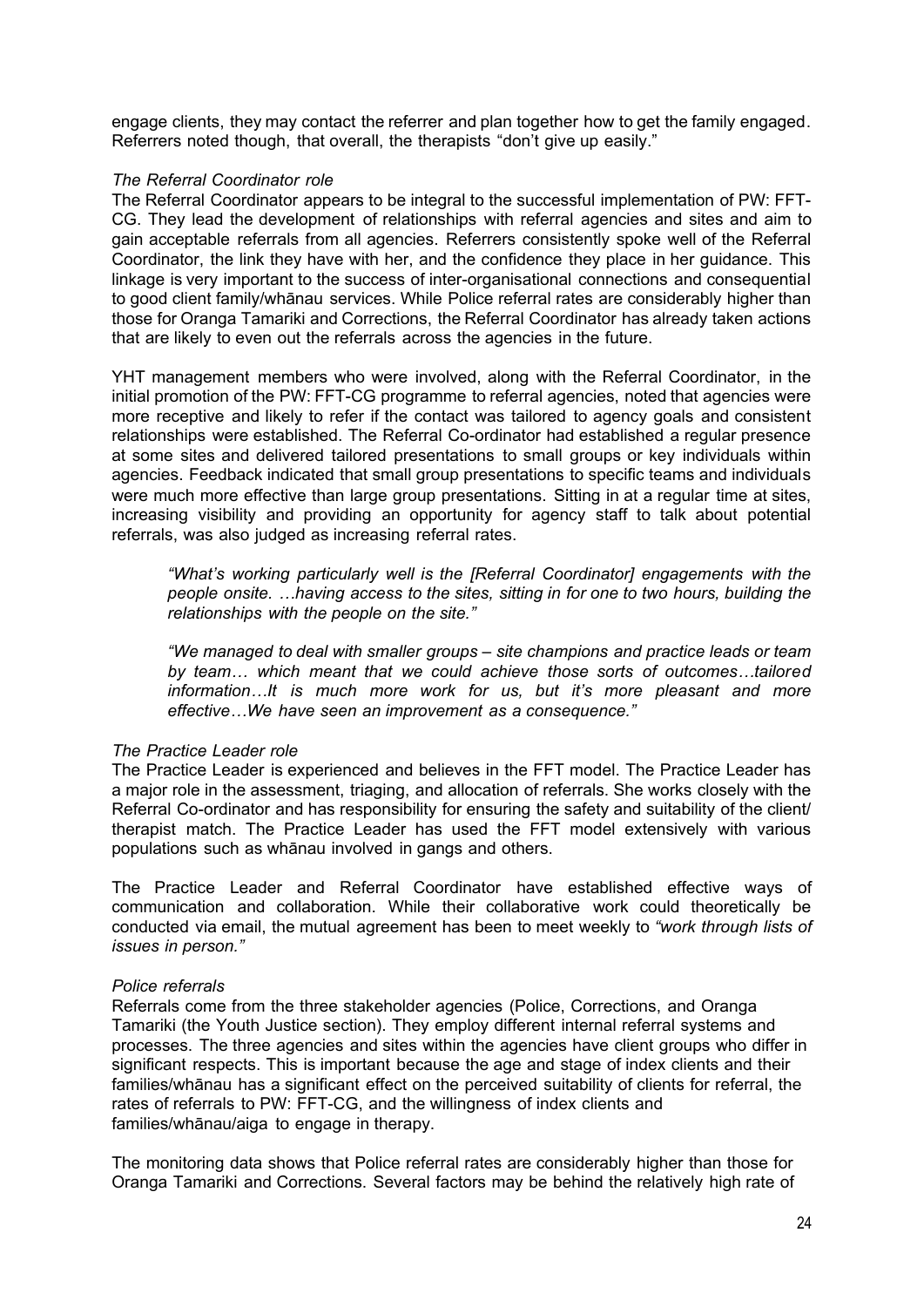engage clients, they may contact the referrer and plan together how to get the family engaged. Referrers noted though, that overall, the therapists "don't give up easily."

*The Referral Coordinator role*

The Referral Coordinator appears to be integral to the successful implementation of PW: FFT-CG. They lead the development of relationships with referral agencies and sites and aim to gain acceptable referrals from all agencies. Referrers consistently spoke well of the Referral Coordinator, the link they have with her, and the confidence they place in her guidance. This linkage is very important to the success of inter-organisational connections and consequential to good client family/whānau services. While Police referral rates are considerably higher than those for Oranga Tamariki and Corrections, the Referral Coordinator has already taken actions that are likely to even out the referrals across the agencies in the future.

YHT management members who were involved, along with the Referral Coordinator, in the initial promotion of the PW: FFT-CG programme to referral agencies, noted that agencies were more receptive and likely to refer if the contact was tailored to agency goals and consistent relationships were established. The Referral Co-ordinator had established a regular presence at some sites and delivered tailored presentations to small groups or key individuals within agencies. Feedback indicated that small group presentations to specific teams and individuals were much more effective than large group presentations. Sitting in at a regular time at sites, increasing visibility and providing an opportunity for agency staff to talk about potential referrals, was also judged as increasing referral rates.

> *"What's working particularly well is the [Referral Coordinator] engagements with the people onsite. …having access to the sites, sitting in for one to two hours, building the relationships with the people on the site."*

> *"We managed to deal with smaller groups – site champions and practice leads or team by team… which meant that we could achieve those sorts of outcomes…tailored information…It is much more work for us, but it's more pleasant and more effective…We have seen an improvement as a consequence."*

*The Practice Leader role*

The Practice Leader is experienced and believes in the FFT model. The Practice Leader has a major role in the assessment, triaging, and allocation of referrals. She works closely with the Referral Co-ordinator and has responsibility for ensuring the safety and suitability of the client/ therapist match. The Practice Leader has used the FFT model extensively with various populations such as whānau involved in gangs and others.

The Practice Leader and Referral Coordinator have established effective ways of communication and collaboration. While their collaborative work could theoretically be conducted via email, the mutual agreement has been to meet weekly to *"work through lists of issues in person."*

*Police referrals*

Referrals come from the three stakeholder agencies (Police, Corrections, and Oranga Tamariki (the Youth Justice section). They employ different internal referral systems and processes. The three agencies and sites within the agencies have client groups who differ in significant respects. This is important because the age and stage of index clients and their families/whānau has a significant effect on the perceived suitability of clients for referral, the rates of referrals to PW: FFT-CG, and the willingness of index clients and families/whānau/aiga to engage in therapy.

The monitoring data shows that Police referral rates are considerably higher than those for Oranga Tamariki and Corrections. Several factors may be behind the relatively high rate of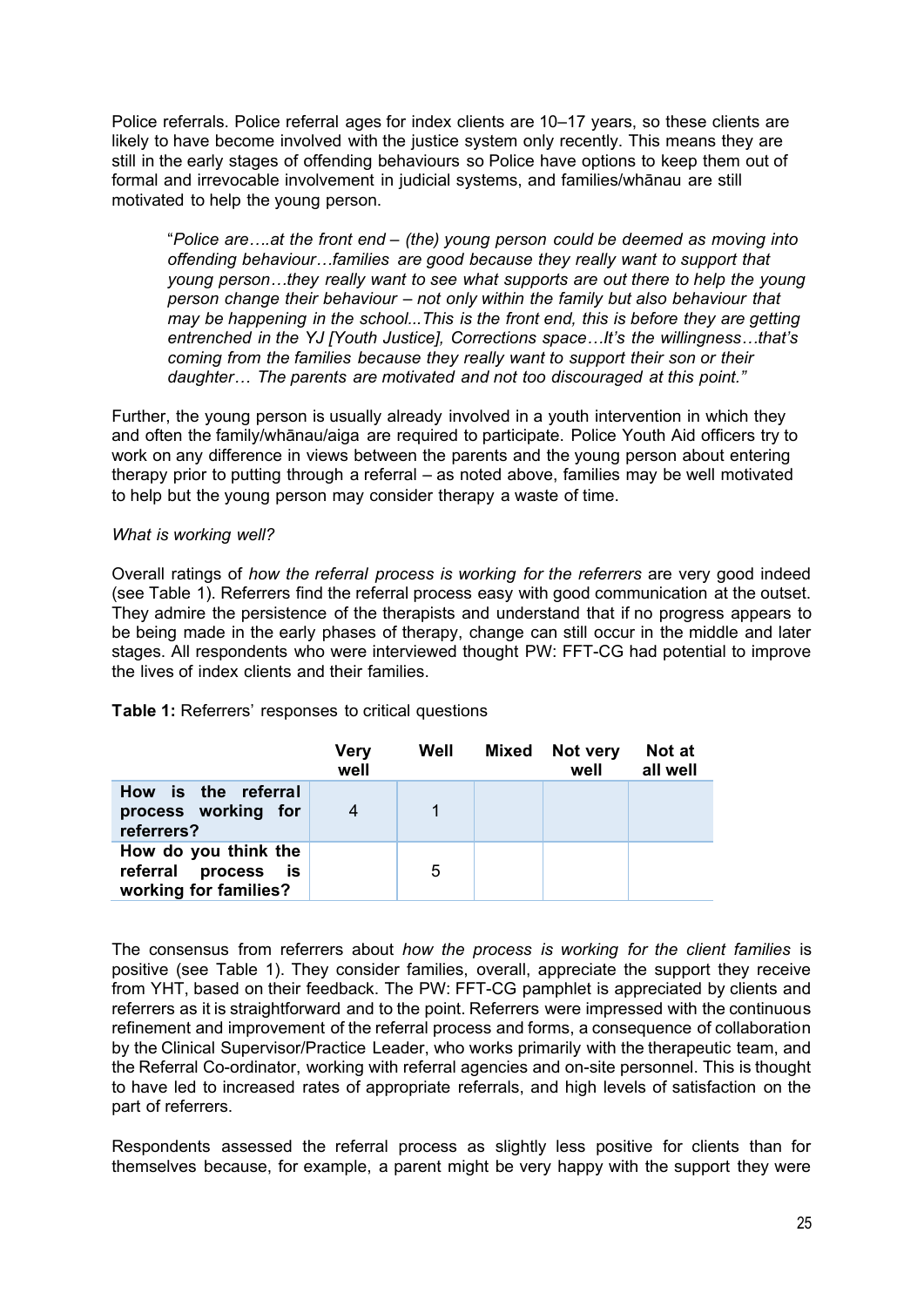Police referrals. Police referral ages for index clients are 10–17 years, so these clients are likely to have become involved with the justice system only recently. This means they are still in the early stages of offending behaviours so Police have options to keep them out of formal and irrevocable involvement in judicial systems, and families/whānau are still motivated to help the young person.

> "*Police are….at the front end – (the) young person could be deemed as moving into offending behaviour…families are good because they really want to support that young person…they really want to see what supports are out there to help the young person change their behaviour – not only within the family but also behaviour that may be happening in the school...This is the front end, this is before they are getting entrenched in the YJ [Youth Justice], Corrections space…It's the willingness…that's coming from the families because they really want to support their son or their daughter… The parents are motivated and not too discouraged at this point."*

Further, the young person is usually already involved in a youth intervention in which they and often the family/whānau/aiga are required to participate. Police Youth Aid officers try to work on any difference in views between the parents and the young person about entering therapy prior to putting through a referral – as noted above, families may be well motivated to help but the young person may consider therapy a waste of time.

*What is working well?*

Overall ratings of *how the referral process is working for the referrers* are very good indeed (see Table 1). Referrers find the referral process easy with good communication at the outset. They admire the persistence of the therapists and understand that if no progress appears to be being made in the early phases of therapy, change can still occur in the middle and later stages. All respondents who were interviewed thought PW: FFT-CG had potential to improve the lives of index clients and their families.

**Table 1:** Referrers' responses to critical questions

| | Very well | Well | Mixed | Not very well | Not at all well |
|---|---|---|---|---|---|
| **How is the referral process working for referrers?** | 4 | 1 | | | |
| **How do you think the referral process is working for families?** | | 5 | | | |

The consensus from referrers about *how the process is working for the client families* is positive (see Table 1). They consider families, overall, appreciate the support they receive from YHT, based on their feedback. The PW: FFT-CG pamphlet is appreciated by clients and referrers as it is straightforward and to the point. Referrers were impressed with the continuous refinement and improvement of the referral process and forms, a consequence of collaboration by the Clinical Supervisor/Practice Leader, who works primarily with the therapeutic team, and the Referral Co-ordinator, working with referral agencies and on-site personnel. This is thought to have led to increased rates of appropriate referrals, and high levels of satisfaction on the part of referrers.

Respondents assessed the referral process as slightly less positive for clients than for themselves because, for example, a parent might be very happy with the support they were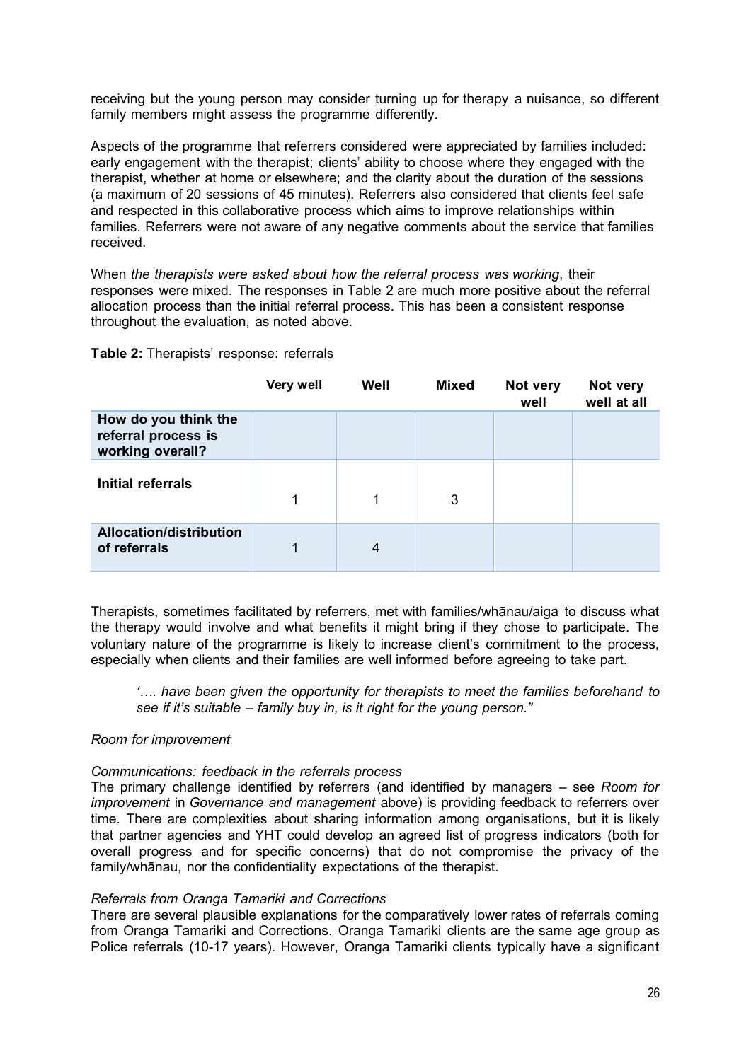receiving but the young person may consider turning up for therapy a nuisance, so different family members might assess the programme differently.

Aspects of the programme that referrers considered were appreciated by families included: early engagement with the therapist; clients' ability to choose where they engaged with the therapist, whether at home or elsewhere; and the clarity about the duration of the sessions (a maximum of 20 sessions of 45 minutes). Referrers also considered that clients feel safe and respected in this collaborative process which aims to improve relationships within families. Referrers were not aware of any negative comments about the service that families received.

When *the therapists were asked about how the referral process was working*, their responses were mixed. The responses in Table 2 are much more positive about the referral allocation process than the initial referral process. This has been a consistent response throughout the evaluation, as noted above.

**Table 2:** Therapists' response: referrals

| | Very well | Well | Mixed | Not very well | Not very well at all |
|---|---|---|---|---|---|
| **How do you think the referral process is working overall?** | | | | | |
| **Initial referrals** | 1 | 1 | 3 | | |
| **Allocation/distribution of referrals** | 1 | 4 | | | |

Therapists, sometimes facilitated by referrers, met with families/whānau/aiga to discuss what the therapy would involve and what benefits it might bring if they chose to participate. The voluntary nature of the programme is likely to increase client's commitment to the process, especially when clients and their families are well informed before agreeing to take part.

> *'…. have been given the opportunity for therapists to meet the families beforehand to see if it's suitable – family buy in, is it right for the young person."*

*Room for improvement*

*Communications: feedback in the referrals process*

The primary challenge identified by referrers (and identified by managers – see *Room for improvement* in *Governance and management* above) is providing feedback to referrers over time. There are complexities about sharing information among organisations, but it is likely that partner agencies and YHT could develop an agreed list of progress indicators (both for overall progress and for specific concerns) that do not compromise the privacy of the family/whānau, nor the confidentiality expectations of the therapist.

*Referrals from Oranga Tamariki and Corrections*

There are several plausible explanations for the comparatively lower rates of referrals coming from Oranga Tamariki and Corrections. Oranga Tamariki clients are the same age group as Police referrals (10-17 years). However, Oranga Tamariki clients typically have a significant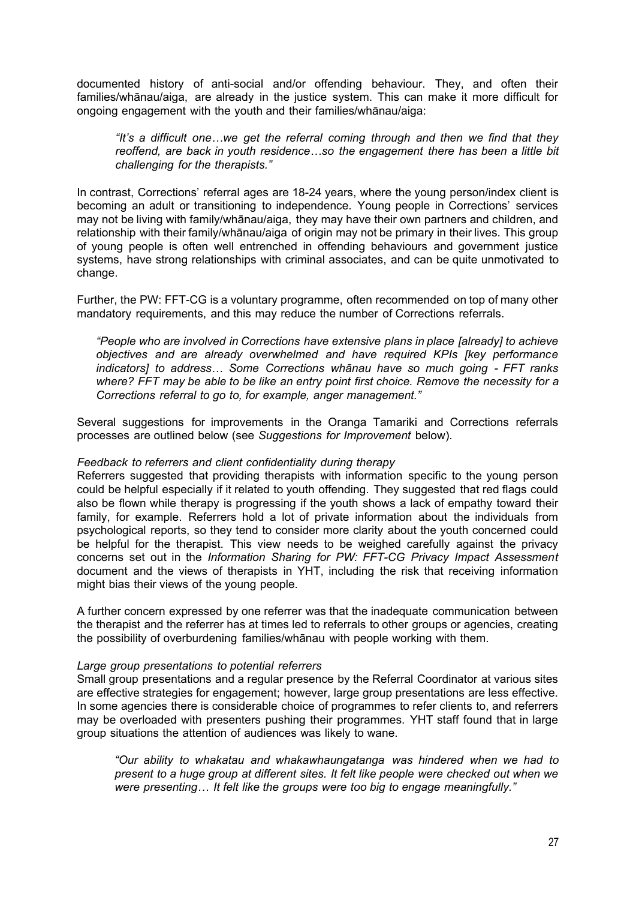documented history of anti-social and/or offending behaviour. They, and often their families/whānau/aiga, are already in the justice system. This can make it more difficult for ongoing engagement with the youth and their families/whānau/aiga:

> *"It's a difficult one…we get the referral coming through and then we find that they reoffend, are back in youth residence…so the engagement there has been a little bit challenging for the therapists."*

In contrast, Corrections' referral ages are 18-24 years, where the young person/index client is becoming an adult or transitioning to independence. Young people in Corrections' services may not be living with family/whānau/aiga, they may have their own partners and children, and relationship with their family/whānau/aiga of origin may not be primary in their lives. This group of young people is often well entrenched in offending behaviours and government justice systems, have strong relationships with criminal associates, and can be quite unmotivated to change.

Further, the PW: FFT-CG is a voluntary programme, often recommended on top of many other mandatory requirements, and this may reduce the number of Corrections referrals.

> *"People who are involved in Corrections have extensive plans in place [already] to achieve objectives and are already overwhelmed and have required KPIs [key performance indicators] to address… Some Corrections whānau have so much going - FFT ranks where? FFT may be able to be like an entry point first choice. Remove the necessity for a Corrections referral to go to, for example, anger management."*

Several suggestions for improvements in the Oranga Tamariki and Corrections referrals processes are outlined below (see *Suggestions for Improvement* below).

*Feedback to referrers and client confidentiality during therapy*

Referrers suggested that providing therapists with information specific to the young person could be helpful especially if it related to youth offending. They suggested that red flags could also be flown while therapy is progressing if the youth shows a lack of empathy toward their family, for example. Referrers hold a lot of private information about the individuals from psychological reports, so they tend to consider more clarity about the youth concerned could be helpful for the therapist. This view needs to be weighed carefully against the privacy concerns set out in the *Information Sharing for PW: FFT-CG Privacy Impact Assessment* document and the views of therapists in YHT, including the risk that receiving information might bias their views of the young people.

A further concern expressed by one referrer was that the inadequate communication between the therapist and the referrer has at times led to referrals to other groups or agencies, creating the possibility of overburdening families/whānau with people working with them.

*Large group presentations to potential referrers*

Small group presentations and a regular presence by the Referral Coordinator at various sites are effective strategies for engagement; however, large group presentations are less effective. In some agencies there is considerable choice of programmes to refer clients to, and referrers may be overloaded with presenters pushing their programmes. YHT staff found that in large group situations the attention of audiences was likely to wane.

> *"Our ability to whakatau and whakawhaungatanga was hindered when we had to present to a huge group at different sites. It felt like people were checked out when we were presenting… It felt like the groups were too big to engage meaningfully."*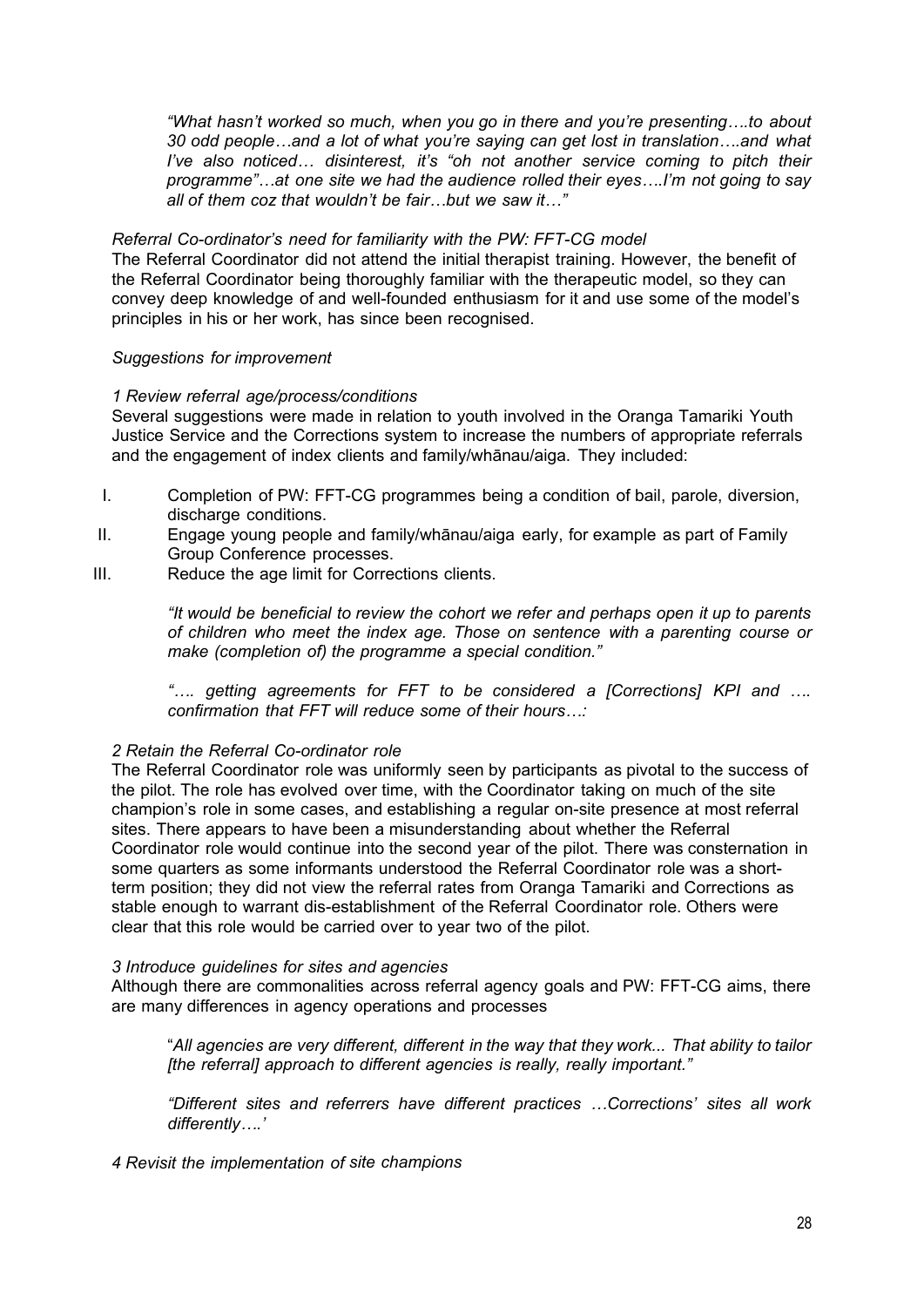> *"What hasn't worked so much, when you go in there and you're presenting….to about 30 odd people…and a lot of what you're saying can get lost in translation….and what I've also noticed… disinterest, it's "oh not another service coming to pitch their programme"…at one site we had the audience rolled their eyes….I'm not going to say all of them coz that wouldn't be fair…but we saw it…"*

*Referral Co-ordinator's need for familiarity with the PW: FFT-CG model*

The Referral Coordinator did not attend the initial therapist training. However, the benefit of the Referral Coordinator being thoroughly familiar with the therapeutic model, so they can convey deep knowledge of and well-founded enthusiasm for it and use some of the model's principles in his or her work, has since been recognised.

*Suggestions for improvement*

*1 Review referral age/process/conditions*

Several suggestions were made in relation to youth involved in the Oranga Tamariki Youth Justice Service and the Corrections system to increase the numbers of appropriate referrals and the engagement of index clients and family/whānau/aiga. They included:

I. Completion of PW: FFT-CG programmes being a condition of bail, parole, diversion, discharge conditions.
II. Engage young people and family/whānau/aiga early, for example as part of Family Group Conference processes.
III. Reduce the age limit for Corrections clients.

> *"It would be beneficial to review the cohort we refer and perhaps open it up to parents of children who meet the index age. Those on sentence with a parenting course or make (completion of) the programme a special condition."*

> *"…. getting agreements for FFT to be considered a [Corrections] KPI and …. confirmation that FFT will reduce some of their hours….:*

*2 Retain the Referral Co-ordinator role*

The Referral Coordinator role was uniformly seen by participants as pivotal to the success of the pilot. The role has evolved over time, with the Coordinator taking on much of the site champion's role in some cases, and establishing a regular on-site presence at most referral sites. There appears to have been a misunderstanding about whether the Referral Coordinator role would continue into the second year of the pilot. There was consternation in some quarters as some informants understood the Referral Coordinator role was a short-term position; they did not view the referral rates from Oranga Tamariki and Corrections as stable enough to warrant dis-establishment of the Referral Coordinator role. Others were clear that this role would be carried over to year two of the pilot.

*3 Introduce guidelines for sites and agencies*

Although there are commonalities across referral agency goals and PW: FFT-CG aims, there are many differences in agency operations and processes

> "*All agencies are very different, different in the way that they work... That ability to tailor [the referral] approach to different agencies is really, really important."*

> *"Different sites and referrers have different practices …Corrections' sites all work differently….'*

*4 Revisit the implementation of site champions*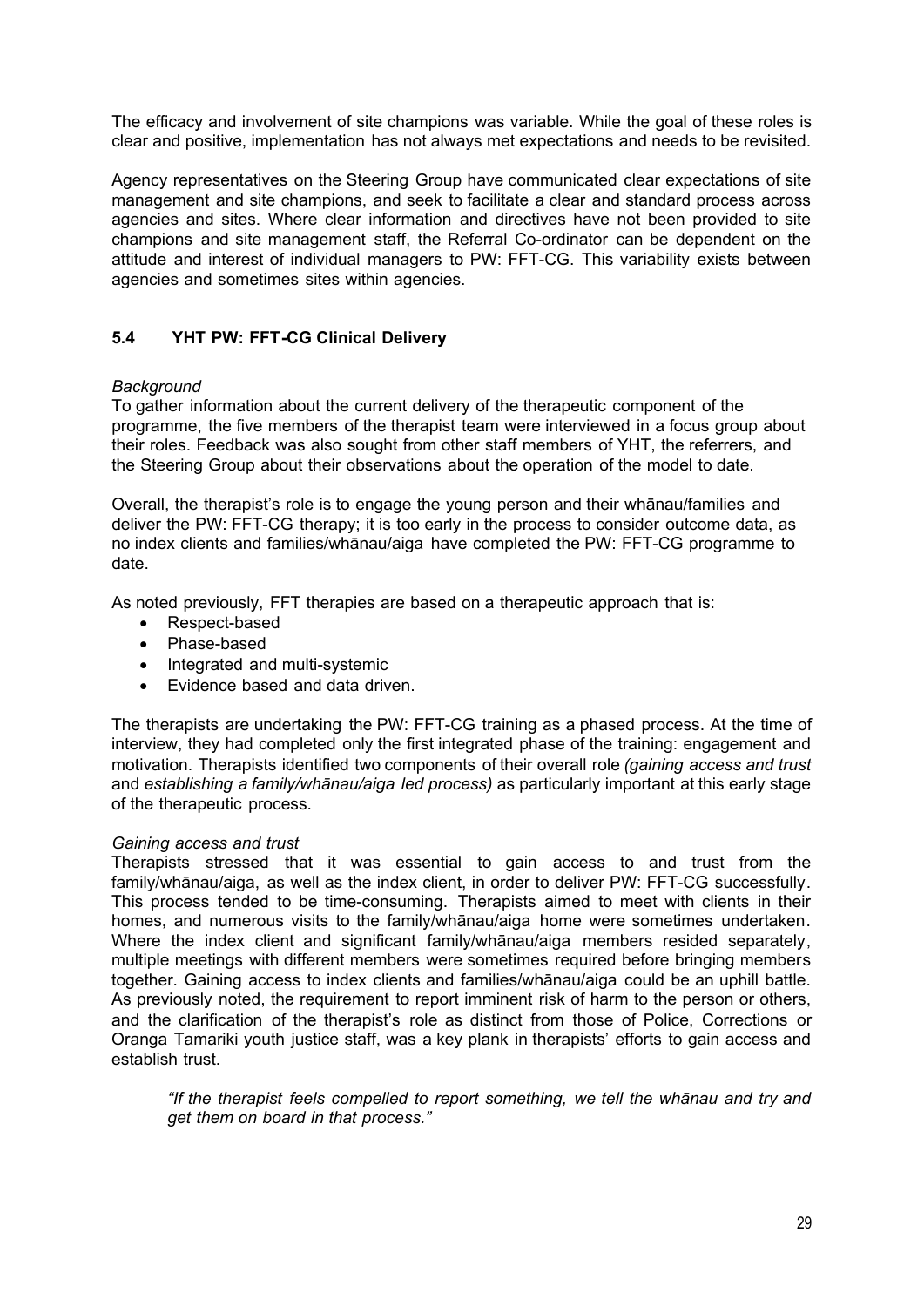The efficacy and involvement of site champions was variable. While the goal of these roles is clear and positive, implementation has not always met expectations and needs to be revisited.

Agency representatives on the Steering Group have communicated clear expectations of site management and site champions, and seek to facilitate a clear and standard process across agencies and sites. Where clear information and directives have not been provided to site champions and site management staff, the Referral Co-ordinator can be dependent on the attitude and interest of individual managers to PW: FFT-CG. This variability exists between agencies and sometimes sites within agencies.

### 5.4 YHT PW: FFT-CG Clinical Delivery

*Background*

To gather information about the current delivery of the therapeutic component of the programme, the five members of the therapist team were interviewed in a focus group about their roles. Feedback was also sought from other staff members of YHT, the referrers, and the Steering Group about their observations about the operation of the model to date.

Overall, the therapist's role is to engage the young person and their whānau/families and deliver the PW: FFT-CG therapy; it is too early in the process to consider outcome data, as no index clients and families/whānau/aiga have completed the PW: FFT-CG programme to date.

As noted previously, FFT therapies are based on a therapeutic approach that is:

- Respect-based
- Phase-based
- Integrated and multi-systemic
- Evidence based and data driven.

The therapists are undertaking the PW: FFT-CG training as a phased process. At the time of interview, they had completed only the first integrated phase of the training: engagement and motivation. Therapists identified two components of their overall role *(gaining access and trust* and *establishing a family/whānau/aiga led process)* as particularly important at this early stage of the therapeutic process.

*Gaining access and trust*

Therapists stressed that it was essential to gain access to and trust from the family/whānau/aiga, as well as the index client, in order to deliver PW: FFT-CG successfully. This process tended to be time-consuming. Therapists aimed to meet with clients in their homes, and numerous visits to the family/whānau/aiga home were sometimes undertaken. Where the index client and significant family/whānau/aiga members resided separately, multiple meetings with different members were sometimes required before bringing members together. Gaining access to index clients and families/whānau/aiga could be an uphill battle. As previously noted, the requirement to report imminent risk of harm to the person or others, and the clarification of the therapist's role as distinct from those of Police, Corrections or Oranga Tamariki youth justice staff, was a key plank in therapists' efforts to gain access and establish trust.

> *"If the therapist feels compelled to report something, we tell the whānau and try and get them on board in that process."*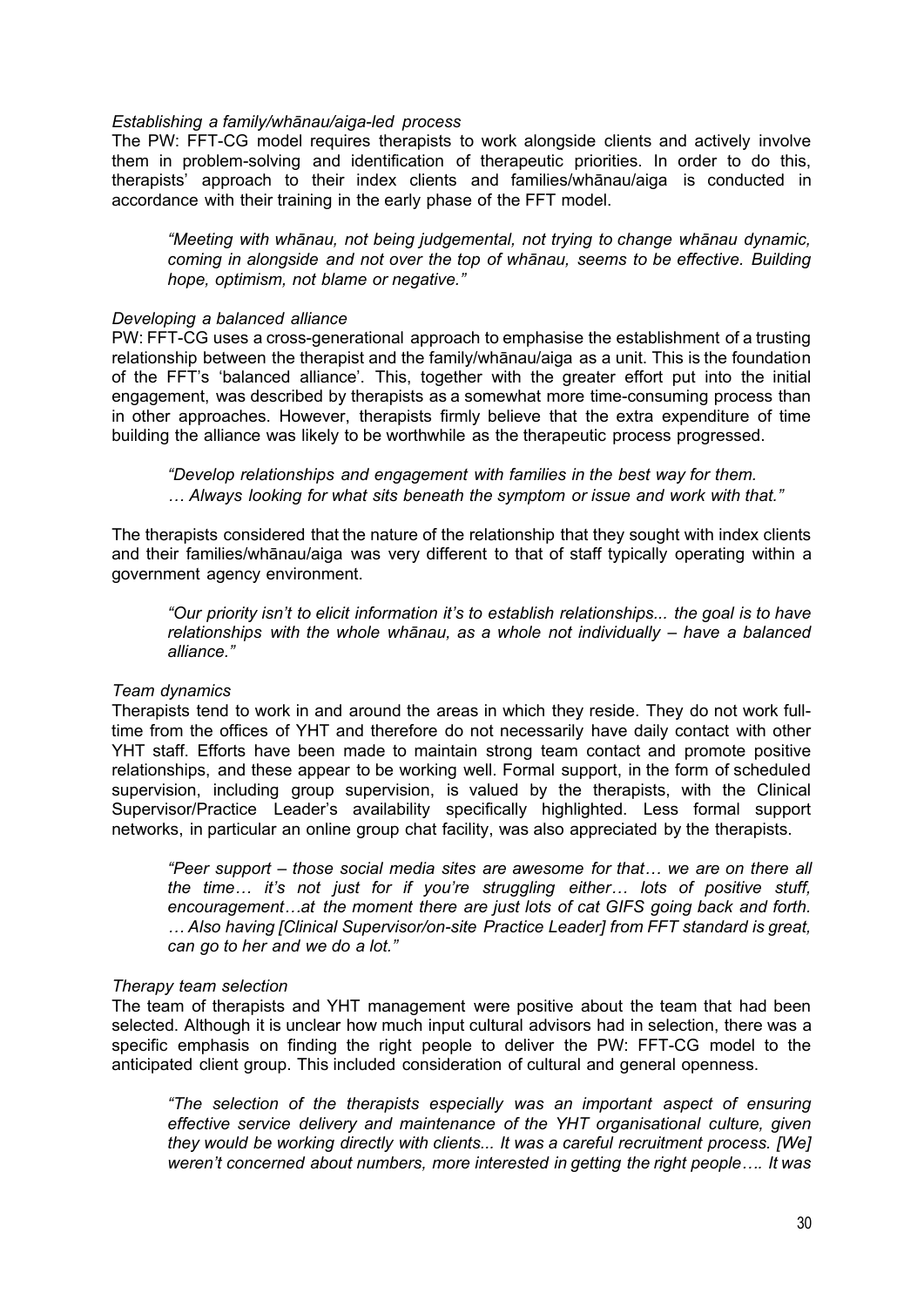*Establishing a family/whānau/aiga-led process*

The PW: FFT-CG model requires therapists to work alongside clients and actively involve them in problem-solving and identification of therapeutic priorities. In order to do this, therapists' approach to their index clients and families/whānau/aiga is conducted in accordance with their training in the early phase of the FFT model.

> *"Meeting with whānau, not being judgemental, not trying to change whānau dynamic, coming in alongside and not over the top of whānau, seems to be effective. Building hope, optimism, not blame or negative."*

*Developing a balanced alliance*

PW: FFT-CG uses a cross-generational approach to emphasise the establishment of a trusting relationship between the therapist and the family/whānau/aiga as a unit. This is the foundation of the FFT's 'balanced alliance'. This, together with the greater effort put into the initial engagement, was described by therapists as a somewhat more time-consuming process than in other approaches. However, therapists firmly believe that the extra expenditure of time building the alliance was likely to be worthwhile as the therapeutic process progressed.

> *"Develop relationships and engagement with families in the best way for them.*
> *… Always looking for what sits beneath the symptom or issue and work with that."*

The therapists considered that the nature of the relationship that they sought with index clients and their families/whānau/aiga was very different to that of staff typically operating within a government agency environment.

> *"Our priority isn't to elicit information it's to establish relationships... the goal is to have relationships with the whole whānau, as a whole not individually – have a balanced alliance."*

*Team dynamics*

Therapists tend to work in and around the areas in which they reside. They do not work full-time from the offices of YHT and therefore do not necessarily have daily contact with other YHT staff. Efforts have been made to maintain strong team contact and promote positive relationships, and these appear to be working well. Formal support, in the form of scheduled supervision, including group supervision, is valued by the therapists, with the Clinical Supervisor/Practice Leader's availability specifically highlighted. Less formal support networks, in particular an online group chat facility, was also appreciated by the therapists.

> *"Peer support – those social media sites are awesome for that… we are on there all the time… it's not just for if you're struggling either… lots of positive stuff, encouragement…at the moment there are just lots of cat GIFS going back and forth. … Also having [Clinical Supervisor/on-site Practice Leader] from FFT standard is great, can go to her and we do a lot."*

*Therapy team selection*

The team of therapists and YHT management were positive about the team that had been selected. Although it is unclear how much input cultural advisors had in selection, there was a specific emphasis on finding the right people to deliver the PW: FFT-CG model to the anticipated client group. This included consideration of cultural and general openness.

> *"The selection of the therapists especially was an important aspect of ensuring effective service delivery and maintenance of the YHT organisational culture, given they would be working directly with clients... It was a careful recruitment process. [We] weren't concerned about numbers, more interested in getting the right people…. It was*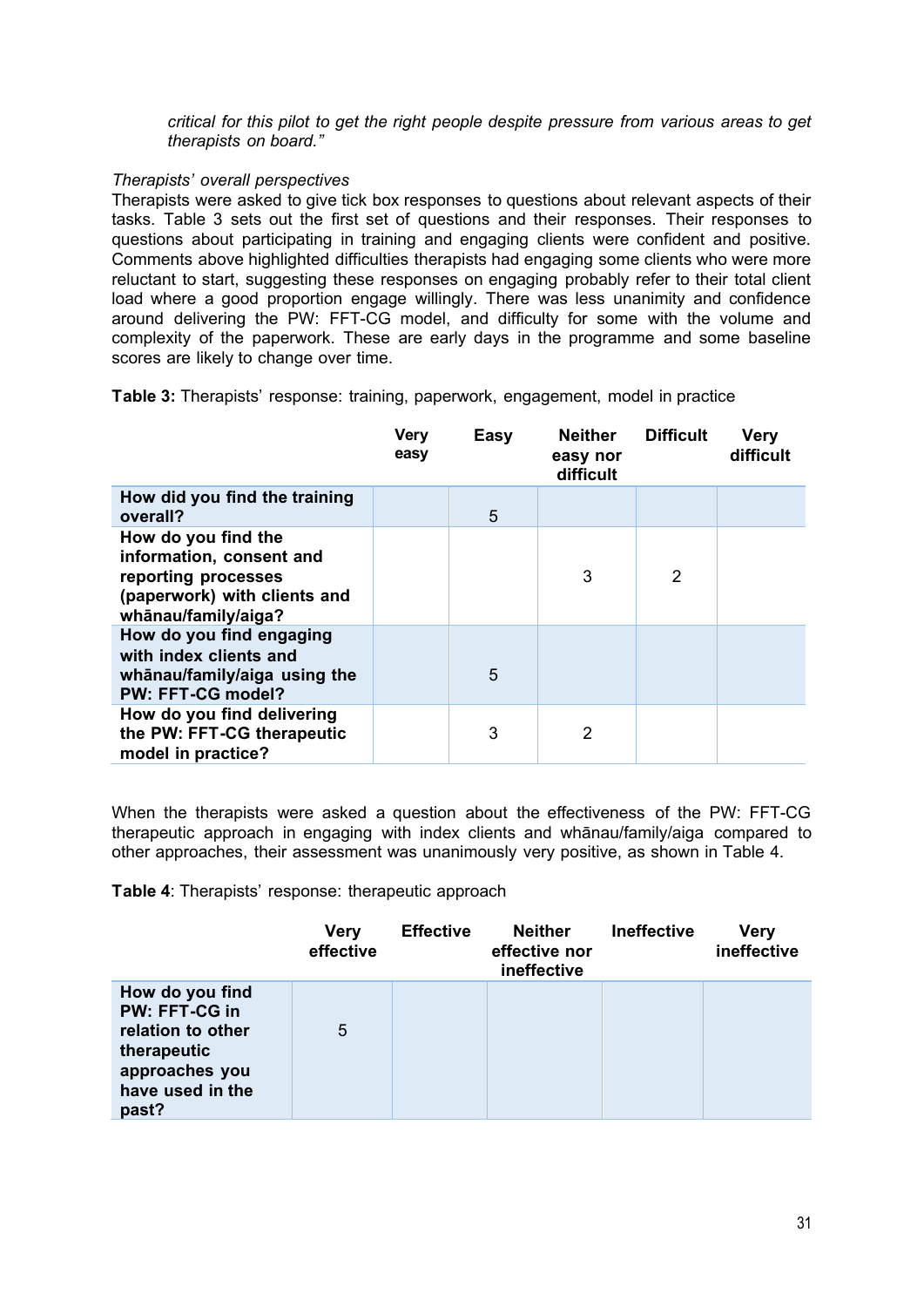*critical for this pilot to get the right people despite pressure from various areas to get therapists on board."*

*Therapists' overall perspectives*

Therapists were asked to give tick box responses to questions about relevant aspects of their tasks. Table 3 sets out the first set of questions and their responses. Their responses to questions about participating in training and engaging clients were confident and positive. Comments above highlighted difficulties therapists had engaging some clients who were more reluctant to start, suggesting these responses on engaging probably refer to their total client load where a good proportion engage willingly. There was less unanimity and confidence around delivering the PW: FFT-CG model, and difficulty for some with the volume and complexity of the paperwork. These are early days in the programme and some baseline scores are likely to change over time.

**Table 3:** Therapists' response: training, paperwork, engagement, model in practice

| | Very easy | Easy | Neither easy nor difficult | Difficult | Very difficult |
|---|---|---|---|---|---|
| **How did you find the training overall?** | | 5 | | | |
| **How do you find the information, consent and reporting processes (paperwork) with clients and whānau/family/aiga?** | | | 3 | 2 | |
| **How do you find engaging with index clients and whānau/family/aiga using the PW: FFT-CG model?** | | 5 | | | |
| **How do you find delivering the PW: FFT-CG therapeutic model in practice?** | | 3 | 2 | | |

When the therapists were asked a question about the effectiveness of the PW: FFT-CG therapeutic approach in engaging with index clients and whānau/family/aiga compared to other approaches, their assessment was unanimously very positive, as shown in Table 4.

**Table 4**: Therapists' response: therapeutic approach

| | Very effective | Effective | Neither effective nor ineffective | Ineffective | Very ineffective |
|---|---|---|---|---|---|
| **How do you find PW: FFT-CG in relation to other therapeutic approaches you have used in the past?** | 5 | | | | |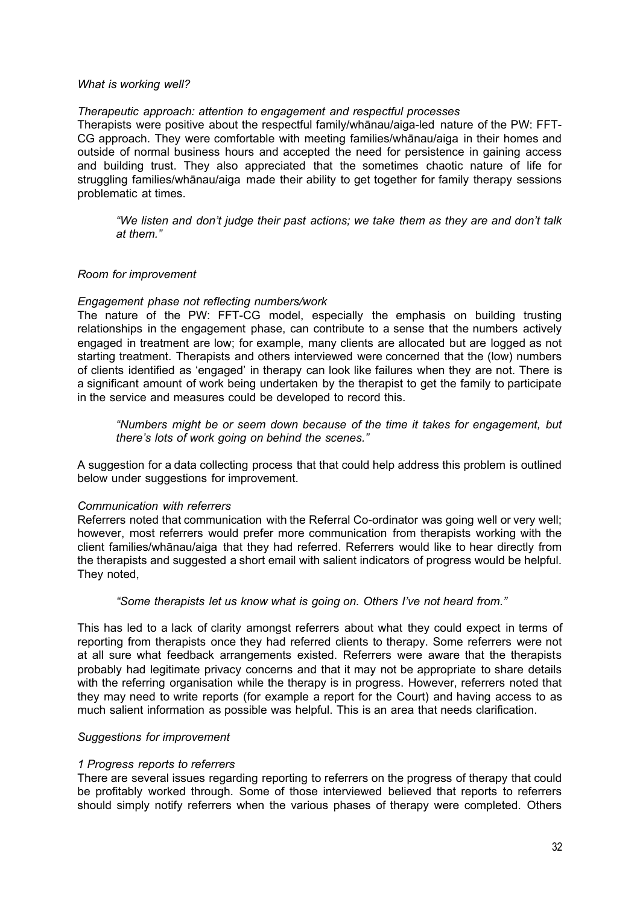*What is working well?*

*Therapeutic approach: attention to engagement and respectful processes*

Therapists were positive about the respectful family/whānau/aiga-led nature of the PW: FFT-CG approach. They were comfortable with meeting families/whānau/aiga in their homes and outside of normal business hours and accepted the need for persistence in gaining access and building trust. They also appreciated that the sometimes chaotic nature of life for struggling families/whānau/aiga made their ability to get together for family therapy sessions problematic at times.

> *"We listen and don't judge their past actions; we take them as they are and don't talk at them."*

*Room for improvement*

*Engagement phase not reflecting numbers/work*

The nature of the PW: FFT-CG model, especially the emphasis on building trusting relationships in the engagement phase, can contribute to a sense that the numbers actively engaged in treatment are low; for example, many clients are allocated but are logged as not starting treatment. Therapists and others interviewed were concerned that the (low) numbers of clients identified as 'engaged' in therapy can look like failures when they are not. There is a significant amount of work being undertaken by the therapist to get the family to participate in the service and measures could be developed to record this.

> *"Numbers might be or seem down because of the time it takes for engagement, but there's lots of work going on behind the scenes."*

A suggestion for a data collecting process that that could help address this problem is outlined below under suggestions for improvement.

*Communication with referrers*

Referrers noted that communication with the Referral Co-ordinator was going well or very well; however, most referrers would prefer more communication from therapists working with the client families/whānau/aiga that they had referred. Referrers would like to hear directly from the therapists and suggested a short email with salient indicators of progress would be helpful. They noted,

> *"Some therapists let us know what is going on. Others I've not heard from."*

This has led to a lack of clarity amongst referrers about what they could expect in terms of reporting from therapists once they had referred clients to therapy. Some referrers were not at all sure what feedback arrangements existed. Referrers were aware that the therapists probably had legitimate privacy concerns and that it may not be appropriate to share details with the referring organisation while the therapy is in progress. However, referrers noted that they may need to write reports (for example a report for the Court) and having access to as much salient information as possible was helpful. This is an area that needs clarification.

*Suggestions for improvement*

*1 Progress reports to referrers*

There are several issues regarding reporting to referrers on the progress of therapy that could be profitably worked through. Some of those interviewed believed that reports to referrers should simply notify referrers when the various phases of therapy were completed. Others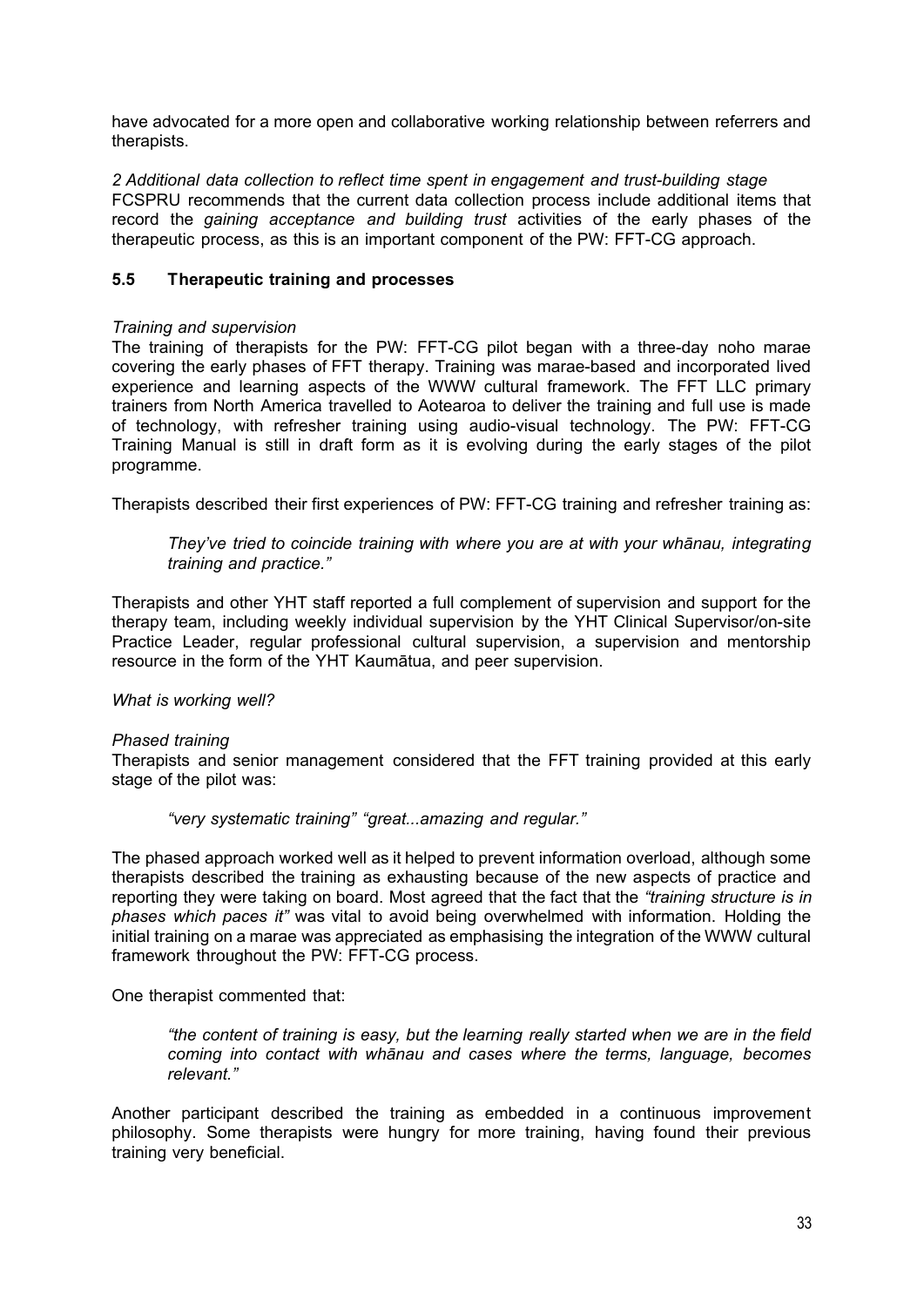have advocated for a more open and collaborative working relationship between referrers and therapists.

*2 Additional data collection to reflect time spent in engagement and trust-building stage*
FCSPRU recommends that the current data collection process include additional items that record the *gaining acceptance and building trust* activities of the early phases of the therapeutic process, as this is an important component of the PW: FFT-CG approach.

### 5.5 Therapeutic training and processes

*Training and supervision*
The training of therapists for the PW: FFT-CG pilot began with a three-day noho marae covering the early phases of FFT therapy. Training was marae-based and incorporated lived experience and learning aspects of the WWW cultural framework. The FFT LLC primary trainers from North America travelled to Aotearoa to deliver the training and full use is made of technology, with refresher training using audio-visual technology. The PW: FFT-CG Training Manual is still in draft form as it is evolving during the early stages of the pilot programme.

Therapists described their first experiences of PW: FFT-CG training and refresher training as:

> *They've tried to coincide training with where you are at with your whānau, integrating training and practice."*

Therapists and other YHT staff reported a full complement of supervision and support for the therapy team, including weekly individual supervision by the YHT Clinical Supervisor/on-site Practice Leader, regular professional cultural supervision, a supervision and mentorship resource in the form of the YHT Kaumātua, and peer supervision.

*What is working well?*

*Phased training*
Therapists and senior management considered that the FFT training provided at this early stage of the pilot was:

> *"very systematic training" "great...amazing and regular."*

The phased approach worked well as it helped to prevent information overload, although some therapists described the training as exhausting because of the new aspects of practice and reporting they were taking on board. Most agreed that the fact that the *"training structure is in phases which paces it"* was vital to avoid being overwhelmed with information. Holding the initial training on a marae was appreciated as emphasising the integration of the WWW cultural framework throughout the PW: FFT-CG process.

One therapist commented that:

> *"the content of training is easy, but the learning really started when we are in the field coming into contact with whānau and cases where the terms, language, becomes relevant."*

Another participant described the training as embedded in a continuous improvement philosophy. Some therapists were hungry for more training, having found their previous training very beneficial.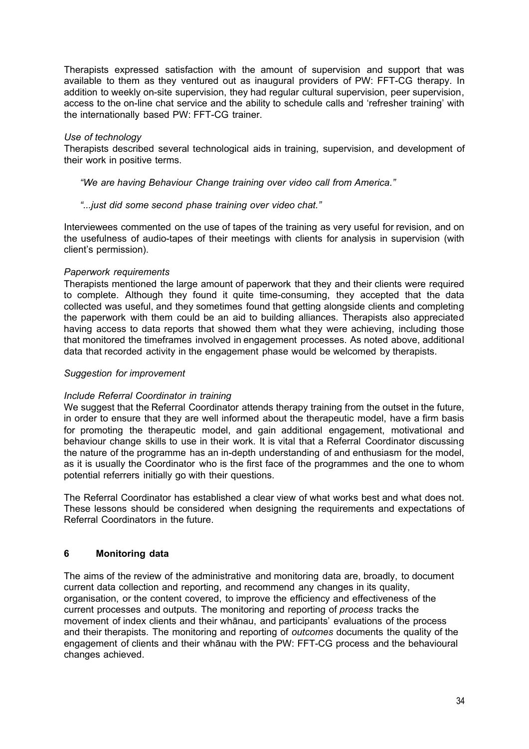Therapists expressed satisfaction with the amount of supervision and support that was available to them as they ventured out as inaugural providers of PW: FFT-CG therapy. In addition to weekly on-site supervision, they had regular cultural supervision, peer supervision, access to the on-line chat service and the ability to schedule calls and 'refresher training' with the internationally based PW: FFT-CG trainer.

*Use of technology*

Therapists described several technological aids in training, supervision, and development of their work in positive terms.

> *"We are having Behaviour Change training over video call from America."*
>
> *"...just did some second phase training over video chat."*

Interviewees commented on the use of tapes of the training as very useful for revision, and on the usefulness of audio-tapes of their meetings with clients for analysis in supervision (with client's permission).

*Paperwork requirements*

Therapists mentioned the large amount of paperwork that they and their clients were required to complete. Although they found it quite time-consuming, they accepted that the data collected was useful, and they sometimes found that getting alongside clients and completing the paperwork with them could be an aid to building alliances. Therapists also appreciated having access to data reports that showed them what they were achieving, including those that monitored the timeframes involved in engagement processes. As noted above, additional data that recorded activity in the engagement phase would be welcomed by therapists.

*Suggestion for improvement*

*Include Referral Coordinator in training*

We suggest that the Referral Coordinator attends therapy training from the outset in the future, in order to ensure that they are well informed about the therapeutic model, have a firm basis for promoting the therapeutic model, and gain additional engagement, motivational and behaviour change skills to use in their work. It is vital that a Referral Coordinator discussing the nature of the programme has an in-depth understanding of and enthusiasm for the model, as it is usually the Coordinator who is the first face of the programmes and the one to whom potential referrers initially go with their questions.

The Referral Coordinator has established a clear view of what works best and what does not. These lessons should be considered when designing the requirements and expectations of Referral Coordinators in the future.

## 6 Monitoring data

The aims of the review of the administrative and monitoring data are, broadly, to document current data collection and reporting, and recommend any changes in its quality, organisation, or the content covered, to improve the efficiency and effectiveness of the current processes and outputs. The monitoring and reporting of *process* tracks the movement of index clients and their whānau, and participants' evaluations of the process and their therapists. The monitoring and reporting of *outcomes* documents the quality of the engagement of clients and their whānau with the PW: FFT-CG process and the behavioural changes achieved.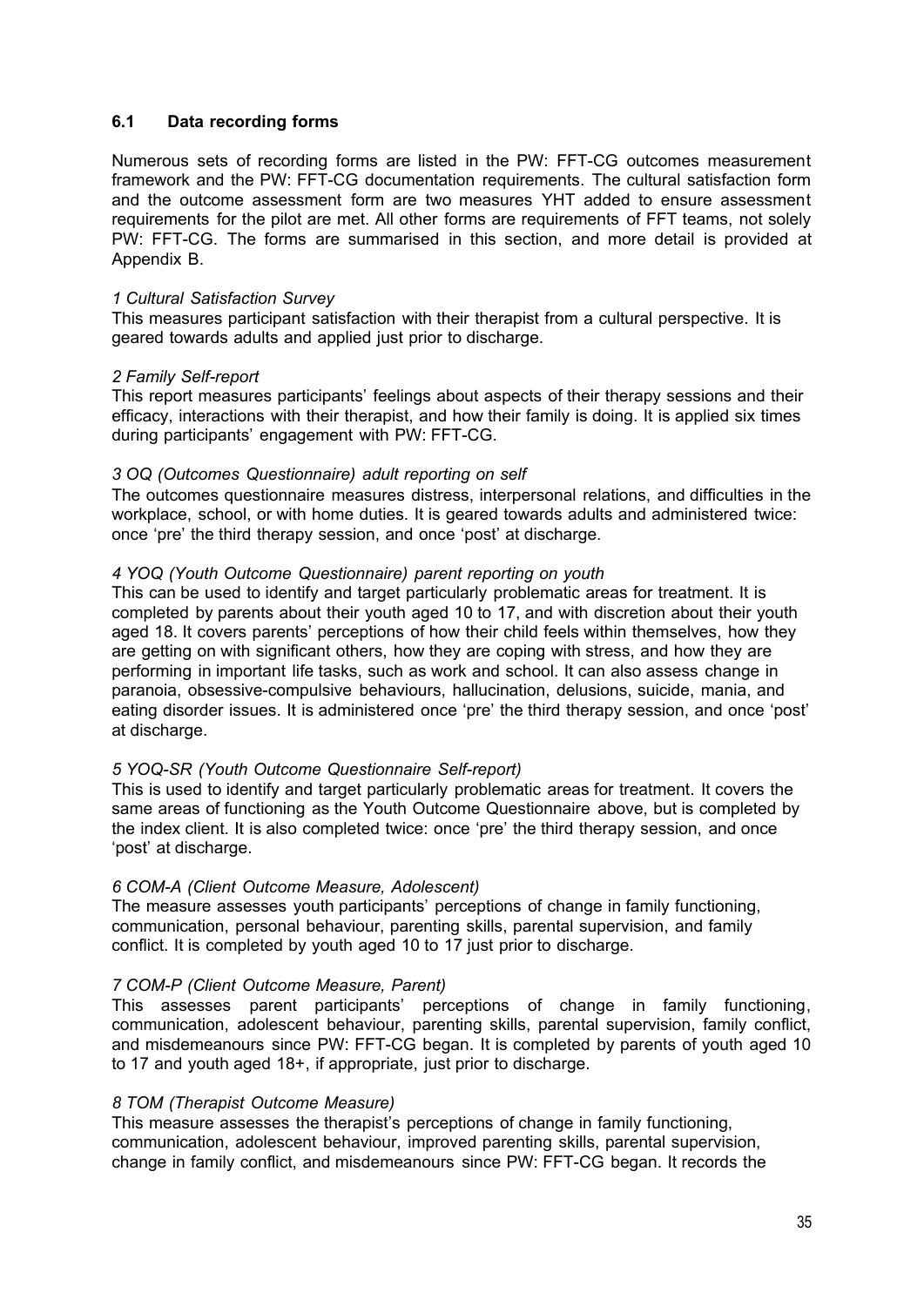### 6.1 Data recording forms

Numerous sets of recording forms are listed in the PW: FFT-CG outcomes measurement framework and the PW: FFT-CG documentation requirements. The cultural satisfaction form and the outcome assessment form are two measures YHT added to ensure assessment requirements for the pilot are met. All other forms are requirements of FFT teams, not solely PW: FFT-CG. The forms are summarised in this section, and more detail is provided at Appendix B.

*1 Cultural Satisfaction Survey*
This measures participant satisfaction with their therapist from a cultural perspective. It is geared towards adults and applied just prior to discharge.

*2 Family Self-report*
This report measures participants' feelings about aspects of their therapy sessions and their efficacy, interactions with their therapist, and how their family is doing. It is applied six times during participants' engagement with PW: FFT-CG.

*3 OQ (Outcomes Questionnaire) adult reporting on self*
The outcomes questionnaire measures distress, interpersonal relations, and difficulties in the workplace, school, or with home duties. It is geared towards adults and administered twice: once 'pre' the third therapy session, and once 'post' at discharge.

*4 YOQ (Youth Outcome Questionnaire) parent reporting on youth*
This can be used to identify and target particularly problematic areas for treatment. It is completed by parents about their youth aged 10 to 17, and with discretion about their youth aged 18. It covers parents' perceptions of how their child feels within themselves, how they are getting on with significant others, how they are coping with stress, and how they are performing in important life tasks, such as work and school. It can also assess change in paranoia, obsessive-compulsive behaviours, hallucination, delusions, suicide, mania, and eating disorder issues. It is administered once 'pre' the third therapy session, and once 'post' at discharge.

*5 YOQ-SR (Youth Outcome Questionnaire Self-report)*
This is used to identify and target particularly problematic areas for treatment. It covers the same areas of functioning as the Youth Outcome Questionnaire above, but is completed by the index client. It is also completed twice: once 'pre' the third therapy session, and once 'post' at discharge.

*6 COM-A (Client Outcome Measure, Adolescent)*
The measure assesses youth participants' perceptions of change in family functioning, communication, personal behaviour, parenting skills, parental supervision, and family conflict. It is completed by youth aged 10 to 17 just prior to discharge.

*7 COM-P (Client Outcome Measure, Parent)*
This assesses parent participants' perceptions of change in family functioning, communication, adolescent behaviour, parenting skills, parental supervision, family conflict, and misdemeanours since PW: FFT-CG began. It is completed by parents of youth aged 10 to 17 and youth aged 18+, if appropriate, just prior to discharge.

*8 TOM (Therapist Outcome Measure)*
This measure assesses the therapist's perceptions of change in family functioning, communication, adolescent behaviour, improved parenting skills, parental supervision, change in family conflict, and misdemeanours since PW: FFT-CG began. It records the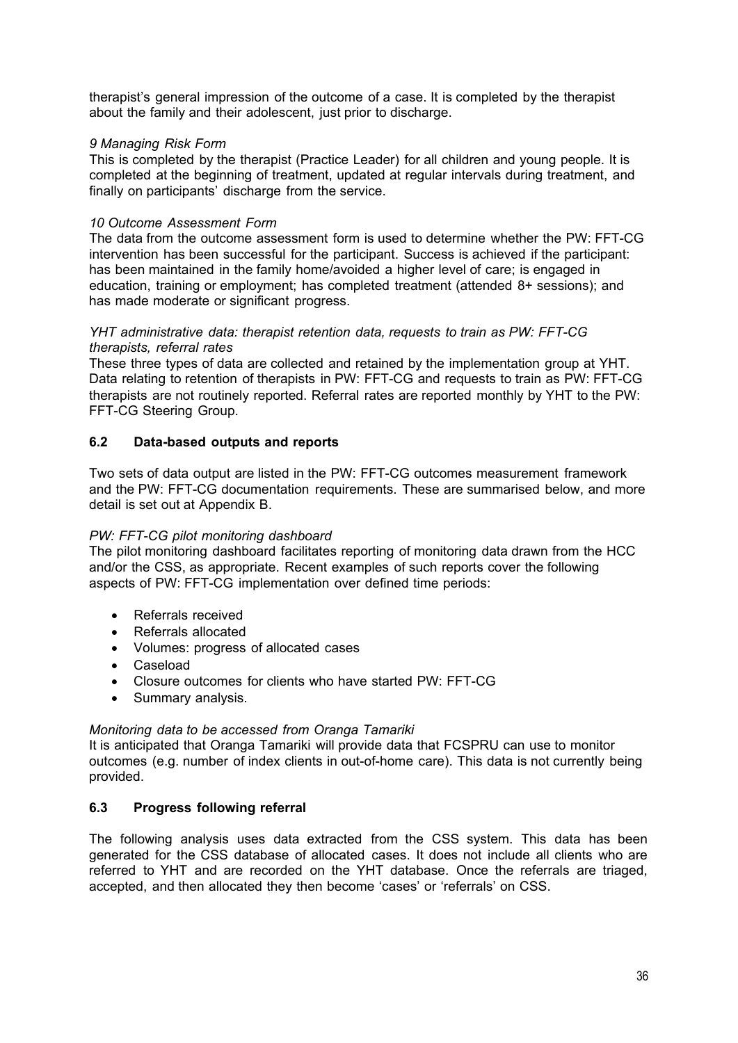therapist's general impression of the outcome of a case. It is completed by the therapist about the family and their adolescent, just prior to discharge.

*9 Managing Risk Form*

This is completed by the therapist (Practice Leader) for all children and young people. It is completed at the beginning of treatment, updated at regular intervals during treatment, and finally on participants' discharge from the service.

*10 Outcome Assessment Form*

The data from the outcome assessment form is used to determine whether the PW: FFT-CG intervention has been successful for the participant. Success is achieved if the participant: has been maintained in the family home/avoided a higher level of care; is engaged in education, training or employment; has completed treatment (attended 8+ sessions); and has made moderate or significant progress.

*YHT administrative data: therapist retention data, requests to train as PW: FFT-CG therapists, referral rates*

These three types of data are collected and retained by the implementation group at YHT. Data relating to retention of therapists in PW: FFT-CG and requests to train as PW: FFT-CG therapists are not routinely reported. Referral rates are reported monthly by YHT to the PW: FFT-CG Steering Group.

### 6.2 Data-based outputs and reports

Two sets of data output are listed in the PW: FFT-CG outcomes measurement framework and the PW: FFT-CG documentation requirements. These are summarised below, and more detail is set out at Appendix B.

*PW: FFT-CG pilot monitoring dashboard*

The pilot monitoring dashboard facilitates reporting of monitoring data drawn from the HCC and/or the CSS, as appropriate. Recent examples of such reports cover the following aspects of PW: FFT-CG implementation over defined time periods:

- Referrals received
- Referrals allocated
- Volumes: progress of allocated cases
- Caseload
- Closure outcomes for clients who have started PW: FFT-CG
- Summary analysis.

*Monitoring data to be accessed from Oranga Tamariki*

It is anticipated that Oranga Tamariki will provide data that FCSPRU can use to monitor outcomes (e.g. number of index clients in out-of-home care). This data is not currently being provided.

### 6.3 Progress following referral

The following analysis uses data extracted from the CSS system. This data has been generated for the CSS database of allocated cases. It does not include all clients who are referred to YHT and are recorded on the YHT database. Once the referrals are triaged, accepted, and then allocated they then become 'cases' or 'referrals' on CSS.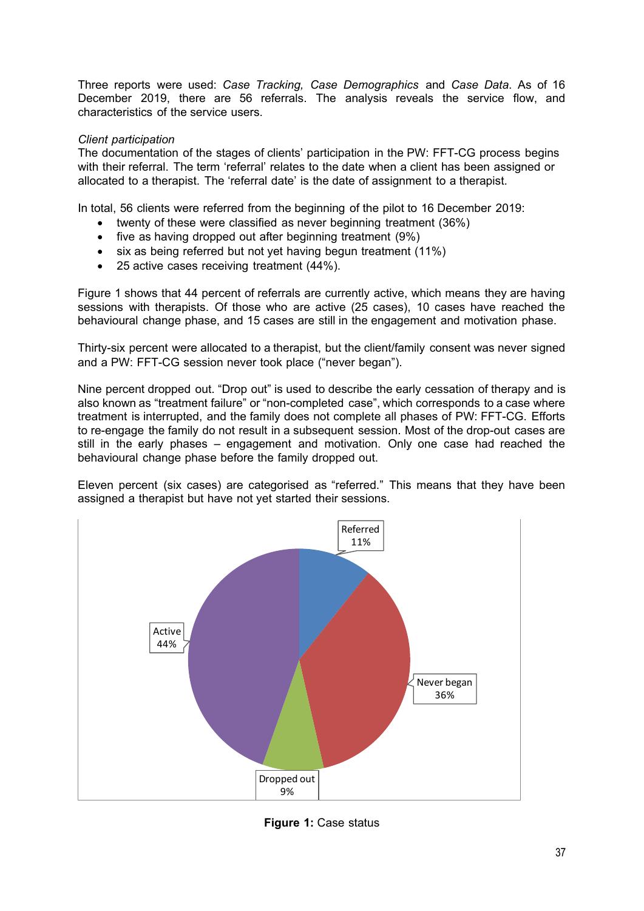Three reports were used: *Case Tracking, Case Demographics* and *Case Data*. As of 16 December 2019, there are 56 referrals. The analysis reveals the service flow, and characteristics of the service users.

*Client participation*

The documentation of the stages of clients' participation in the PW: FFT-CG process begins with their referral. The term 'referral' relates to the date when a client has been assigned or allocated to a therapist. The 'referral date' is the date of assignment to a therapist.

In total, 56 clients were referred from the beginning of the pilot to 16 December 2019:

- twenty of these were classified as never beginning treatment (36%)
- five as having dropped out after beginning treatment (9%)
- six as being referred but not yet having begun treatment (11%)
- 25 active cases receiving treatment (44%).

Figure 1 shows that 44 percent of referrals are currently active, which means they are having sessions with therapists. Of those who are active (25 cases), 10 cases have reached the behavioural change phase, and 15 cases are still in the engagement and motivation phase.

Thirty-six percent were allocated to a therapist, but the client/family consent was never signed and a PW: FFT-CG session never took place ("never began").

Nine percent dropped out. "Drop out" is used to describe the early cessation of therapy and is also known as "treatment failure" or "non-completed case", which corresponds to a case where treatment is interrupted, and the family does not complete all phases of PW: FFT-CG. Efforts to re-engage the family do not result in a subsequent session. Most of the drop-out cases are still in the early phases – engagement and motivation. Only one case had reached the behavioural change phase before the family dropped out.

Eleven percent (six cases) are categorised as "referred." This means that they have been assigned a therapist but have not yet started their sessions.

Referred 11%

Never began 36%

Dropped out 9%

Active 44%

**Figure 1:** Case status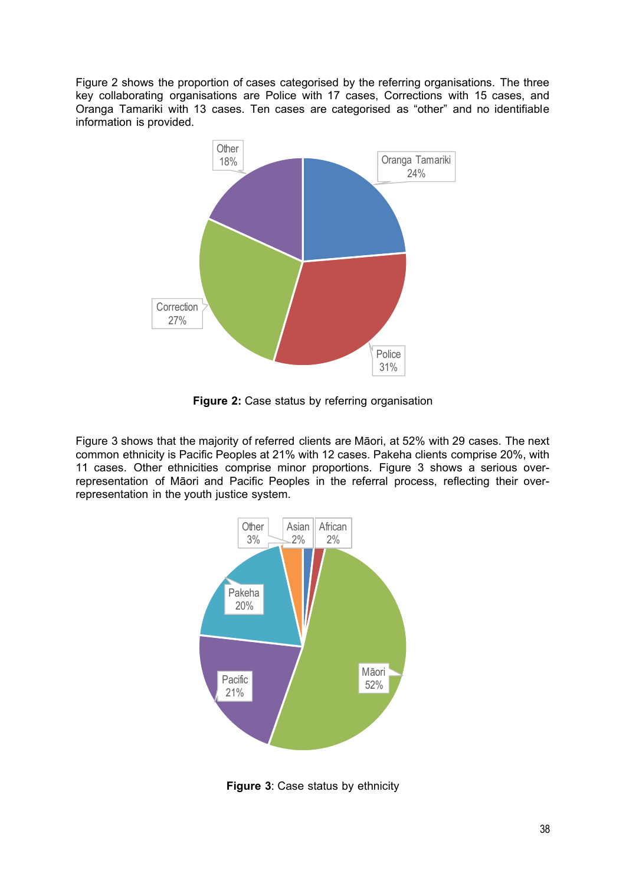Figure 2 shows the proportion of cases categorised by the referring organisations. The three key collaborating organisations are Police with 17 cases, Corrections with 15 cases, and Oranga Tamariki with 13 cases. Ten cases are categorised as "other" and no identifiable information is provided.

**Figure 2:** Case status by referring organisation

Figure 3 shows that the majority of referred clients are Māori, at 52% with 29 cases. The next common ethnicity is Pacific Peoples at 21% with 12 cases. Pakeha clients comprise 20%, with 11 cases. Other ethnicities comprise minor proportions. Figure 3 shows a serious over-representation of Māori and Pacific Peoples in the referral process, reflecting their over-representation in the youth justice system.

**Figure 3**: Case status by ethnicity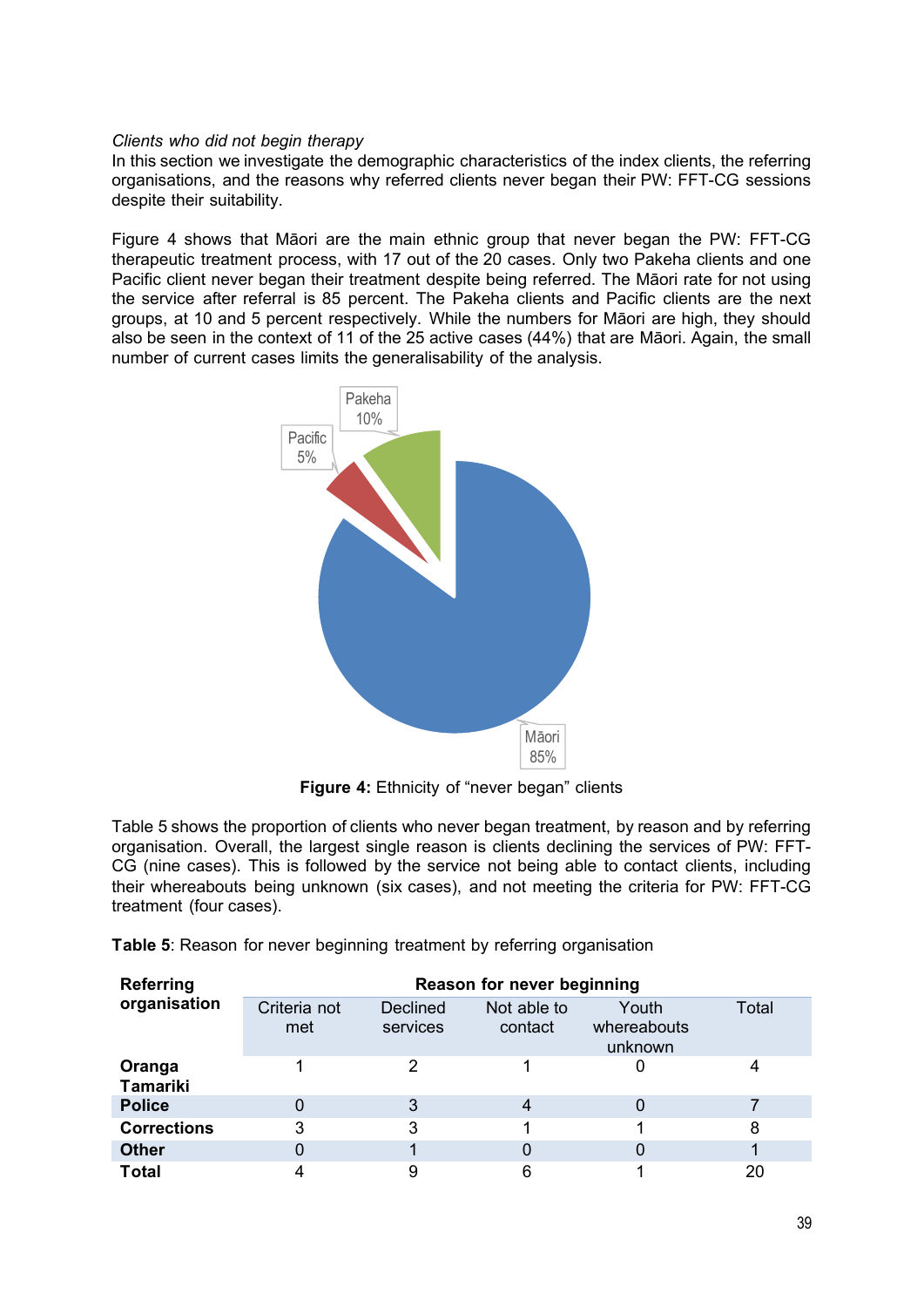*Clients who did not begin therapy*

In this section we investigate the demographic characteristics of the index clients, the referring organisations, and the reasons why referred clients never began their PW: FFT-CG sessions despite their suitability.

Figure 4 shows that Māori are the main ethnic group that never began the PW: FFT-CG therapeutic treatment process, with 17 out of the 20 cases. Only two Pakeha clients and one Pacific client never began their treatment despite being referred. The Māori rate for not using the service after referral is 85 percent. The Pakeha clients and Pacific clients are the next groups, at 10 and 5 percent respectively. While the numbers for Māori are high, they should also be seen in the context of 11 of the 25 active cases (44%) that are Māori. Again, the small number of current cases limits the generalisability of the analysis.

**Figure 4:** Ethnicity of "never began" clients

Table 5 shows the proportion of clients who never began treatment, by reason and by referring organisation. Overall, the largest single reason is clients declining the services of PW: FFT-CG (nine cases). This is followed by the service not being able to contact clients, including their whereabouts being unknown (six cases), and not meeting the criteria for PW: FFT-CG treatment (four cases).

**Table 5**: Reason for never beginning treatment by referring organisation

| Referring organisation | Reason for never beginning | | | | |
|---|---|---|---|---|---|
| | Criteria not met | Declined services | Not able to contact | Youth whereabouts unknown | Total |
| **Oranga Tamariki** | 1 | 2 | 1 | 0 | 4 |
| **Police** | 0 | 3 | 4 | 0 | 7 |
| **Corrections** | 3 | 3 | 1 | 1 | 8 |
| **Other** | 0 | 1 | 0 | 0 | 1 |
| **Total** | 4 | 9 | 6 | 1 | 20 |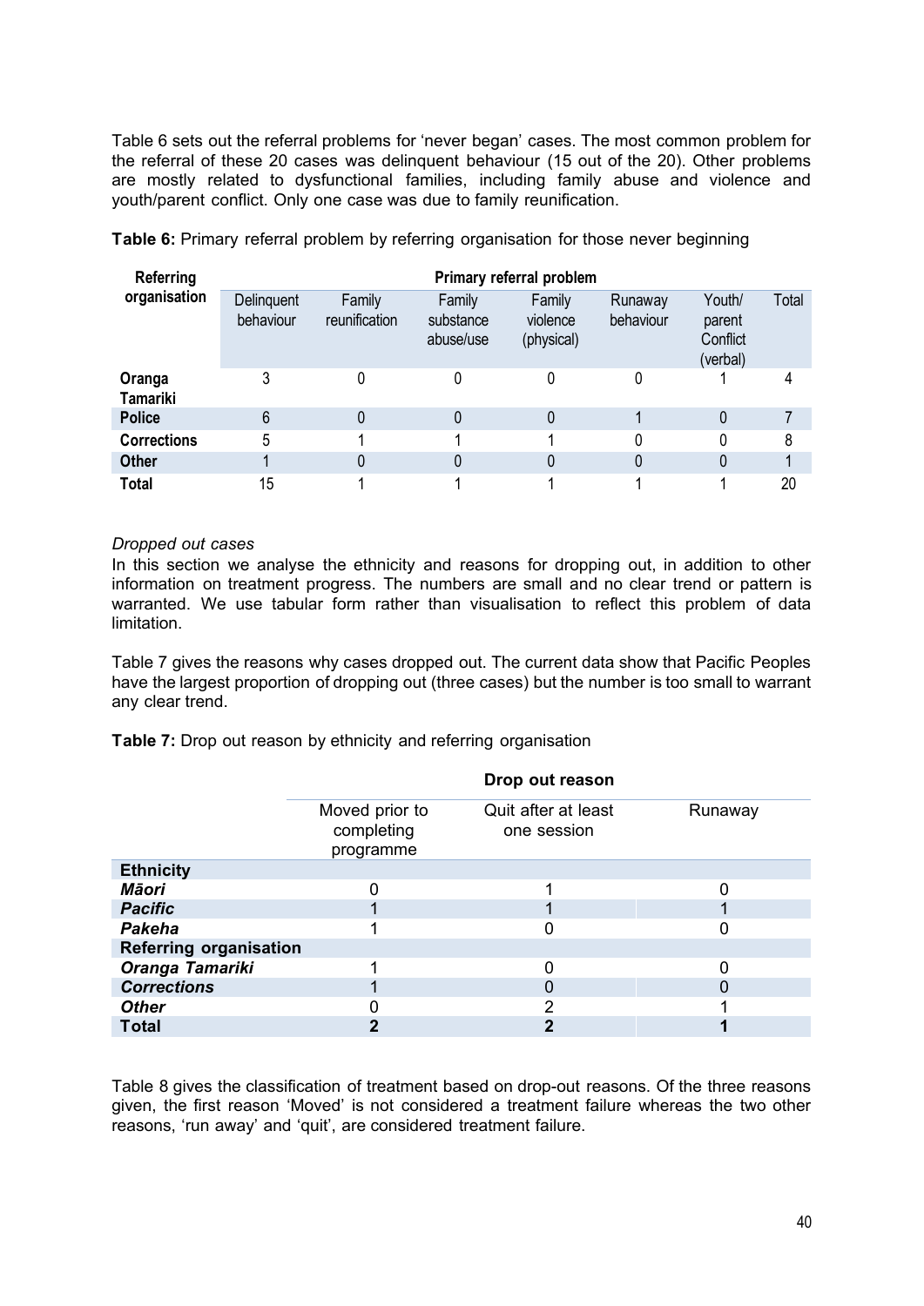Table 6 sets out the referral problems for 'never began' cases. The most common problem for the referral of these 20 cases was delinquent behaviour (15 out of the 20). Other problems are mostly related to dysfunctional families, including family abuse and violence and youth/parent conflict. Only one case was due to family reunification.

**Table 6:** Primary referral problem by referring organisation for those never beginning

| Referring organisation | Primary referral problem | | | | | | |
|---|---|---|---|---|---|---|---|
| | Delinquent behaviour | Family reunification | Family substance abuse/use | Family violence (physical) | Runaway behaviour | Youth/ parent Conflict (verbal) | Total |
| **Oranga Tamariki** | 3 | 0 | 0 | 0 | 0 | 1 | 4 |
| **Police** | 6 | 0 | 0 | 0 | 1 | 0 | 7 |
| **Corrections** | 5 | 1 | 1 | 1 | 0 | 0 | 8 |
| **Other** | 1 | 0 | 0 | 0 | 0 | 0 | 1 |
| **Total** | 15 | 1 | 1 | 1 | 1 | 1 | 20 |

*Dropped out cases*

In this section we analyse the ethnicity and reasons for dropping out, in addition to other information on treatment progress. The numbers are small and no clear trend or pattern is warranted. We use tabular form rather than visualisation to reflect this problem of data limitation.

Table 7 gives the reasons why cases dropped out. The current data show that Pacific Peoples have the largest proportion of dropping out (three cases) but the number is too small to warrant any clear trend.

**Table 7:** Drop out reason by ethnicity and referring organisation

| | Drop out reason | | |
|---|---|---|---|
| | Moved prior to completing programme | Quit after at least one session | Runaway |
| **Ethnicity** | | | |
| ***Māori*** | 0 | 1 | 0 |
| ***Pacific*** | 1 | 1 | 1 |
| ***Pakeha*** | 1 | 0 | 0 |
| **Referring organisation** | | | |
| ***Oranga Tamariki*** | 1 | 0 | 0 |
| ***Corrections*** | 1 | 0 | 0 |
| ***Other*** | 0 | 2 | 1 |
| **Total** | **2** | **2** | **1** |

Table 8 gives the classification of treatment based on drop-out reasons. Of the three reasons given, the first reason 'Moved' is not considered a treatment failure whereas the two other reasons, 'run away' and 'quit', are considered treatment failure.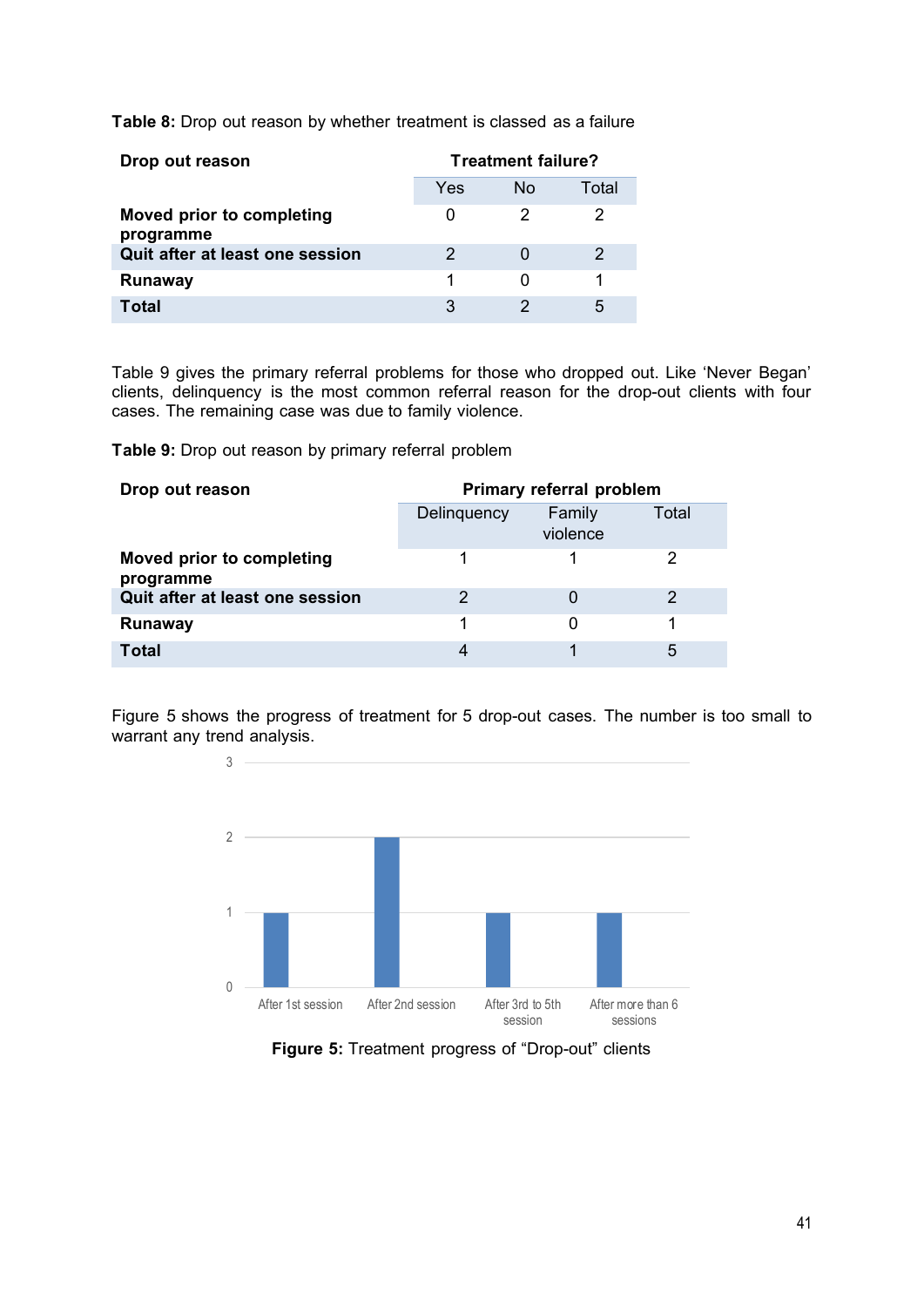**Table 8:** Drop out reason by whether treatment is classed as a failure

| Drop out reason | Treatment failure? | | |
|---|---|---|---|
| | Yes | No | Total |
| **Moved prior to completing programme** | 0 | 2 | 2 |
| **Quit after at least one session** | 2 | 0 | 2 |
| **Runaway** | 1 | 0 | 1 |
| **Total** | 3 | 2 | 5 |

Table 9 gives the primary referral problems for those who dropped out. Like 'Never Began' clients, delinquency is the most common referral reason for the drop-out clients with four cases. The remaining case was due to family violence.

**Table 9:** Drop out reason by primary referral problem

| Drop out reason | Primary referral problem | | |
|---|---|---|---|
| | Delinquency | Family violence | Total |
| **Moved prior to completing programme** | 1 | 1 | 2 |
| **Quit after at least one session** | 2 | 0 | 2 |
| **Runaway** | 1 | 0 | 1 |
| **Total** | 4 | 1 | 5 |

Figure 5 shows the progress of treatment for 5 drop-out cases. The number is too small to warrant any trend analysis.

| | Count |
|---|---|
| After 1st session | 1 |
| After 2nd session | 2 |
| After 3rd to 5th session | 1 |
| After more than 6 sessions | 1 |

**Figure 5:** Treatment progress of "Drop-out" clients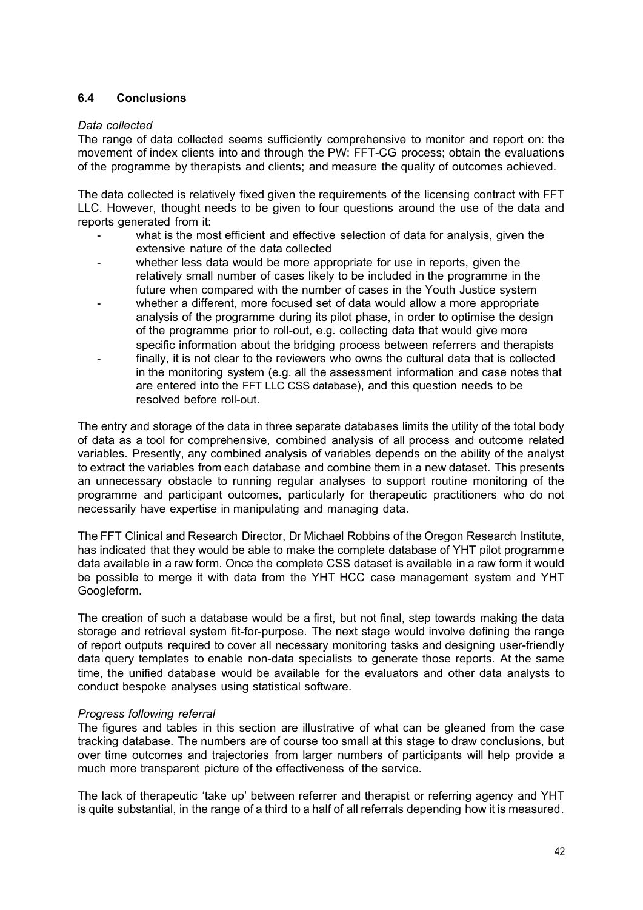### 6.4 Conclusions

*Data collected*

The range of data collected seems sufficiently comprehensive to monitor and report on: the movement of index clients into and through the PW: FFT-CG process; obtain the evaluations of the programme by therapists and clients; and measure the quality of outcomes achieved.

The data collected is relatively fixed given the requirements of the licensing contract with FFT LLC. However, thought needs to be given to four questions around the use of the data and reports generated from it:

- what is the most efficient and effective selection of data for analysis, given the extensive nature of the data collected
- whether less data would be more appropriate for use in reports, given the relatively small number of cases likely to be included in the programme in the future when compared with the number of cases in the Youth Justice system
- whether a different, more focused set of data would allow a more appropriate analysis of the programme during its pilot phase, in order to optimise the design of the programme prior to roll-out, e.g. collecting data that would give more specific information about the bridging process between referrers and therapists
- finally, it is not clear to the reviewers who owns the cultural data that is collected in the monitoring system (e.g. all the assessment information and case notes that are entered into the FFT LLC CSS database), and this question needs to be resolved before roll-out.

The entry and storage of the data in three separate databases limits the utility of the total body of data as a tool for comprehensive, combined analysis of all process and outcome related variables. Presently, any combined analysis of variables depends on the ability of the analyst to extract the variables from each database and combine them in a new dataset. This presents an unnecessary obstacle to running regular analyses to support routine monitoring of the programme and participant outcomes, particularly for therapeutic practitioners who do not necessarily have expertise in manipulating and managing data.

The FFT Clinical and Research Director, Dr Michael Robbins of the Oregon Research Institute, has indicated that they would be able to make the complete database of YHT pilot programme data available in a raw form. Once the complete CSS dataset is available in a raw form it would be possible to merge it with data from the YHT HCC case management system and YHT Googleform.

The creation of such a database would be a first, but not final, step towards making the data storage and retrieval system fit-for-purpose. The next stage would involve defining the range of report outputs required to cover all necessary monitoring tasks and designing user-friendly data query templates to enable non-data specialists to generate those reports. At the same time, the unified database would be available for the evaluators and other data analysts to conduct bespoke analyses using statistical software.

*Progress following referral*

The figures and tables in this section are illustrative of what can be gleaned from the case tracking database. The numbers are of course too small at this stage to draw conclusions, but over time outcomes and trajectories from larger numbers of participants will help provide a much more transparent picture of the effectiveness of the service.

The lack of therapeutic 'take up' between referrer and therapist or referring agency and YHT is quite substantial, in the range of a third to a half of all referrals depending how it is measured.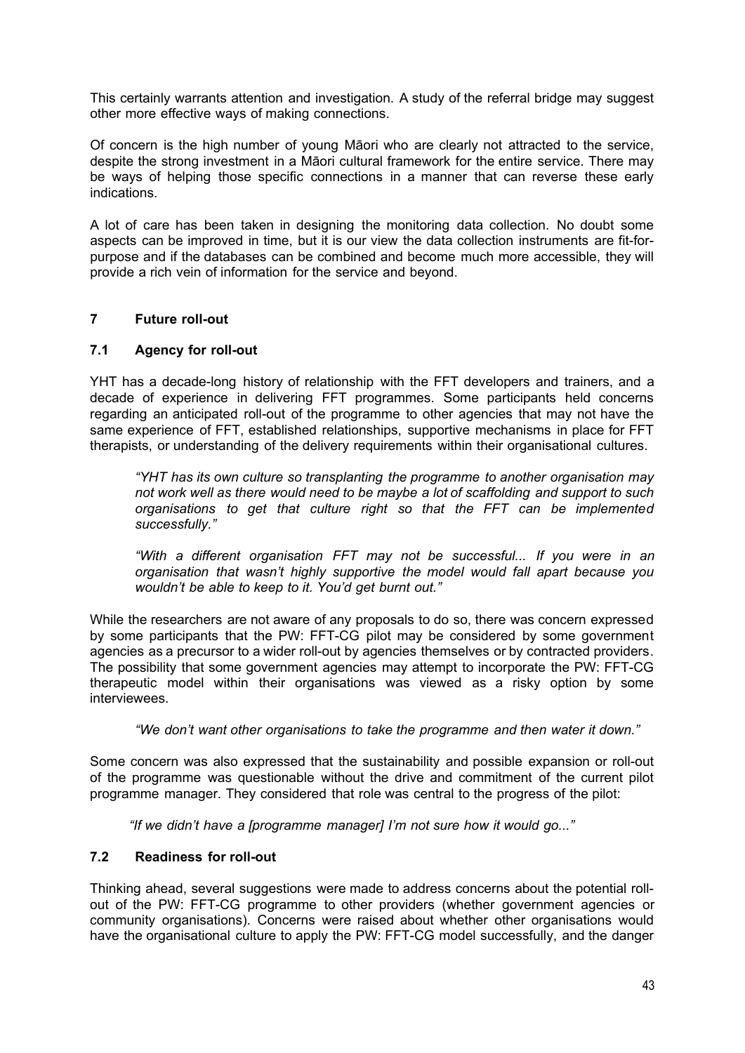This certainly warrants attention and investigation. A study of the referral bridge may suggest other more effective ways of making connections.

Of concern is the high number of young Māori who are clearly not attracted to the service, despite the strong investment in a Māori cultural framework for the entire service. There may be ways of helping those specific connections in a manner that can reverse these early indications.

A lot of care has been taken in designing the monitoring data collection. No doubt some aspects can be improved in time, but it is our view the data collection instruments are fit-for-purpose and if the databases can be combined and become much more accessible, they will provide a rich vein of information for the service and beyond.

## 7 Future roll-out

### 7.1 Agency for roll-out

YHT has a decade-long history of relationship with the FFT developers and trainers, and a decade of experience in delivering FFT programmes. Some participants held concerns regarding an anticipated roll-out of the programme to other agencies that may not have the same experience of FFT, established relationships, supportive mechanisms in place for FFT therapists, or understanding of the delivery requirements within their organisational cultures.

> *"YHT has its own culture so transplanting the programme to another organisation may not work well as there would need to be maybe a lot of scaffolding and support to such organisations to get that culture right so that the FFT can be implemented successfully."*

> *"With a different organisation FFT may not be successful... If you were in an organisation that wasn't highly supportive the model would fall apart because you wouldn't be able to keep to it. You'd get burnt out."*

While the researchers are not aware of any proposals to do so, there was concern expressed by some participants that the PW: FFT-CG pilot may be considered by some government agencies as a precursor to a wider roll-out by agencies themselves or by contracted providers. The possibility that some government agencies may attempt to incorporate the PW: FFT-CG therapeutic model within their organisations was viewed as a risky option by some interviewees.

> *"We don't want other organisations to take the programme and then water it down."*

Some concern was also expressed that the sustainability and possible expansion or roll-out of the programme was questionable without the drive and commitment of the current pilot programme manager. They considered that role was central to the progress of the pilot:

> *"If we didn't have a [programme manager] I'm not sure how it would go..."*

### 7.2 Readiness for roll-out

Thinking ahead, several suggestions were made to address concerns about the potential roll-out of the PW: FFT-CG programme to other providers (whether government agencies or community organisations). Concerns were raised about whether other organisations would have the organisational culture to apply the PW: FFT-CG model successfully, and the danger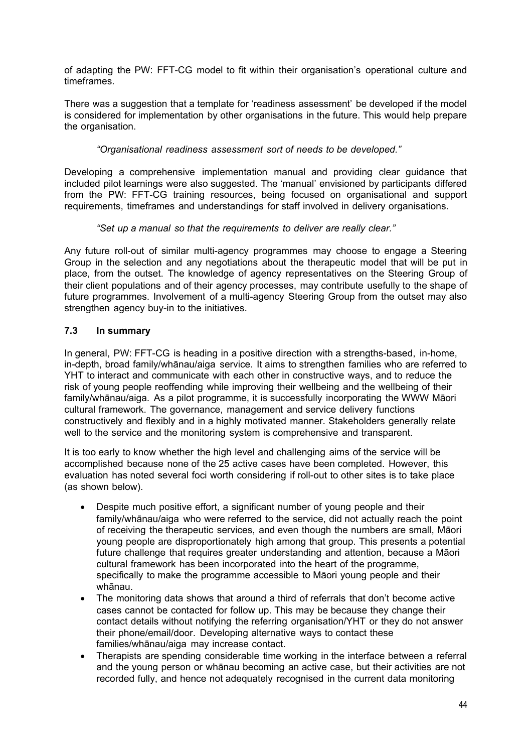of adapting the PW: FFT-CG model to fit within their organisation's operational culture and timeframes.

There was a suggestion that a template for 'readiness assessment' be developed if the model is considered for implementation by other organisations in the future. This would help prepare the organisation.

> *"Organisational readiness assessment sort of needs to be developed."*

Developing a comprehensive implementation manual and providing clear guidance that included pilot learnings were also suggested. The 'manual' envisioned by participants differed from the PW: FFT-CG training resources, being focused on organisational and support requirements, timeframes and understandings for staff involved in delivery organisations.

> *"Set up a manual so that the requirements to deliver are really clear."*

Any future roll-out of similar multi-agency programmes may choose to engage a Steering Group in the selection and any negotiations about the therapeutic model that will be put in place, from the outset. The knowledge of agency representatives on the Steering Group of their client populations and of their agency processes, may contribute usefully to the shape of future programmes. Involvement of a multi-agency Steering Group from the outset may also strengthen agency buy-in to the initiatives.

### 7.3 In summary

In general, PW: FFT-CG is heading in a positive direction with a strengths-based, in-home, in-depth, broad family/whānau/aiga service. It aims to strengthen families who are referred to YHT to interact and communicate with each other in constructive ways, and to reduce the risk of young people reoffending while improving their wellbeing and the wellbeing of their family/whānau/aiga. As a pilot programme, it is successfully incorporating the WWW Māori cultural framework. The governance, management and service delivery functions constructively and flexibly and in a highly motivated manner. Stakeholders generally relate well to the service and the monitoring system is comprehensive and transparent.

It is too early to know whether the high level and challenging aims of the service will be accomplished because none of the 25 active cases have been completed. However, this evaluation has noted several foci worth considering if roll-out to other sites is to take place (as shown below).

- Despite much positive effort, a significant number of young people and their family/whānau/aiga who were referred to the service, did not actually reach the point of receiving the therapeutic services, and even though the numbers are small, Māori young people are disproportionately high among that group. This presents a potential future challenge that requires greater understanding and attention, because a Māori cultural framework has been incorporated into the heart of the programme, specifically to make the programme accessible to Māori young people and their whānau.
- The monitoring data shows that around a third of referrals that don't become active cases cannot be contacted for follow up. This may be because they change their contact details without notifying the referring organisation/YHT or they do not answer their phone/email/door. Developing alternative ways to contact these families/whānau/aiga may increase contact.
- Therapists are spending considerable time working in the interface between a referral and the young person or whānau becoming an active case, but their activities are not recorded fully, and hence not adequately recognised in the current data monitoring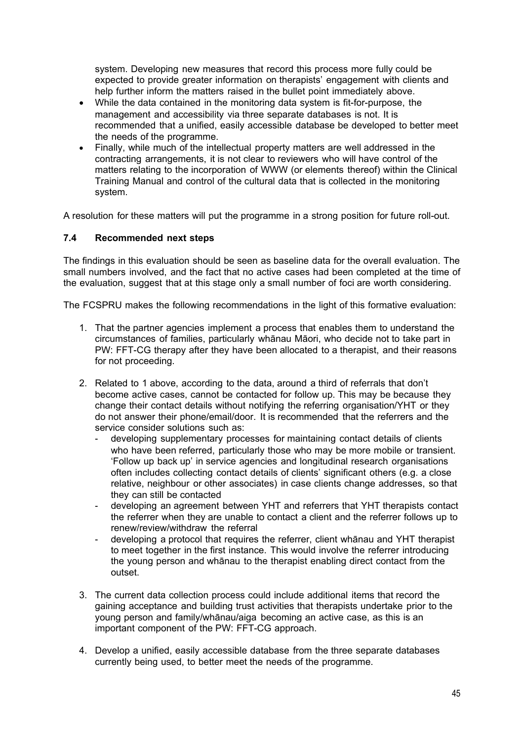system. Developing new measures that record this process more fully could be expected to provide greater information on therapists' engagement with clients and help further inform the matters raised in the bullet point immediately above.

- While the data contained in the monitoring data system is fit-for-purpose, the management and accessibility via three separate databases is not. It is recommended that a unified, easily accessible database be developed to better meet the needs of the programme.
- Finally, while much of the intellectual property matters are well addressed in the contracting arrangements, it is not clear to reviewers who will have control of the matters relating to the incorporation of WWW (or elements thereof) within the Clinical Training Manual and control of the cultural data that is collected in the monitoring system.

A resolution for these matters will put the programme in a strong position for future roll-out.

### 7.4 Recommended next steps

The findings in this evaluation should be seen as baseline data for the overall evaluation. The small numbers involved, and the fact that no active cases had been completed at the time of the evaluation, suggest that at this stage only a small number of foci are worth considering.

The FCSPRU makes the following recommendations in the light of this formative evaluation:

1. That the partner agencies implement a process that enables them to understand the circumstances of families, particularly whānau Māori, who decide not to take part in PW: FFT-CG therapy after they have been allocated to a therapist, and their reasons for not proceeding.

2. Related to 1 above, according to the data, around a third of referrals that don't become active cases, cannot be contacted for follow up. This may be because they change their contact details without notifying the referring organisation/YHT or they do not answer their phone/email/door. It is recommended that the referrers and the service consider solutions such as:
   - developing supplementary processes for maintaining contact details of clients who have been referred, particularly those who may be more mobile or transient. 'Follow up back up' in service agencies and longitudinal research organisations often includes collecting contact details of clients' significant others (e.g. a close relative, neighbour or other associates) in case clients change addresses, so that they can still be contacted
   - developing an agreement between YHT and referrers that YHT therapists contact the referrer when they are unable to contact a client and the referrer follows up to renew/review/withdraw the referral
   - developing a protocol that requires the referrer, client whānau and YHT therapist to meet together in the first instance. This would involve the referrer introducing the young person and whānau to the therapist enabling direct contact from the outset.

3. The current data collection process could include additional items that record the gaining acceptance and building trust activities that therapists undertake prior to the young person and family/whānau/aiga becoming an active case, as this is an important component of the PW: FFT-CG approach.

4. Develop a unified, easily accessible database from the three separate databases currently being used, to better meet the needs of the programme.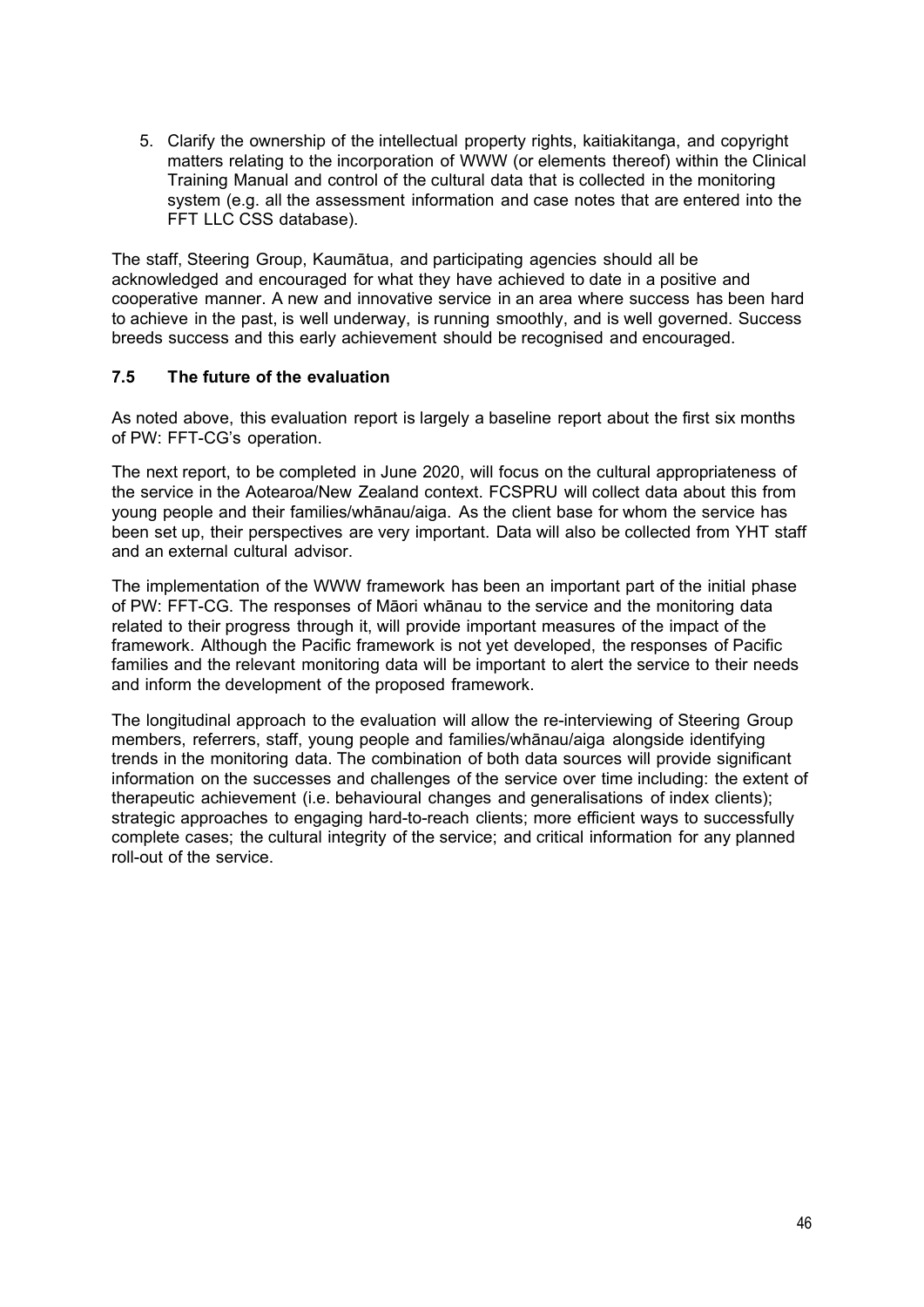5. Clarify the ownership of the intellectual property rights, kaitiakitanga, and copyright matters relating to the incorporation of WWW (or elements thereof) within the Clinical Training Manual and control of the cultural data that is collected in the monitoring system (e.g. all the assessment information and case notes that are entered into the FFT LLC CSS database).

The staff, Steering Group, Kaumātua, and participating agencies should all be acknowledged and encouraged for what they have achieved to date in a positive and cooperative manner. A new and innovative service in an area where success has been hard to achieve in the past, is well underway, is running smoothly, and is well governed. Success breeds success and this early achievement should be recognised and encouraged.

### 7.5 The future of the evaluation

As noted above, this evaluation report is largely a baseline report about the first six months of PW: FFT-CG's operation.

The next report, to be completed in June 2020, will focus on the cultural appropriateness of the service in the Aotearoa/New Zealand context. FCSPRU will collect data about this from young people and their families/whānau/aiga. As the client base for whom the service has been set up, their perspectives are very important. Data will also be collected from YHT staff and an external cultural advisor.

The implementation of the WWW framework has been an important part of the initial phase of PW: FFT-CG. The responses of Māori whānau to the service and the monitoring data related to their progress through it, will provide important measures of the impact of the framework. Although the Pacific framework is not yet developed, the responses of Pacific families and the relevant monitoring data will be important to alert the service to their needs and inform the development of the proposed framework.

The longitudinal approach to the evaluation will allow the re-interviewing of Steering Group members, referrers, staff, young people and families/whānau/aiga alongside identifying trends in the monitoring data. The combination of both data sources will provide significant information on the successes and challenges of the service over time including: the extent of therapeutic achievement (i.e. behavioural changes and generalisations of index clients); strategic approaches to engaging hard-to-reach clients; more efficient ways to successfully complete cases; the cultural integrity of the service; and critical information for any planned roll-out of the service.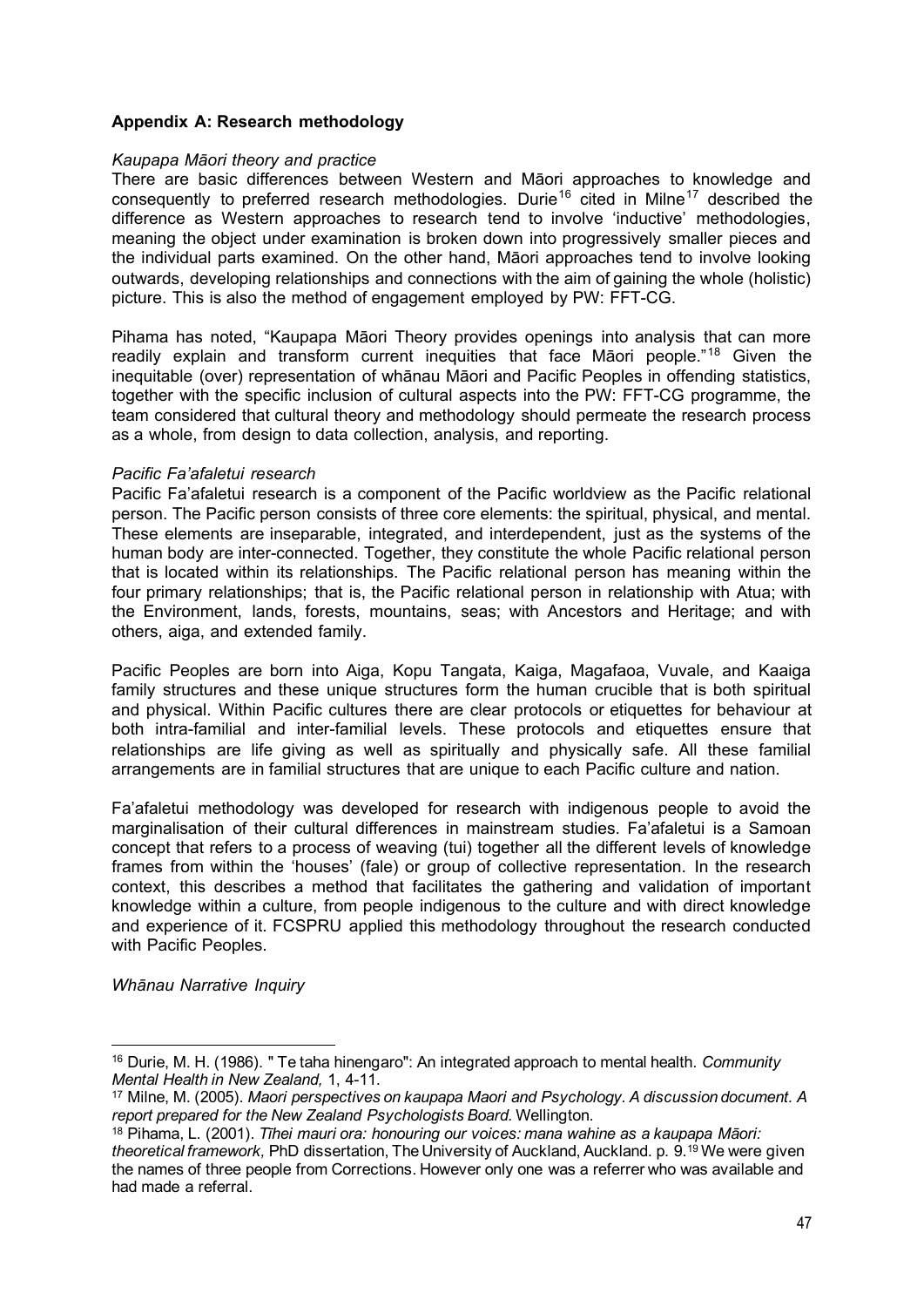**Appendix A: Research methodology**

*Kaupapa Māori theory and practice*

There are basic differences between Western and Māori approaches to knowledge and consequently to preferred research methodologies. Durie[16] cited in Milne[17] described the difference as Western approaches to research tend to involve 'inductive' methodologies, meaning the object under examination is broken down into progressively smaller pieces and the individual parts examined. On the other hand, Māori approaches tend to involve looking outwards, developing relationships and connections with the aim of gaining the whole (holistic) picture. This is also the method of engagement employed by PW: FFT-CG.

Pihama has noted, "Kaupapa Māori Theory provides openings into analysis that can more readily explain and transform current inequities that face Māori people."[18] Given the inequitable (over) representation of whānau Māori and Pacific Peoples in offending statistics, together with the specific inclusion of cultural aspects into the PW: FFT-CG programme, the team considered that cultural theory and methodology should permeate the research process as a whole, from design to data collection, analysis, and reporting.

*Pacific Fa'afaletui research*

Pacific Fa'afaletui research is a component of the Pacific worldview as the Pacific relational person. The Pacific person consists of three core elements: the spiritual, physical, and mental. These elements are inseparable, integrated, and interdependent, just as the systems of the human body are inter-connected. Together, they constitute the whole Pacific relational person that is located within its relationships. The Pacific relational person has meaning within the four primary relationships; that is, the Pacific relational person in relationship with Atua; with the Environment, lands, forests, mountains, seas; with Ancestors and Heritage; and with others, aiga, and extended family.

Pacific Peoples are born into Aiga, Kopu Tangata, Kaiga, Magafaoa, Vuvale, and Kaaiga family structures and these unique structures form the human crucible that is both spiritual and physical. Within Pacific cultures there are clear protocols or etiquettes for behaviour at both intra-familial and inter-familial levels. These protocols and etiquettes ensure that relationships are life giving as well as spiritually and physically safe. All these familial arrangements are in familial structures that are unique to each Pacific culture and nation.

Fa'afaletui methodology was developed for research with indigenous people to avoid the marginalisation of their cultural differences in mainstream studies. Fa'afaletui is a Samoan concept that refers to a process of weaving (tui) together all the different levels of knowledge frames from within the 'houses' (fale) or group of collective representation. In the research context, this describes a method that facilitates the gathering and validation of important knowledge within a culture, from people indigenous to the culture and with direct knowledge and experience of it. FCSPRU applied this methodology throughout the research conducted with Pacific Peoples.

*Whānau Narrative Inquiry*

---

[16] Durie, M. H. (1986). " Te taha hinengaro": An integrated approach to mental health. *Community Mental Health in New Zealand,* 1, 4-11.

[17] Milne, M. (2005). *Maori perspectives on kaupapa Maori and Psychology. A discussion document. A report prepared for the New Zealand Psychologists Board.* Wellington.

[18] Pihama, L. (2001). *Tīhei mauri ora: honouring our voices: mana wahine as a kaupapa Māori: theoretical framework,* PhD dissertation, The University of Auckland, Auckland. p. 9.[19] We were given the names of three people from Corrections. However only one was a referrer who was available and had made a referral.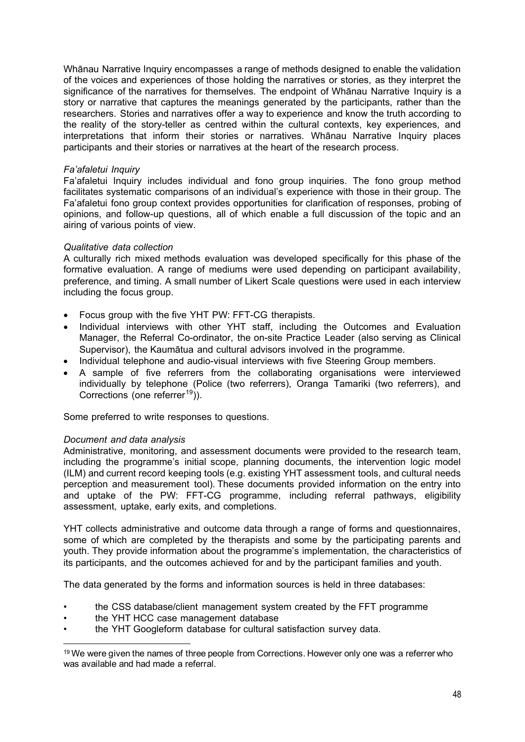Whānau Narrative Inquiry encompasses a range of methods designed to enable the validation of the voices and experiences of those holding the narratives or stories, as they interpret the significance of the narratives for themselves. The endpoint of Whānau Narrative Inquiry is a story or narrative that captures the meanings generated by the participants, rather than the researchers. Stories and narratives offer a way to experience and know the truth according to the reality of the story-teller as centred within the cultural contexts, key experiences, and interpretations that inform their stories or narratives. Whānau Narrative Inquiry places participants and their stories or narratives at the heart of the research process.

*Fa'afaletui Inquiry*

Fa'afaletui Inquiry includes individual and fono group inquiries. The fono group method facilitates systematic comparisons of an individual's experience with those in their group. The Fa'afaletui fono group context provides opportunities for clarification of responses, probing of opinions, and follow-up questions, all of which enable a full discussion of the topic and an airing of various points of view.

*Qualitative data collection*

A culturally rich mixed methods evaluation was developed specifically for this phase of the formative evaluation. A range of mediums were used depending on participant availability, preference, and timing. A small number of Likert Scale questions were used in each interview including the focus group.

- Focus group with the five YHT PW: FFT-CG therapists.
- Individual interviews with other YHT staff, including the Outcomes and Evaluation Manager, the Referral Co-ordinator, the on-site Practice Leader (also serving as Clinical Supervisor), the Kaumātua and cultural advisors involved in the programme.
- Individual telephone and audio-visual interviews with five Steering Group members.
- A sample of five referrers from the collaborating organisations were interviewed individually by telephone (Police (two referrers), Oranga Tamariki (two referrers), and Corrections (one referrer[19])).

Some preferred to write responses to questions.

*Document and data analysis*

Administrative, monitoring, and assessment documents were provided to the research team, including the programme's initial scope, planning documents, the intervention logic model (ILM) and current record keeping tools (e.g. existing YHT assessment tools, and cultural needs perception and measurement tool). These documents provided information on the entry into and uptake of the PW: FFT-CG programme, including referral pathways, eligibility assessment, uptake, early exits, and completions.

YHT collects administrative and outcome data through a range of forms and questionnaires, some of which are completed by the therapists and some by the participating parents and youth. They provide information about the programme's implementation, the characteristics of its participants, and the outcomes achieved for and by the participant families and youth.

The data generated by the forms and information sources is held in three databases:

- the CSS database/client management system created by the FFT programme
- the YHT HCC case management database
- the YHT Googleform database for cultural satisfaction survey data.

[19] We were given the names of three people from Corrections. However only one was a referrer who was available and had made a referral.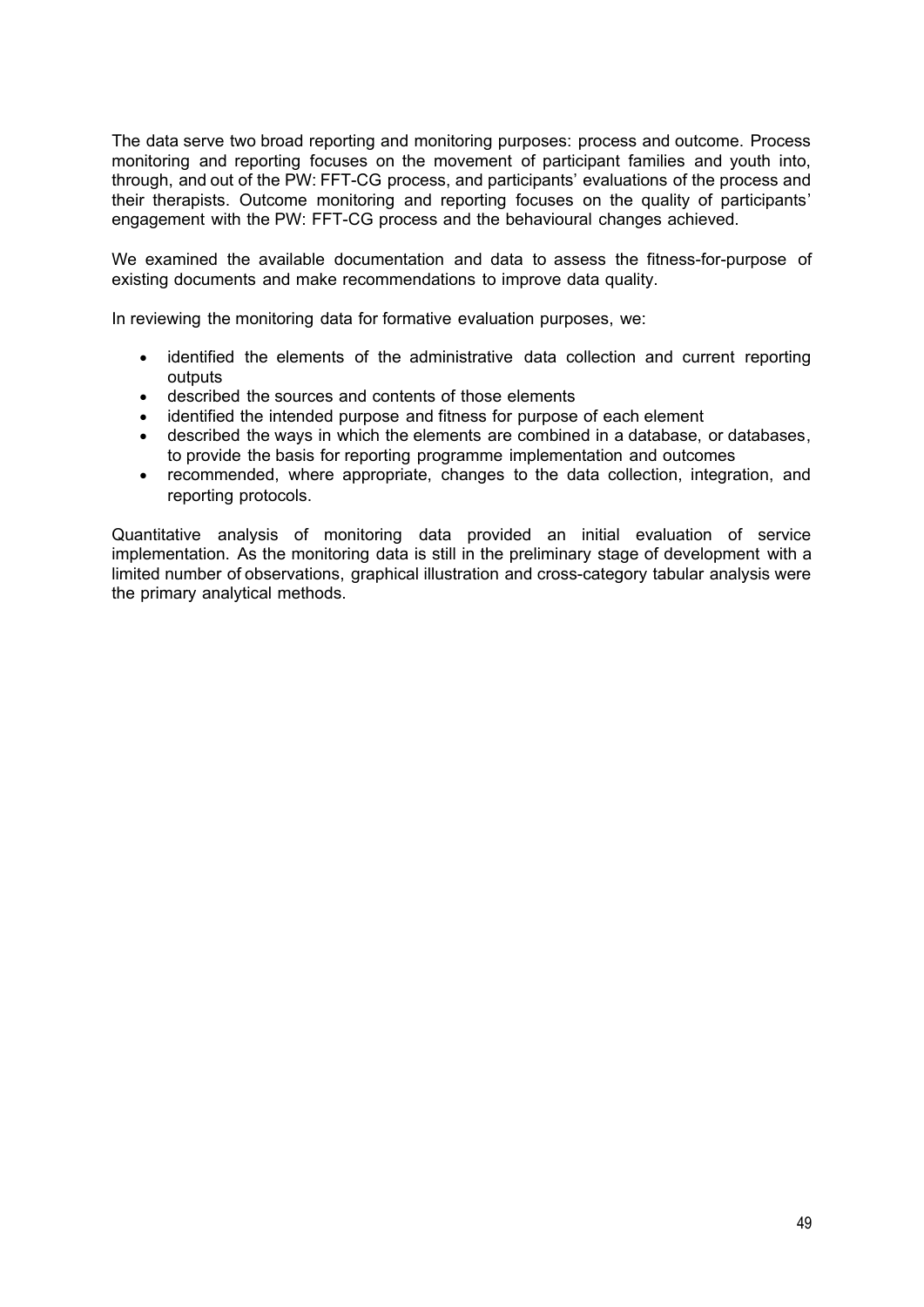The data serve two broad reporting and monitoring purposes: process and outcome. Process monitoring and reporting focuses on the movement of participant families and youth into, through, and out of the PW: FFT-CG process, and participants' evaluations of the process and their therapists. Outcome monitoring and reporting focuses on the quality of participants' engagement with the PW: FFT-CG process and the behavioural changes achieved.

We examined the available documentation and data to assess the fitness-for-purpose of existing documents and make recommendations to improve data quality.

In reviewing the monitoring data for formative evaluation purposes, we:

- identified the elements of the administrative data collection and current reporting outputs
- described the sources and contents of those elements
- identified the intended purpose and fitness for purpose of each element
- described the ways in which the elements are combined in a database, or databases, to provide the basis for reporting programme implementation and outcomes
- recommended, where appropriate, changes to the data collection, integration, and reporting protocols.

Quantitative analysis of monitoring data provided an initial evaluation of service implementation. As the monitoring data is still in the preliminary stage of development with a limited number of observations, graphical illustration and cross-category tabular analysis were the primary analytical methods.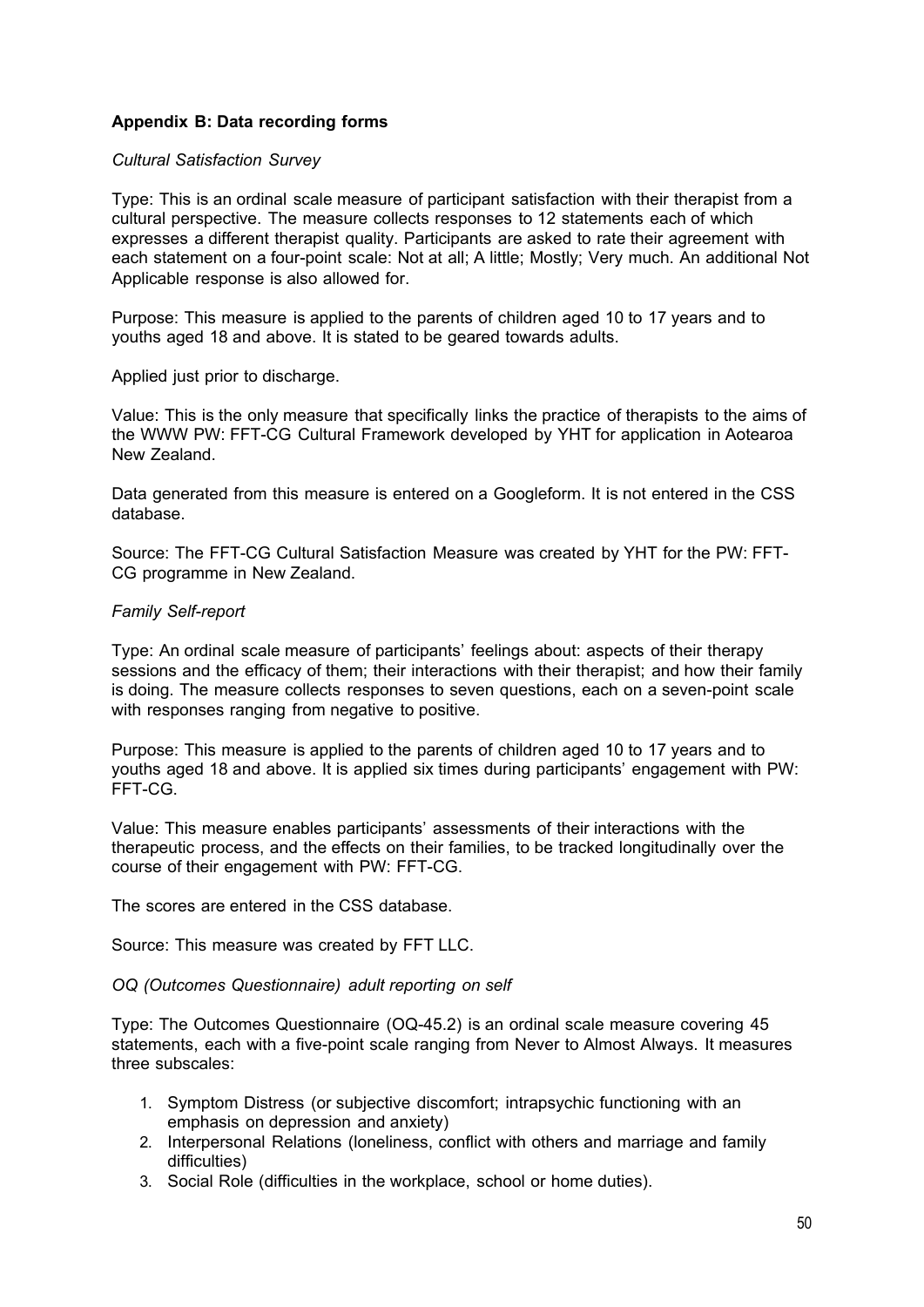**Appendix B: Data recording forms**

*Cultural Satisfaction Survey*

Type: This is an ordinal scale measure of participant satisfaction with their therapist from a cultural perspective. The measure collects responses to 12 statements each of which expresses a different therapist quality. Participants are asked to rate their agreement with each statement on a four-point scale: Not at all; A little; Mostly; Very much. An additional Not Applicable response is also allowed for.

Purpose: This measure is applied to the parents of children aged 10 to 17 years and to youths aged 18 and above. It is stated to be geared towards adults.

Applied just prior to discharge.

Value: This is the only measure that specifically links the practice of therapists to the aims of the WWW PW: FFT-CG Cultural Framework developed by YHT for application in Aotearoa New Zealand.

Data generated from this measure is entered on a Googleform. It is not entered in the CSS database.

Source: The FFT-CG Cultural Satisfaction Measure was created by YHT for the PW: FFT-CG programme in New Zealand.

*Family Self-report*

Type: An ordinal scale measure of participants' feelings about: aspects of their therapy sessions and the efficacy of them; their interactions with their therapist; and how their family is doing. The measure collects responses to seven questions, each on a seven-point scale with responses ranging from negative to positive.

Purpose: This measure is applied to the parents of children aged 10 to 17 years and to youths aged 18 and above. It is applied six times during participants' engagement with PW: FFT-CG.

Value: This measure enables participants' assessments of their interactions with the therapeutic process, and the effects on their families, to be tracked longitudinally over the course of their engagement with PW: FFT-CG.

The scores are entered in the CSS database.

Source: This measure was created by FFT LLC.

*OQ (Outcomes Questionnaire) adult reporting on self*

Type: The Outcomes Questionnaire (OQ-45.2) is an ordinal scale measure covering 45 statements, each with a five-point scale ranging from Never to Almost Always. It measures three subscales:

1. Symptom Distress (or subjective discomfort; intrapsychic functioning with an emphasis on depression and anxiety)
2. Interpersonal Relations (loneliness, conflict with others and marriage and family difficulties)
3. Social Role (difficulties in the workplace, school or home duties).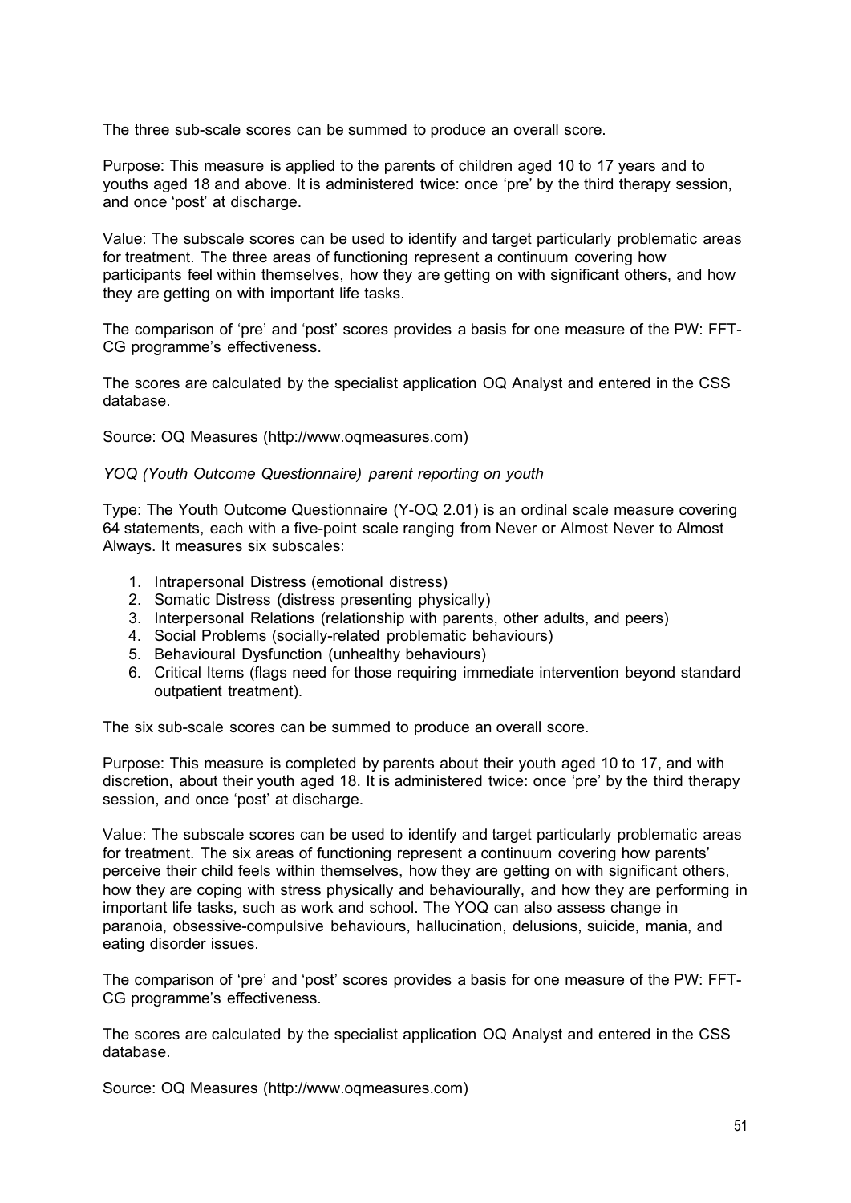The three sub-scale scores can be summed to produce an overall score.

Purpose: This measure is applied to the parents of children aged 10 to 17 years and to youths aged 18 and above. It is administered twice: once 'pre' by the third therapy session, and once 'post' at discharge.

Value: The subscale scores can be used to identify and target particularly problematic areas for treatment. The three areas of functioning represent a continuum covering how participants feel within themselves, how they are getting on with significant others, and how they are getting on with important life tasks.

The comparison of 'pre' and 'post' scores provides a basis for one measure of the PW: FFT-CG programme's effectiveness.

The scores are calculated by the specialist application OQ Analyst and entered in the CSS database.

Source: OQ Measures (http://www.oqmeasures.com)

*YOQ (Youth Outcome Questionnaire) parent reporting on youth*

Type: The Youth Outcome Questionnaire (Y-OQ 2.01) is an ordinal scale measure covering 64 statements, each with a five-point scale ranging from Never or Almost Never to Almost Always. It measures six subscales:

1. Intrapersonal Distress (emotional distress)
2. Somatic Distress (distress presenting physically)
3. Interpersonal Relations (relationship with parents, other adults, and peers)
4. Social Problems (socially-related problematic behaviours)
5. Behavioural Dysfunction (unhealthy behaviours)
6. Critical Items (flags need for those requiring immediate intervention beyond standard outpatient treatment).

The six sub-scale scores can be summed to produce an overall score.

Purpose: This measure is completed by parents about their youth aged 10 to 17, and with discretion, about their youth aged 18. It is administered twice: once 'pre' by the third therapy session, and once 'post' at discharge.

Value: The subscale scores can be used to identify and target particularly problematic areas for treatment. The six areas of functioning represent a continuum covering how parents' perceive their child feels within themselves, how they are getting on with significant others, how they are coping with stress physically and behaviourally, and how they are performing in important life tasks, such as work and school. The YOQ can also assess change in paranoia, obsessive-compulsive behaviours, hallucination, delusions, suicide, mania, and eating disorder issues.

The comparison of 'pre' and 'post' scores provides a basis for one measure of the PW: FFT-CG programme's effectiveness.

The scores are calculated by the specialist application OQ Analyst and entered in the CSS database.

Source: OQ Measures (http://www.oqmeasures.com)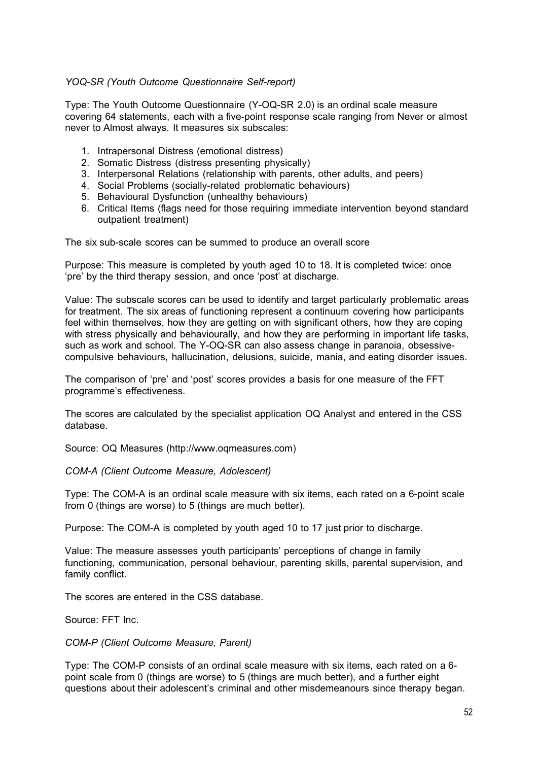*YOQ-SR (Youth Outcome Questionnaire Self-report)*

Type: The Youth Outcome Questionnaire (Y-OQ-SR 2.0) is an ordinal scale measure covering 64 statements, each with a five-point response scale ranging from Never or almost never to Almost always. It measures six subscales:

1. Intrapersonal Distress (emotional distress)
2. Somatic Distress (distress presenting physically)
3. Interpersonal Relations (relationship with parents, other adults, and peers)
4. Social Problems (socially-related problematic behaviours)
5. Behavioural Dysfunction (unhealthy behaviours)
6. Critical Items (flags need for those requiring immediate intervention beyond standard outpatient treatment)

The six sub-scale scores can be summed to produce an overall score

Purpose: This measure is completed by youth aged 10 to 18. It is completed twice: once 'pre' by the third therapy session, and once 'post' at discharge.

Value: The subscale scores can be used to identify and target particularly problematic areas for treatment. The six areas of functioning represent a continuum covering how participants feel within themselves, how they are getting on with significant others, how they are coping with stress physically and behaviourally, and how they are performing in important life tasks, such as work and school. The Y-OQ-SR can also assess change in paranoia, obsessive-compulsive behaviours, hallucination, delusions, suicide, mania, and eating disorder issues.

The comparison of 'pre' and 'post' scores provides a basis for one measure of the FFT programme's effectiveness.

The scores are calculated by the specialist application OQ Analyst and entered in the CSS database.

Source: OQ Measures (http://www.oqmeasures.com)

*COM-A (Client Outcome Measure, Adolescent)*

Type: The COM-A is an ordinal scale measure with six items, each rated on a 6-point scale from 0 (things are worse) to 5 (things are much better).

Purpose: The COM-A is completed by youth aged 10 to 17 just prior to discharge.

Value: The measure assesses youth participants' perceptions of change in family functioning, communication, personal behaviour, parenting skills, parental supervision, and family conflict.

The scores are entered in the CSS database.

Source: FFT Inc.

*COM-P (Client Outcome Measure, Parent)*

Type: The COM-P consists of an ordinal scale measure with six items, each rated on a 6-point scale from 0 (things are worse) to 5 (things are much better), and a further eight questions about their adolescent's criminal and other misdemeanours since therapy began.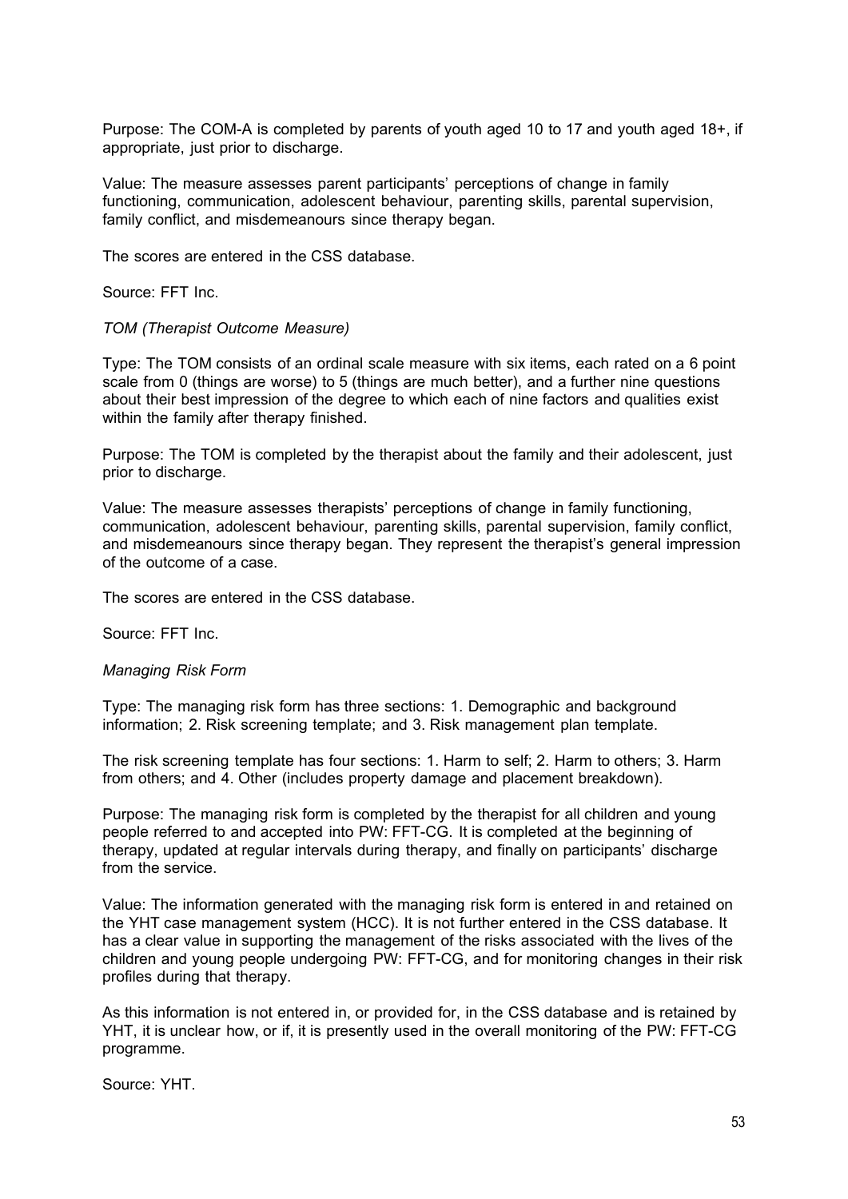Purpose: The COM-A is completed by parents of youth aged 10 to 17 and youth aged 18+, if appropriate, just prior to discharge.

Value: The measure assesses parent participants' perceptions of change in family functioning, communication, adolescent behaviour, parenting skills, parental supervision, family conflict, and misdemeanours since therapy began.

The scores are entered in the CSS database.

Source: FFT Inc.

*TOM (Therapist Outcome Measure)*

Type: The TOM consists of an ordinal scale measure with six items, each rated on a 6 point scale from 0 (things are worse) to 5 (things are much better), and a further nine questions about their best impression of the degree to which each of nine factors and qualities exist within the family after therapy finished.

Purpose: The TOM is completed by the therapist about the family and their adolescent, just prior to discharge.

Value: The measure assesses therapists' perceptions of change in family functioning, communication, adolescent behaviour, parenting skills, parental supervision, family conflict, and misdemeanours since therapy began. They represent the therapist's general impression of the outcome of a case.

The scores are entered in the CSS database.

Source: FFT Inc.

*Managing Risk Form*

Type: The managing risk form has three sections: 1. Demographic and background information; 2. Risk screening template; and 3. Risk management plan template.

The risk screening template has four sections: 1. Harm to self; 2. Harm to others; 3. Harm from others; and 4. Other (includes property damage and placement breakdown).

Purpose: The managing risk form is completed by the therapist for all children and young people referred to and accepted into PW: FFT-CG. It is completed at the beginning of therapy, updated at regular intervals during therapy, and finally on participants' discharge from the service.

Value: The information generated with the managing risk form is entered in and retained on the YHT case management system (HCC). It is not further entered in the CSS database. It has a clear value in supporting the management of the risks associated with the lives of the children and young people undergoing PW: FFT-CG, and for monitoring changes in their risk profiles during that therapy.

As this information is not entered in, or provided for, in the CSS database and is retained by YHT, it is unclear how, or if, it is presently used in the overall monitoring of the PW: FFT-CG programme.

Source: YHT.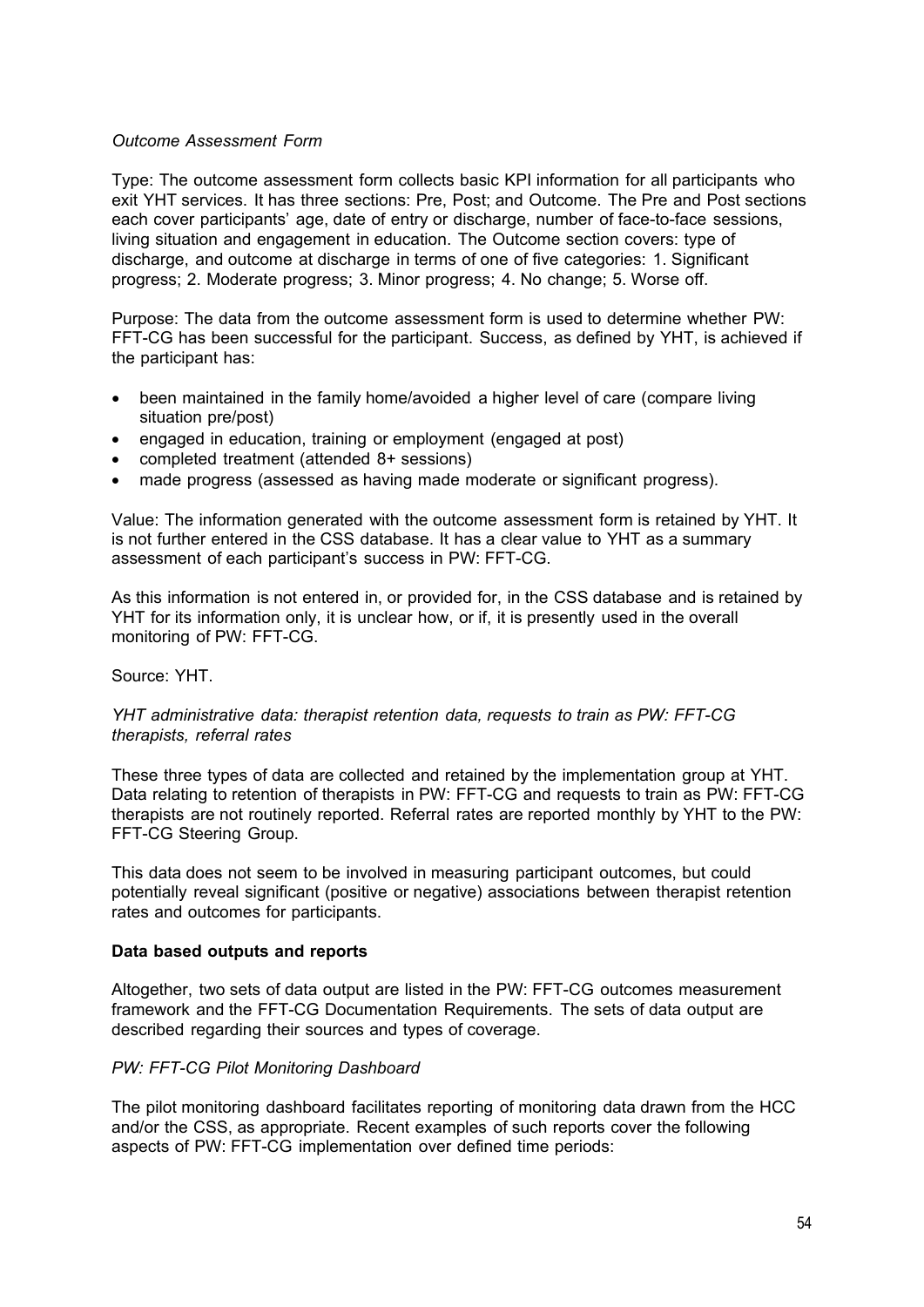*Outcome Assessment Form*

Type: The outcome assessment form collects basic KPI information for all participants who exit YHT services. It has three sections: Pre, Post; and Outcome. The Pre and Post sections each cover participants' age, date of entry or discharge, number of face-to-face sessions, living situation and engagement in education. The Outcome section covers: type of discharge, and outcome at discharge in terms of one of five categories: 1. Significant progress; 2. Moderate progress; 3. Minor progress; 4. No change; 5. Worse off.

Purpose: The data from the outcome assessment form is used to determine whether PW: FFT-CG has been successful for the participant. Success, as defined by YHT, is achieved if the participant has:

- been maintained in the family home/avoided a higher level of care (compare living situation pre/post)
- engaged in education, training or employment (engaged at post)
- completed treatment (attended 8+ sessions)
- made progress (assessed as having made moderate or significant progress).

Value: The information generated with the outcome assessment form is retained by YHT. It is not further entered in the CSS database. It has a clear value to YHT as a summary assessment of each participant's success in PW: FFT-CG.

As this information is not entered in, or provided for, in the CSS database and is retained by YHT for its information only, it is unclear how, or if, it is presently used in the overall monitoring of PW: FFT-CG.

Source: YHT.

*YHT administrative data: therapist retention data, requests to train as PW: FFT-CG therapists, referral rates*

These three types of data are collected and retained by the implementation group at YHT. Data relating to retention of therapists in PW: FFT-CG and requests to train as PW: FFT-CG therapists are not routinely reported. Referral rates are reported monthly by YHT to the PW: FFT-CG Steering Group.

This data does not seem to be involved in measuring participant outcomes, but could potentially reveal significant (positive or negative) associations between therapist retention rates and outcomes for participants.

**Data based outputs and reports**

Altogether, two sets of data output are listed in the PW: FFT-CG outcomes measurement framework and the FFT-CG Documentation Requirements. The sets of data output are described regarding their sources and types of coverage.

*PW: FFT-CG Pilot Monitoring Dashboard*

The pilot monitoring dashboard facilitates reporting of monitoring data drawn from the HCC and/or the CSS, as appropriate. Recent examples of such reports cover the following aspects of PW: FFT-CG implementation over defined time periods: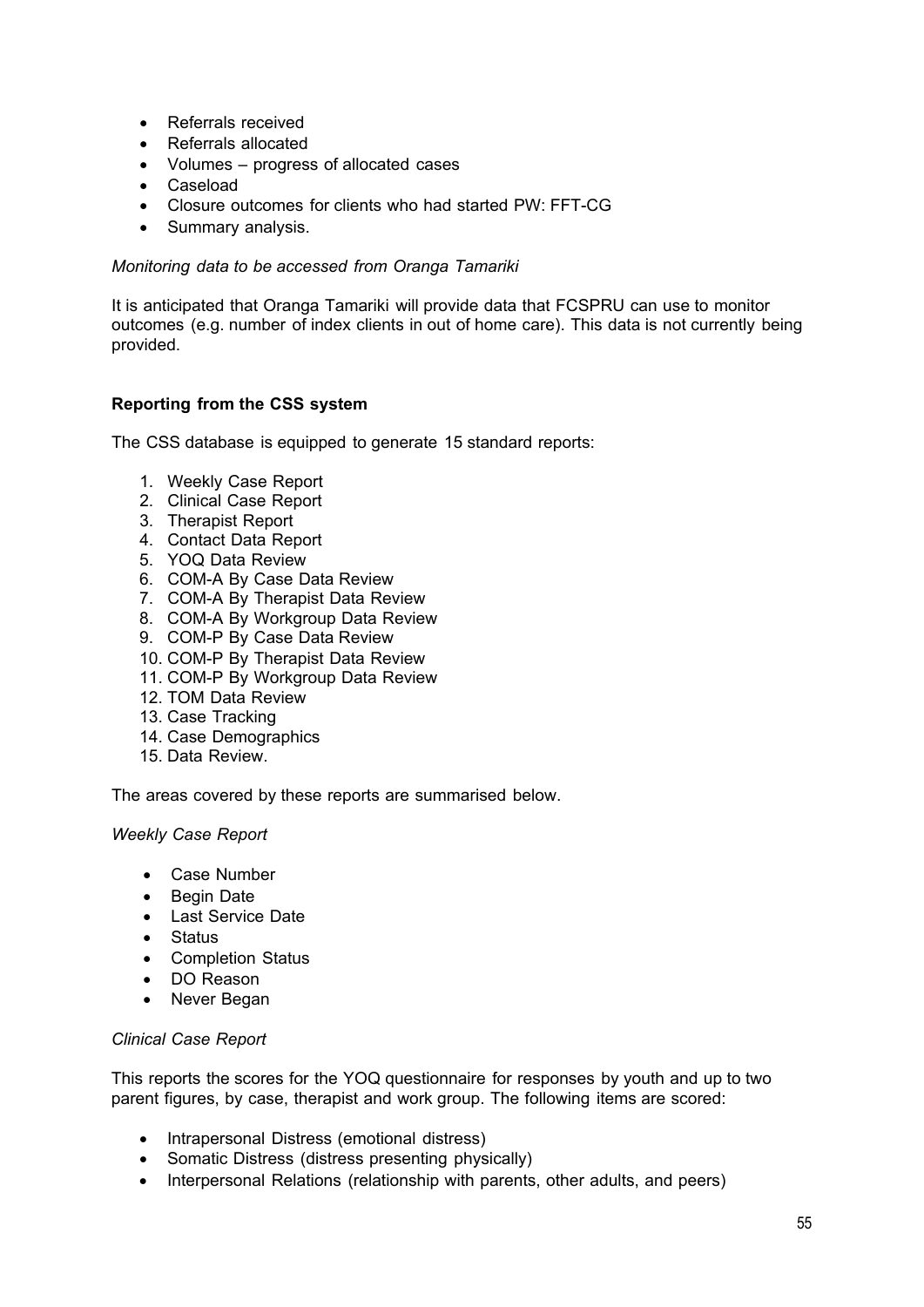- Referrals received
- Referrals allocated
- Volumes – progress of allocated cases
- Caseload
- Closure outcomes for clients who had started PW: FFT-CG
- Summary analysis.

*Monitoring data to be accessed from Oranga Tamariki*

It is anticipated that Oranga Tamariki will provide data that FCSPRU can use to monitor outcomes (e.g. number of index clients in out of home care). This data is not currently being provided.

**Reporting from the CSS system**

The CSS database is equipped to generate 15 standard reports:

1. Weekly Case Report
2. Clinical Case Report
3. Therapist Report
4. Contact Data Report
5. YOQ Data Review
6. COM-A By Case Data Review
7. COM-A By Therapist Data Review
8. COM-A By Workgroup Data Review
9. COM-P By Case Data Review
10. COM-P By Therapist Data Review
11. COM-P By Workgroup Data Review
12. TOM Data Review
13. Case Tracking
14. Case Demographics
15. Data Review.

The areas covered by these reports are summarised below.

*Weekly Case Report*

- Case Number
- Begin Date
- Last Service Date
- Status
- Completion Status
- DO Reason
- Never Began

*Clinical Case Report*

This reports the scores for the YOQ questionnaire for responses by youth and up to two parent figures, by case, therapist and work group. The following items are scored:

- Intrapersonal Distress (emotional distress)
- Somatic Distress (distress presenting physically)
- Interpersonal Relations (relationship with parents, other adults, and peers)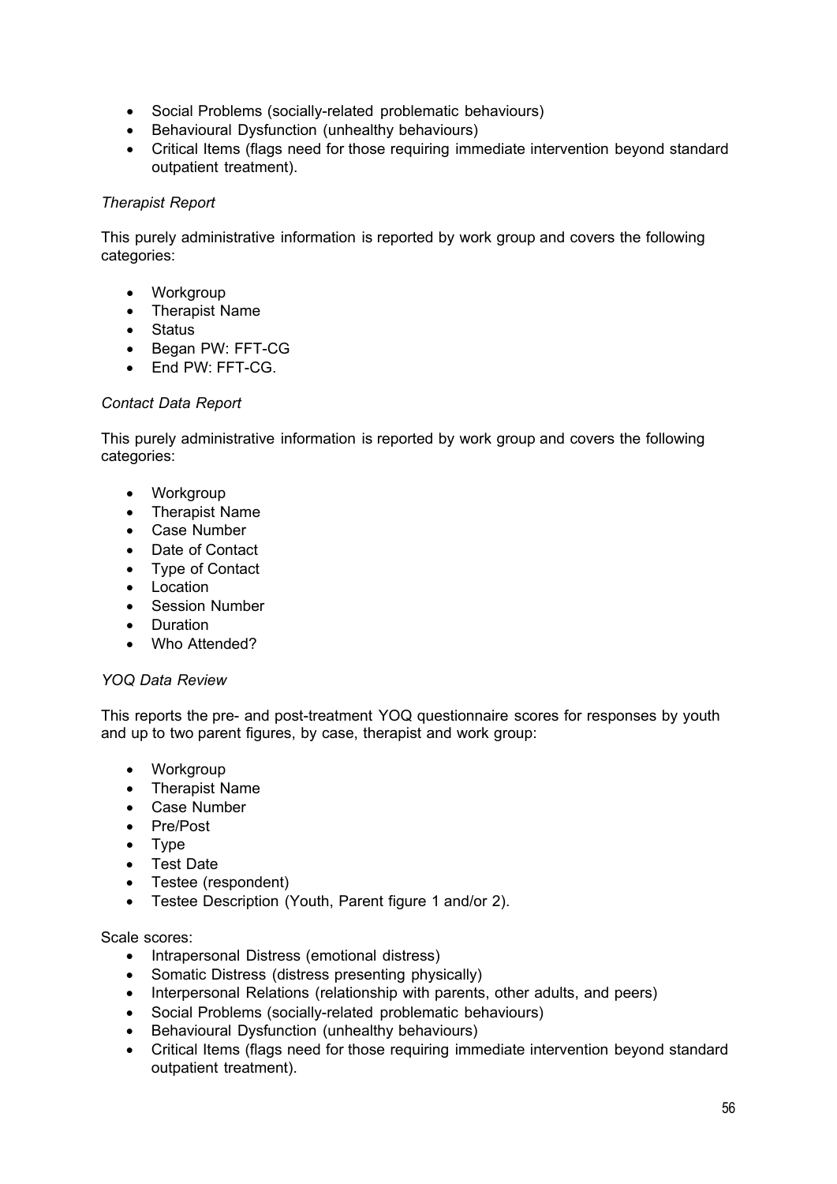- Social Problems (socially-related problematic behaviours)
- Behavioural Dysfunction (unhealthy behaviours)
- Critical Items (flags need for those requiring immediate intervention beyond standard outpatient treatment).

*Therapist Report*

This purely administrative information is reported by work group and covers the following categories:

- Workgroup
- Therapist Name
- Status
- Began PW: FFT-CG
- End PW: FFT-CG.

*Contact Data Report*

This purely administrative information is reported by work group and covers the following categories:

- Workgroup
- Therapist Name
- Case Number
- Date of Contact
- Type of Contact
- Location
- Session Number
- Duration
- Who Attended?

*YOQ Data Review*

This reports the pre- and post-treatment YOQ questionnaire scores for responses by youth and up to two parent figures, by case, therapist and work group:

- Workgroup
- Therapist Name
- Case Number
- Pre/Post
- Type
- Test Date
- Testee (respondent)
- Testee Description (Youth, Parent figure 1 and/or 2).

Scale scores:

- Intrapersonal Distress (emotional distress)
- Somatic Distress (distress presenting physically)
- Interpersonal Relations (relationship with parents, other adults, and peers)
- Social Problems (socially-related problematic behaviours)
- Behavioural Dysfunction (unhealthy behaviours)
- Critical Items (flags need for those requiring immediate intervention beyond standard outpatient treatment).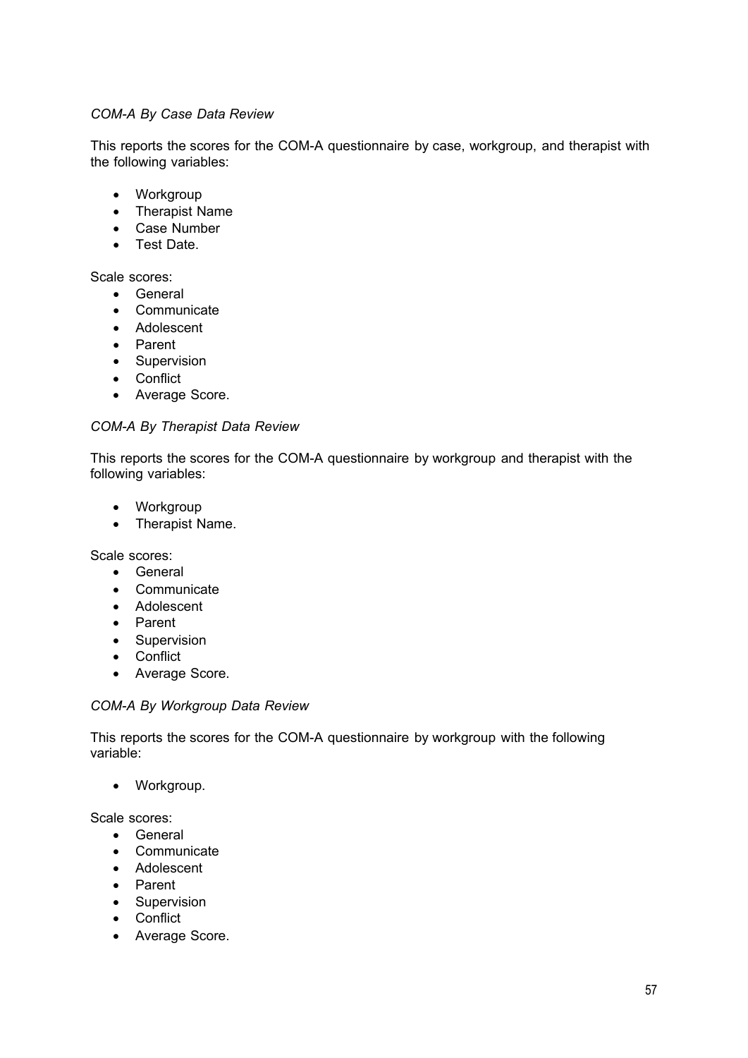*COM-A By Case Data Review*

This reports the scores for the COM-A questionnaire by case, workgroup, and therapist with the following variables:

- Workgroup
- Therapist Name
- Case Number
- Test Date.

Scale scores:

- General
- Communicate
- Adolescent
- Parent
- Supervision
- Conflict
- Average Score.

*COM-A By Therapist Data Review*

This reports the scores for the COM-A questionnaire by workgroup and therapist with the following variables:

- Workgroup
- Therapist Name.

Scale scores:

- General
- Communicate
- Adolescent
- Parent
- Supervision
- Conflict
- Average Score.

*COM-A By Workgroup Data Review*

This reports the scores for the COM-A questionnaire by workgroup with the following variable:

- Workgroup.

Scale scores:

- General
- Communicate
- Adolescent
- Parent
- Supervision
- Conflict
- Average Score.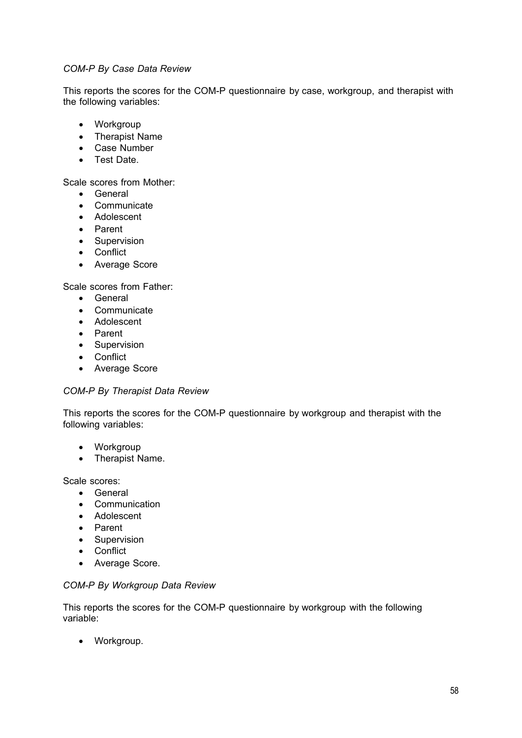*COM-P By Case Data Review*

This reports the scores for the COM-P questionnaire by case, workgroup, and therapist with the following variables:

- Workgroup
- Therapist Name
- Case Number
- Test Date.

Scale scores from Mother:

- General
- Communicate
- Adolescent
- Parent
- Supervision
- Conflict
- Average Score

Scale scores from Father:

- General
- Communicate
- Adolescent
- Parent
- Supervision
- Conflict
- Average Score

*COM-P By Therapist Data Review*

This reports the scores for the COM-P questionnaire by workgroup and therapist with the following variables:

- Workgroup
- Therapist Name.

Scale scores:

- General
- Communication
- Adolescent
- Parent
- Supervision
- Conflict
- Average Score.

*COM-P By Workgroup Data Review*

This reports the scores for the COM-P questionnaire by workgroup with the following variable:

- Workgroup.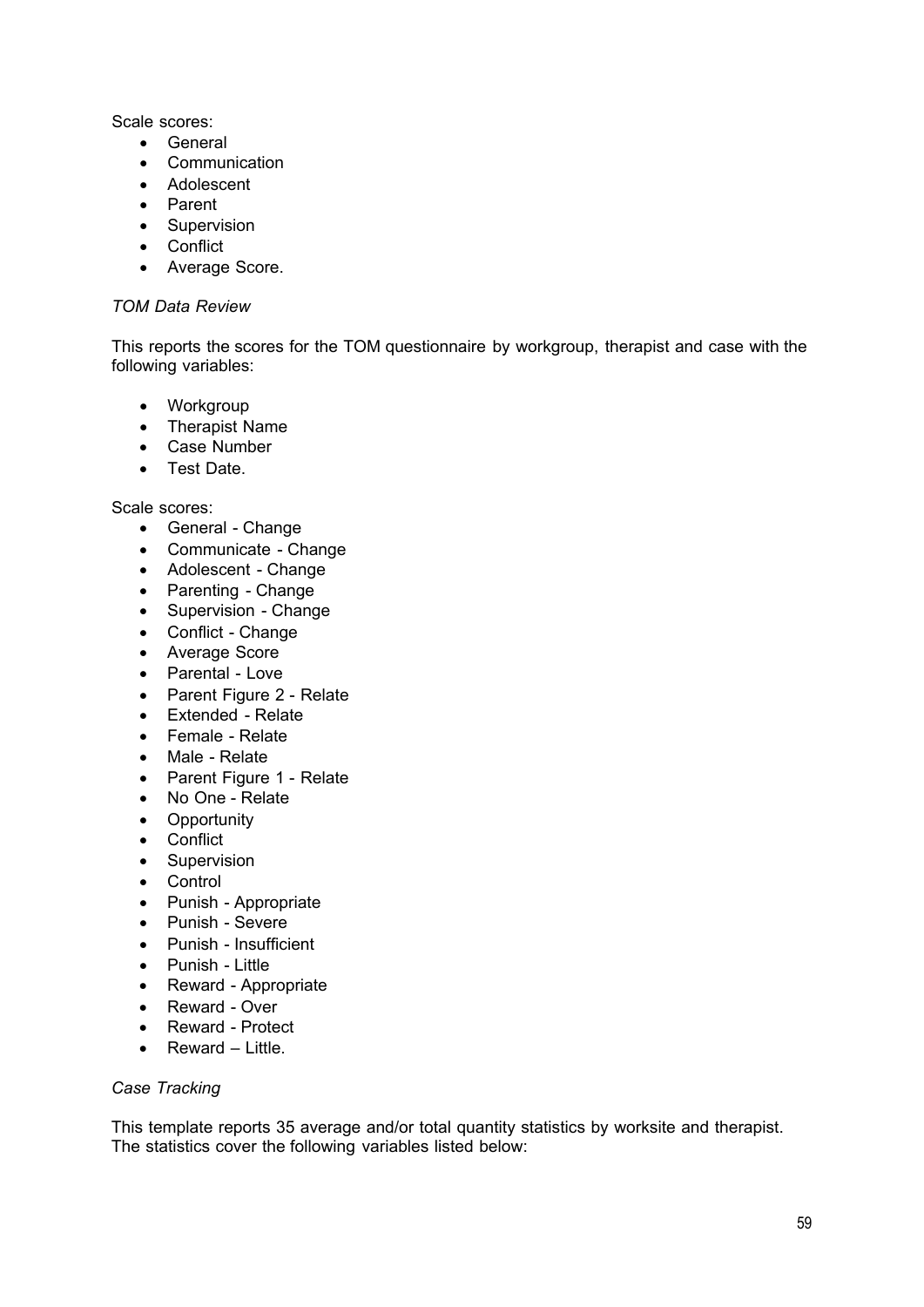Scale scores:

- General
- Communication
- Adolescent
- Parent
- Supervision
- Conflict
- Average Score.

*TOM Data Review*

This reports the scores for the TOM questionnaire by workgroup, therapist and case with the following variables:

- Workgroup
- Therapist Name
- Case Number
- Test Date.

Scale scores:

- General - Change
- Communicate - Change
- Adolescent - Change
- Parenting - Change
- Supervision - Change
- Conflict - Change
- Average Score
- Parental - Love
- Parent Figure 2 - Relate
- Extended - Relate
- Female - Relate
- Male - Relate
- Parent Figure 1 - Relate
- No One - Relate
- Opportunity
- Conflict
- Supervision
- Control
- Punish - Appropriate
- Punish - Severe
- Punish - Insufficient
- Punish - Little
- Reward - Appropriate
- Reward - Over
- Reward - Protect
- Reward – Little.

*Case Tracking*

This template reports 35 average and/or total quantity statistics by worksite and therapist. The statistics cover the following variables listed below: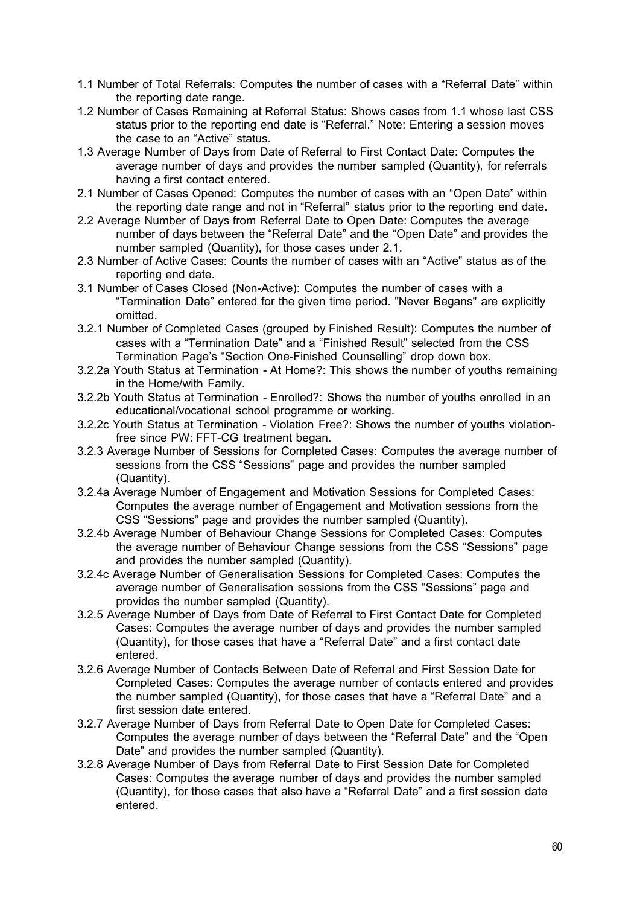1.1 Number of Total Referrals: Computes the number of cases with a “Referral Date” within the reporting date range.

1.2 Number of Cases Remaining at Referral Status: Shows cases from 1.1 whose last CSS status prior to the reporting end date is “Referral.” Note: Entering a session moves the case to an “Active” status.

1.3 Average Number of Days from Date of Referral to First Contact Date: Computes the average number of days and provides the number sampled (Quantity), for referrals having a first contact entered.

2.1 Number of Cases Opened: Computes the number of cases with an “Open Date” within the reporting date range and not in “Referral” status prior to the reporting end date.

2.2 Average Number of Days from Referral Date to Open Date: Computes the average number of days between the “Referral Date” and the “Open Date” and provides the number sampled (Quantity), for those cases under 2.1.

2.3 Number of Active Cases: Counts the number of cases with an “Active” status as of the reporting end date.

3.1 Number of Cases Closed (Non-Active): Computes the number of cases with a “Termination Date” entered for the given time period. "Never Begans" are explicitly omitted.

3.2.1 Number of Completed Cases (grouped by Finished Result): Computes the number of cases with a “Termination Date” and a “Finished Result” selected from the CSS Termination Page’s “Section One-Finished Counselling” drop down box.

3.2.2a Youth Status at Termination - At Home?: This shows the number of youths remaining in the Home/with Family.

3.2.2b Youth Status at Termination - Enrolled?: Shows the number of youths enrolled in an educational/vocational school programme or working.

3.2.2c Youth Status at Termination - Violation Free?: Shows the number of youths violation-free since PW: FFT-CG treatment began.

3.2.3 Average Number of Sessions for Completed Cases: Computes the average number of sessions from the CSS “Sessions” page and provides the number sampled (Quantity).

3.2.4a Average Number of Engagement and Motivation Sessions for Completed Cases: Computes the average number of Engagement and Motivation sessions from the CSS “Sessions” page and provides the number sampled (Quantity).

3.2.4b Average Number of Behaviour Change Sessions for Completed Cases: Computes the average number of Behaviour Change sessions from the CSS “Sessions” page and provides the number sampled (Quantity).

3.2.4c Average Number of Generalisation Sessions for Completed Cases: Computes the average number of Generalisation sessions from the CSS “Sessions” page and provides the number sampled (Quantity).

3.2.5 Average Number of Days from Date of Referral to First Contact Date for Completed Cases: Computes the average number of days and provides the number sampled (Quantity), for those cases that have a “Referral Date” and a first contact date entered.

3.2.6 Average Number of Contacts Between Date of Referral and First Session Date for Completed Cases: Computes the average number of contacts entered and provides the number sampled (Quantity), for those cases that have a “Referral Date” and a first session date entered.

3.2.7 Average Number of Days from Referral Date to Open Date for Completed Cases: Computes the average number of days between the “Referral Date” and the “Open Date” and provides the number sampled (Quantity).

3.2.8 Average Number of Days from Referral Date to First Session Date for Completed Cases: Computes the average number of days and provides the number sampled (Quantity), for those cases that also have a “Referral Date” and a first session date entered.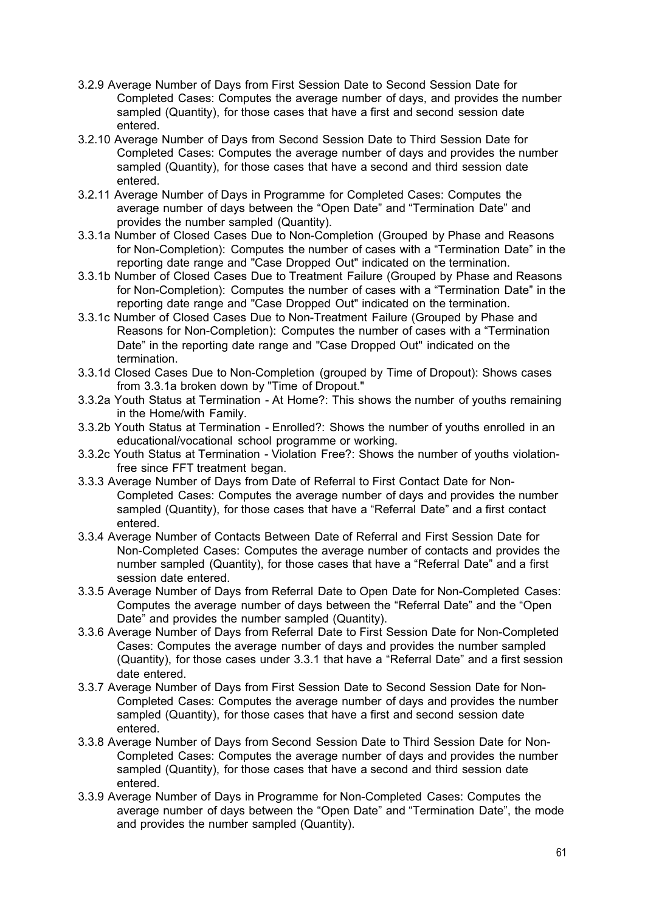3.2.9 Average Number of Days from First Session Date to Second Session Date for Completed Cases: Computes the average number of days, and provides the number sampled (Quantity), for those cases that have a first and second session date entered.

3.2.10 Average Number of Days from Second Session Date to Third Session Date for Completed Cases: Computes the average number of days and provides the number sampled (Quantity), for those cases that have a second and third session date entered.

3.2.11 Average Number of Days in Programme for Completed Cases: Computes the average number of days between the “Open Date” and “Termination Date” and provides the number sampled (Quantity).

3.3.1a Number of Closed Cases Due to Non-Completion (Grouped by Phase and Reasons for Non-Completion): Computes the number of cases with a “Termination Date” in the reporting date range and "Case Dropped Out" indicated on the termination.

3.3.1b Number of Closed Cases Due to Treatment Failure (Grouped by Phase and Reasons for Non-Completion): Computes the number of cases with a “Termination Date” in the reporting date range and "Case Dropped Out" indicated on the termination.

3.3.1c Number of Closed Cases Due to Non-Treatment Failure (Grouped by Phase and Reasons for Non-Completion): Computes the number of cases with a “Termination Date” in the reporting date range and "Case Dropped Out" indicated on the termination.

3.3.1d Closed Cases Due to Non-Completion (grouped by Time of Dropout): Shows cases from 3.3.1a broken down by "Time of Dropout."

3.3.2a Youth Status at Termination - At Home?: This shows the number of youths remaining in the Home/with Family.

3.3.2b Youth Status at Termination - Enrolled?: Shows the number of youths enrolled in an educational/vocational school programme or working.

3.3.2c Youth Status at Termination - Violation Free?: Shows the number of youths violation-free since FFT treatment began.

3.3.3 Average Number of Days from Date of Referral to First Contact Date for Non-Completed Cases: Computes the average number of days and provides the number sampled (Quantity), for those cases that have a “Referral Date” and a first contact entered.

3.3.4 Average Number of Contacts Between Date of Referral and First Session Date for Non-Completed Cases: Computes the average number of contacts and provides the number sampled (Quantity), for those cases that have a “Referral Date” and a first session date entered.

3.3.5 Average Number of Days from Referral Date to Open Date for Non-Completed Cases: Computes the average number of days between the “Referral Date” and the “Open Date” and provides the number sampled (Quantity).

3.3.6 Average Number of Days from Referral Date to First Session Date for Non-Completed Cases: Computes the average number of days and provides the number sampled (Quantity), for those cases under 3.3.1 that have a “Referral Date” and a first session date entered.

3.3.7 Average Number of Days from First Session Date to Second Session Date for Non-Completed Cases: Computes the average number of days and provides the number sampled (Quantity), for those cases that have a first and second session date entered.

3.3.8 Average Number of Days from Second Session Date to Third Session Date for Non-Completed Cases: Computes the average number of days and provides the number sampled (Quantity), for those cases that have a second and third session date entered.

3.3.9 Average Number of Days in Programme for Non-Completed Cases: Computes the average number of days between the “Open Date” and “Termination Date”, the mode and provides the number sampled (Quantity).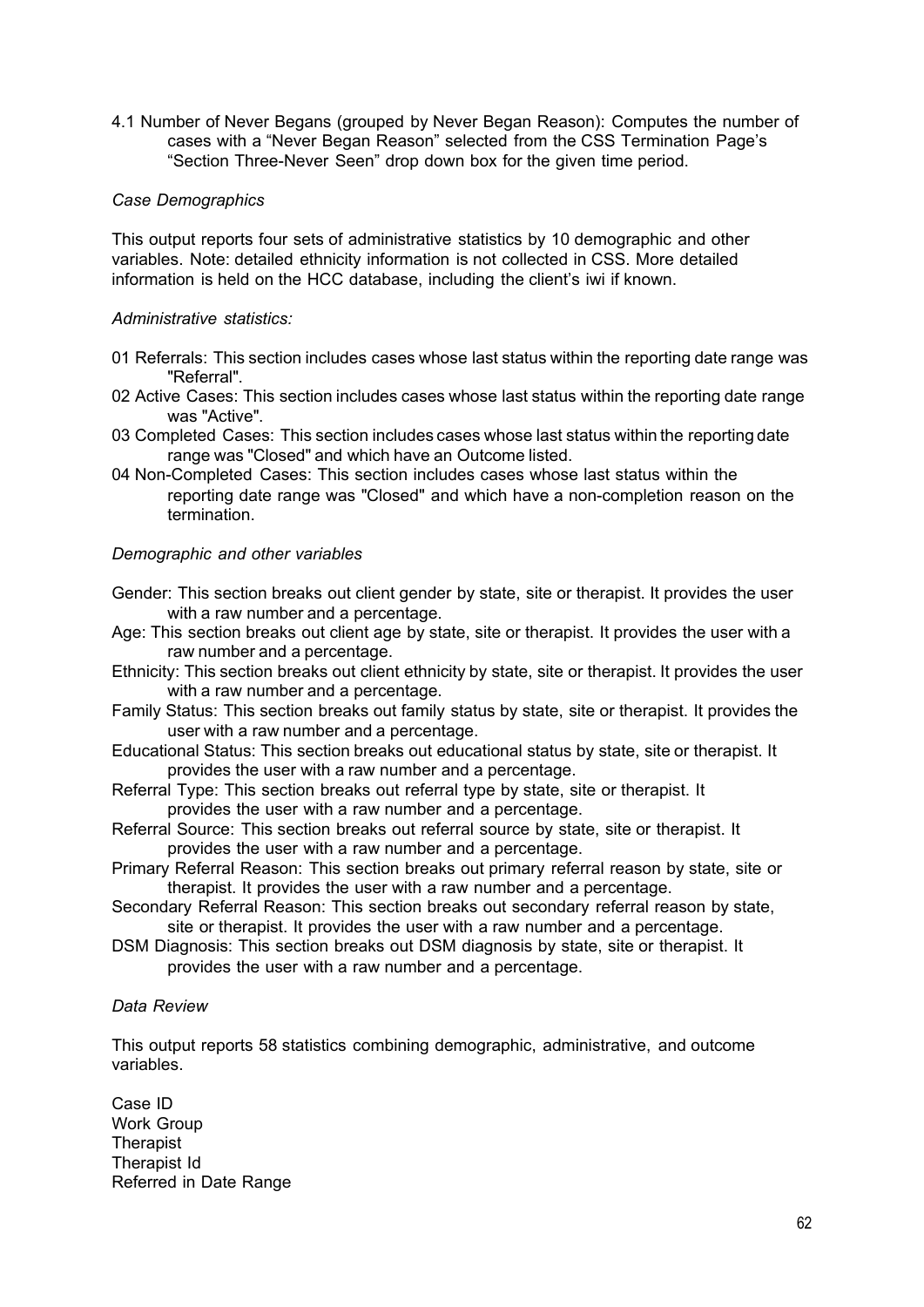4.1 Number of Never Begans (grouped by Never Began Reason): Computes the number of cases with a "Never Began Reason" selected from the CSS Termination Page's "Section Three-Never Seen" drop down box for the given time period.

*Case Demographics*

This output reports four sets of administrative statistics by 10 demographic and other variables. Note: detailed ethnicity information is not collected in CSS. More detailed information is held on the HCC database, including the client's iwi if known.

*Administrative statistics:*

01 Referrals: This section includes cases whose last status within the reporting date range was "Referral".
02 Active Cases: This section includes cases whose last status within the reporting date range was "Active".
03 Completed Cases: This section includes cases whose last status within the reporting date range was "Closed" and which have an Outcome listed.
04 Non-Completed Cases: This section includes cases whose last status within the reporting date range was "Closed" and which have a non-completion reason on the termination.

*Demographic and other variables*

Gender: This section breaks out client gender by state, site or therapist. It provides the user with a raw number and a percentage.
Age: This section breaks out client age by state, site or therapist. It provides the user with a raw number and a percentage.
Ethnicity: This section breaks out client ethnicity by state, site or therapist. It provides the user with a raw number and a percentage.
Family Status: This section breaks out family status by state, site or therapist. It provides the user with a raw number and a percentage.
Educational Status: This section breaks out educational status by state, site or therapist. It provides the user with a raw number and a percentage.
Referral Type: This section breaks out referral type by state, site or therapist. It provides the user with a raw number and a percentage.
Referral Source: This section breaks out referral source by state, site or therapist. It provides the user with a raw number and a percentage.
Primary Referral Reason: This section breaks out primary referral reason by state, site or therapist. It provides the user with a raw number and a percentage.
Secondary Referral Reason: This section breaks out secondary referral reason by state, site or therapist. It provides the user with a raw number and a percentage.
DSM Diagnosis: This section breaks out DSM diagnosis by state, site or therapist. It provides the user with a raw number and a percentage.

*Data Review*

This output reports 58 statistics combining demographic, administrative, and outcome variables.

Case ID
Work Group
Therapist
Therapist Id
Referred in Date Range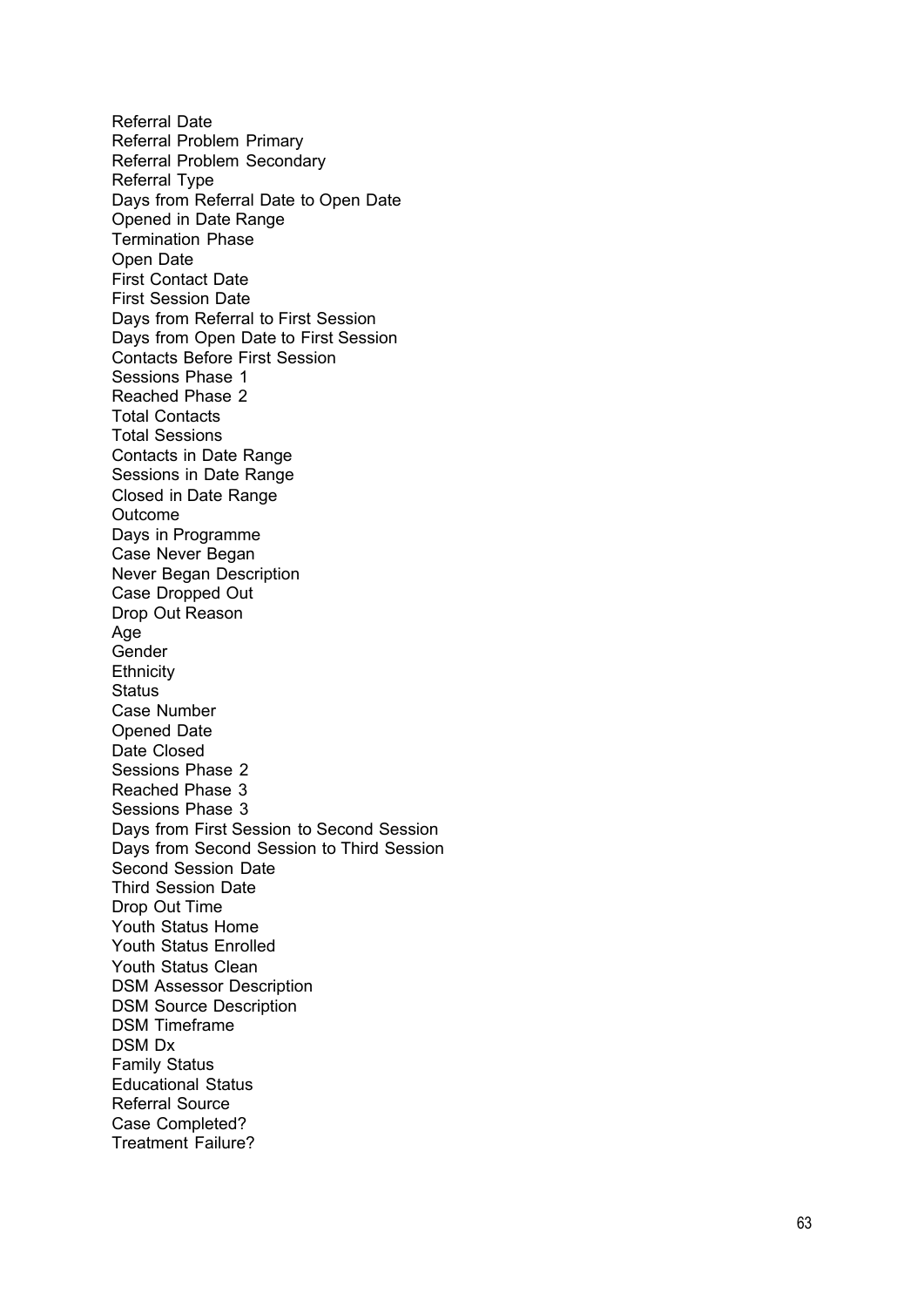Referral Date
Referral Problem Primary
Referral Problem Secondary
Referral Type
Days from Referral Date to Open Date
Opened in Date Range
Termination Phase
Open Date
First Contact Date
First Session Date
Days from Referral to First Session
Days from Open Date to First Session
Contacts Before First Session
Sessions Phase 1
Reached Phase 2
Total Contacts
Total Sessions
Contacts in Date Range
Sessions in Date Range
Closed in Date Range
Outcome
Days in Programme
Case Never Began
Never Began Description
Case Dropped Out
Drop Out Reason
Age
Gender
Ethnicity
Status
Case Number
Opened Date
Date Closed
Sessions Phase 2
Reached Phase 3
Sessions Phase 3
Days from First Session to Second Session
Days from Second Session to Third Session
Second Session Date
Third Session Date
Drop Out Time
Youth Status Home
Youth Status Enrolled
Youth Status Clean
DSM Assessor Description
DSM Source Description
DSM Timeframe
DSM Dx
Family Status
Educational Status
Referral Source
Case Completed?
Treatment Failure?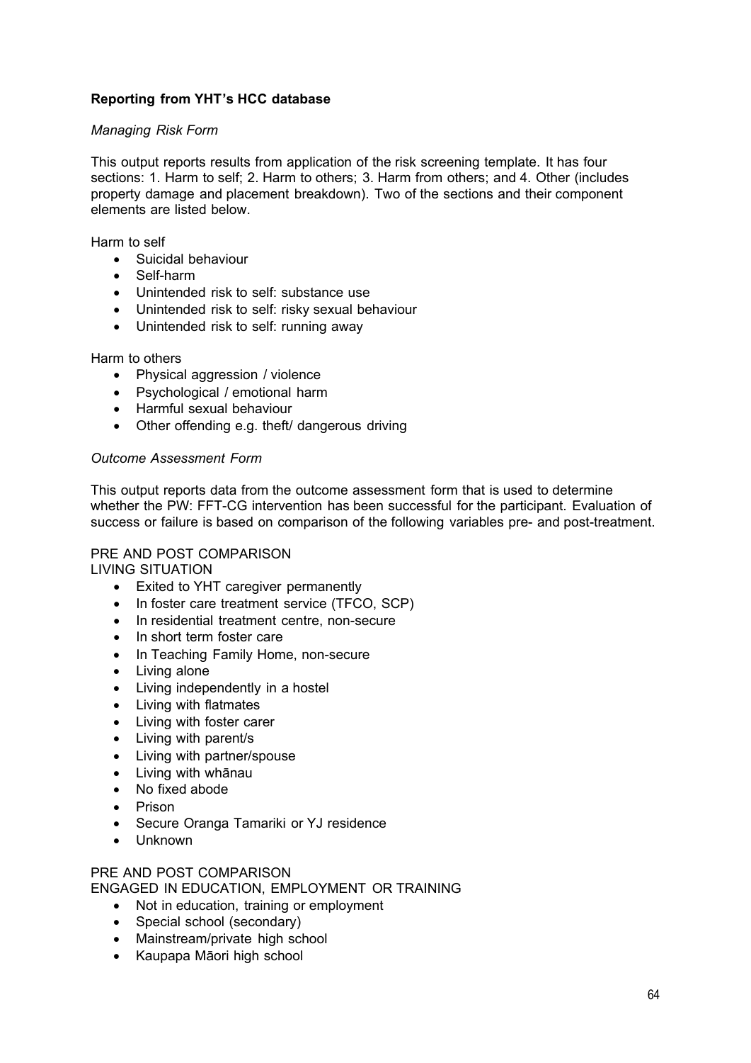**Reporting from YHT's HCC database**

*Managing Risk Form*

This output reports results from application of the risk screening template. It has four sections: 1. Harm to self; 2. Harm to others; 3. Harm from others; and 4. Other (includes property damage and placement breakdown). Two of the sections and their component elements are listed below.

Harm to self

- Suicidal behaviour
- Self-harm
- Unintended risk to self: substance use
- Unintended risk to self: risky sexual behaviour
- Unintended risk to self: running away

Harm to others

- Physical aggression / violence
- Psychological / emotional harm
- Harmful sexual behaviour
- Other offending e.g. theft/ dangerous driving

*Outcome Assessment Form*

This output reports data from the outcome assessment form that is used to determine whether the PW: FFT-CG intervention has been successful for the participant. Evaluation of success or failure is based on comparison of the following variables pre- and post-treatment.

PRE AND POST COMPARISON
LIVING SITUATION

- Exited to YHT caregiver permanently
- In foster care treatment service (TFCO, SCP)
- In residential treatment centre, non-secure
- In short term foster care
- In Teaching Family Home, non-secure
- Living alone
- Living independently in a hostel
- Living with flatmates
- Living with foster carer
- Living with parent/s
- Living with partner/spouse
- Living with whānau
- No fixed abode
- Prison
- Secure Oranga Tamariki or YJ residence
- Unknown

PRE AND POST COMPARISON
ENGAGED IN EDUCATION, EMPLOYMENT OR TRAINING

- Not in education, training or employment
- Special school (secondary)
- Mainstream/private high school
- Kaupapa Māori high school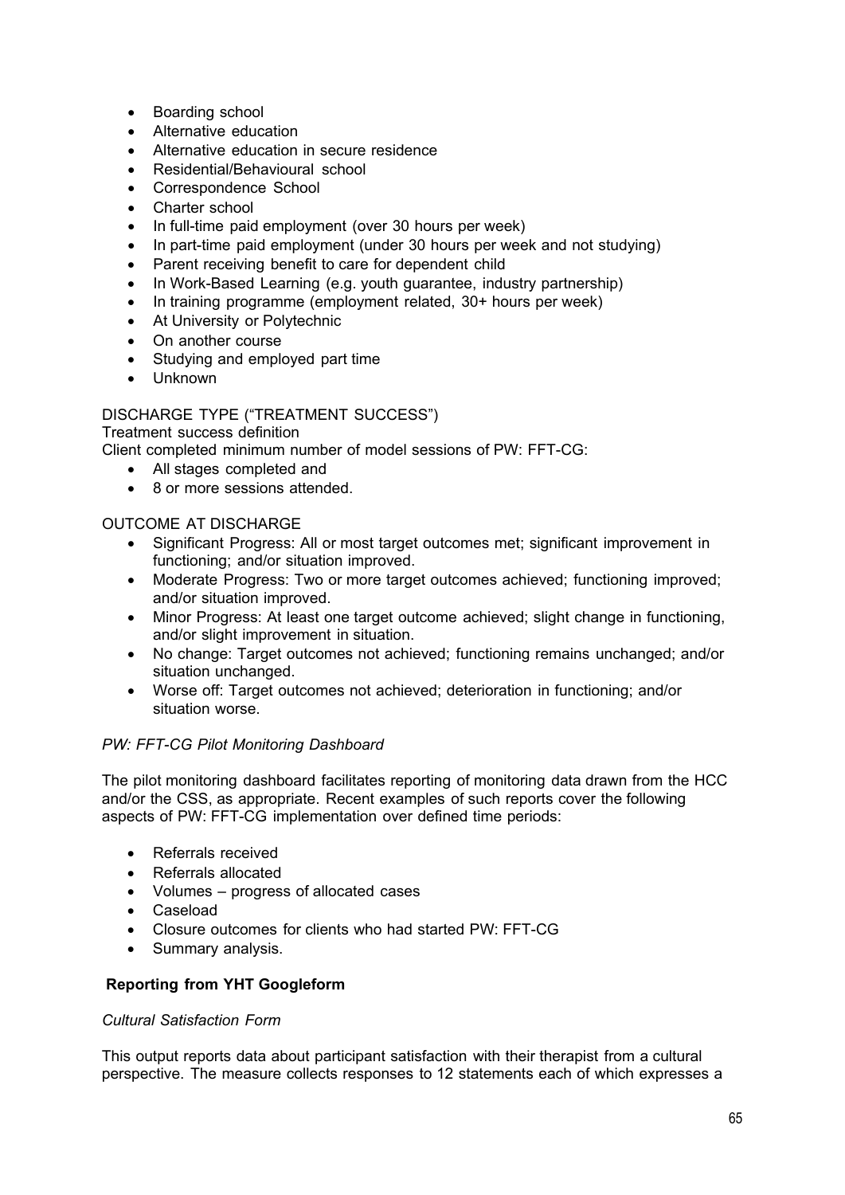- Boarding school
- Alternative education
- Alternative education in secure residence
- Residential/Behavioural school
- Correspondence School
- Charter school
- In full-time paid employment (over 30 hours per week)
- In part-time paid employment (under 30 hours per week and not studying)
- Parent receiving benefit to care for dependent child
- In Work-Based Learning (e.g. youth guarantee, industry partnership)
- In training programme (employment related, 30+ hours per week)
- At University or Polytechnic
- On another course
- Studying and employed part time
- Unknown

DISCHARGE TYPE ("TREATMENT SUCCESS")

Treatment success definition

Client completed minimum number of model sessions of PW: FFT-CG:

- All stages completed and
- 8 or more sessions attended.

OUTCOME AT DISCHARGE

- Significant Progress: All or most target outcomes met; significant improvement in functioning; and/or situation improved.
- Moderate Progress: Two or more target outcomes achieved; functioning improved; and/or situation improved.
- Minor Progress: At least one target outcome achieved; slight change in functioning, and/or slight improvement in situation.
- No change: Target outcomes not achieved; functioning remains unchanged; and/or situation unchanged.
- Worse off: Target outcomes not achieved; deterioration in functioning; and/or situation worse.

*PW: FFT-CG Pilot Monitoring Dashboard*

The pilot monitoring dashboard facilitates reporting of monitoring data drawn from the HCC and/or the CSS, as appropriate. Recent examples of such reports cover the following aspects of PW: FFT-CG implementation over defined time periods:

- Referrals received
- Referrals allocated
- Volumes – progress of allocated cases
- Caseload
- Closure outcomes for clients who had started PW: FFT-CG
- Summary analysis.

**Reporting from YHT Googleform**

*Cultural Satisfaction Form*

This output reports data about participant satisfaction with their therapist from a cultural perspective. The measure collects responses to 12 statements each of which expresses a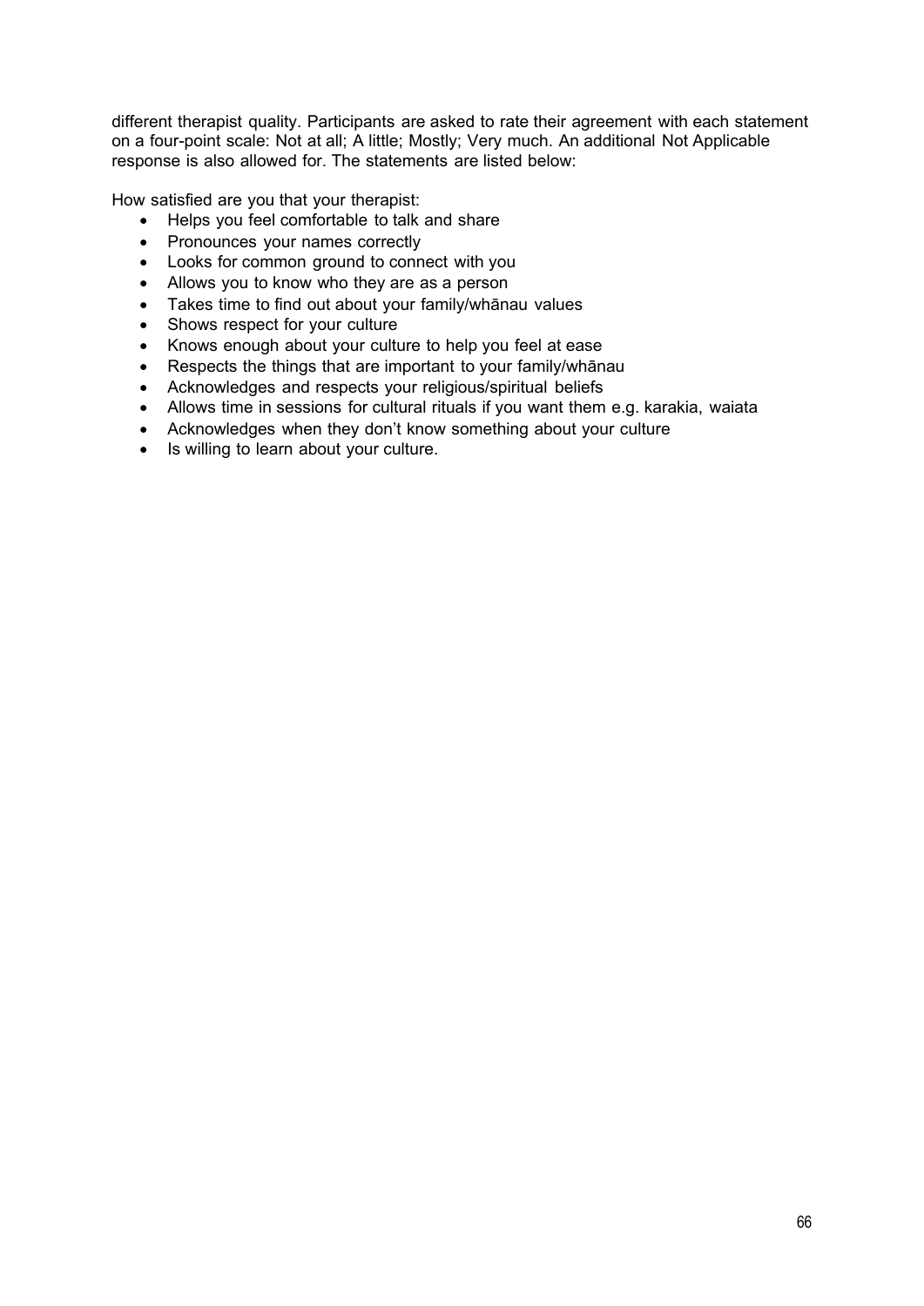different therapist quality. Participants are asked to rate their agreement with each statement on a four-point scale: Not at all; A little; Mostly; Very much. An additional Not Applicable response is also allowed for. The statements are listed below:

How satisfied are you that your therapist:

- Helps you feel comfortable to talk and share
- Pronounces your names correctly
- Looks for common ground to connect with you
- Allows you to know who they are as a person
- Takes time to find out about your family/whānau values
- Shows respect for your culture
- Knows enough about your culture to help you feel at ease
- Respects the things that are important to your family/whānau
- Acknowledges and respects your religious/spiritual beliefs
- Allows time in sessions for cultural rituals if you want them e.g. karakia, waiata
- Acknowledges when they don't know something about your culture
- Is willing to learn about your culture.